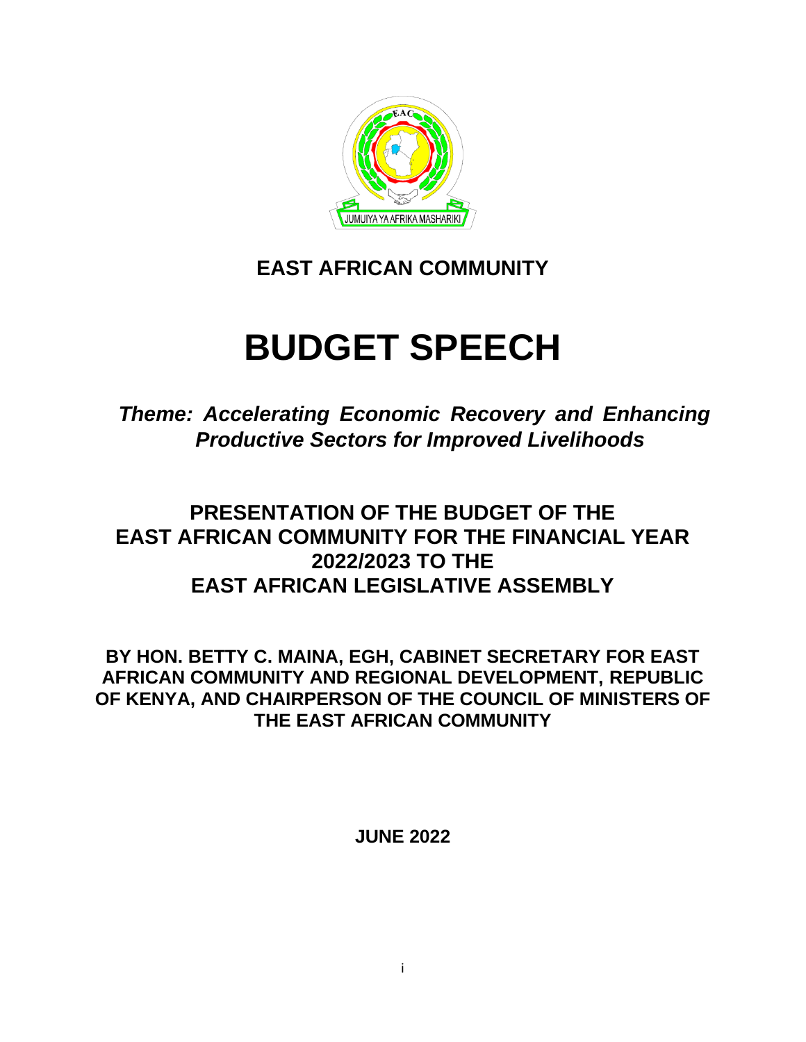# EAST AFRICAN COMMUNITY

# BUDGET SPEECH

***Theme: Accelerating Economic Recovery and Enhancing Productive Sectors for Improved Livelihoods***

## PRESENTATION OF THE BUDGET OF THE EAST AFRICAN COMMUNITY FOR THE FINANCIAL YEAR 2022/2023 TO THE EAST AFRICAN LEGISLATIVE ASSEMBLY

**BY HON. BETTY C. MAINA, EGH, CABINET SECRETARY FOR EAST AFRICAN COMMUNITY AND REGIONAL DEVELOPMENT, REPUBLIC OF KENYA, AND CHAIRPERSON OF THE COUNCIL OF MINISTERS OF THE EAST AFRICAN COMMUNITY**

**JUNE 2022**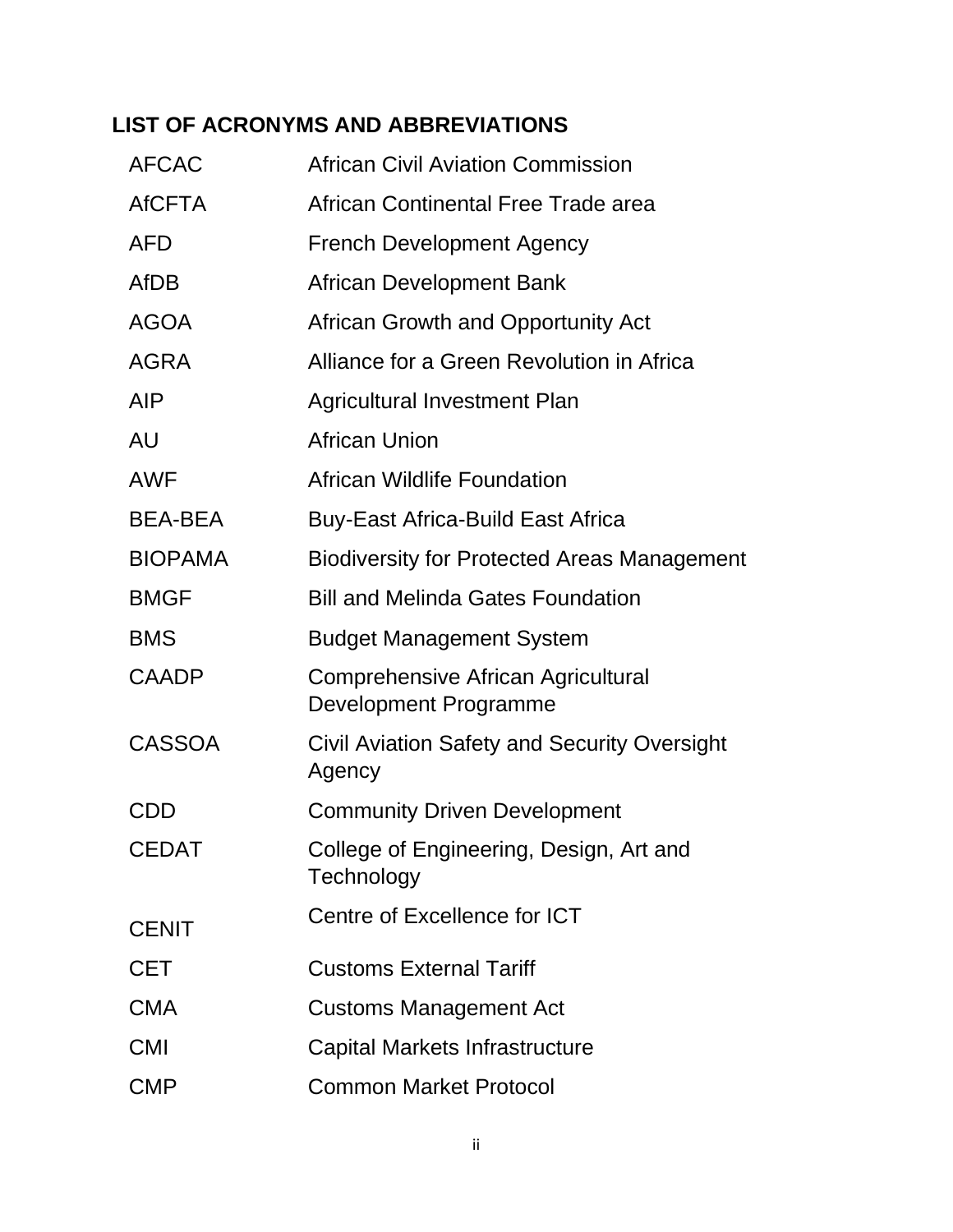## LIST OF ACRONYMS AND ABBREVIATIONS

| | |
|---|---|
| AFCAC | African Civil Aviation Commission |
| AfCFTA | African Continental Free Trade area |
| AFD | French Development Agency |
| AfDB | African Development Bank |
| AGOA | African Growth and Opportunity Act |
| AGRA | Alliance for a Green Revolution in Africa |
| AIP | Agricultural Investment Plan |
| AU | African Union |
| AWF | African Wildlife Foundation |
| BEA-BEA | Buy-East Africa-Build East Africa |
| BIOPAMA | Biodiversity for Protected Areas Management |
| BMGF | Bill and Melinda Gates Foundation |
| BMS | Budget Management System |
| CAADP | Comprehensive African Agricultural Development Programme |
| CASSOA | Civil Aviation Safety and Security Oversight Agency |
| CDD | Community Driven Development |
| CEDAT | College of Engineering, Design, Art and Technology |
| CENIT | Centre of Excellence for ICT |
| CET | Customs External Tariff |
| CMA | Customs Management Act |
| CMI | Capital Markets Infrastructure |
| CMP | Common Market Protocol |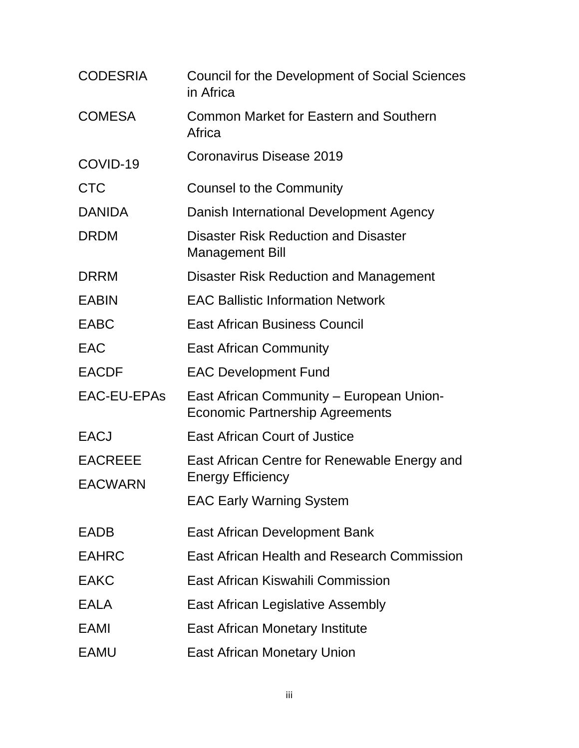| | |
|---|---|
| CODESRIA | Council for the Development of Social Sciences in Africa |
| COMESA | Common Market for Eastern and Southern Africa |
| COVID-19 | Coronavirus Disease 2019 |
| CTC | Counsel to the Community |
| DANIDA | Danish International Development Agency |
| DRDM | Disaster Risk Reduction and Disaster Management Bill |
| DRRM | Disaster Risk Reduction and Management |
| EABIN | EAC Ballistic Information Network |
| EABC | East African Business Council |
| EAC | East African Community |
| EACDF | EAC Development Fund |
| EAC-EU-EPAs | East African Community – European Union-Economic Partnership Agreements |
| EACJ | East African Court of Justice |
| EACREEE | East African Centre for Renewable Energy and Energy Efficiency |
| EACWARN | EAC Early Warning System |
| EADB | East African Development Bank |
| EAHRC | East African Health and Research Commission |
| EAKC | East African Kiswahili Commission |
| EALA | East African Legislative Assembly |
| EAMI | East African Monetary Institute |
| EAMU | East African Monetary Union |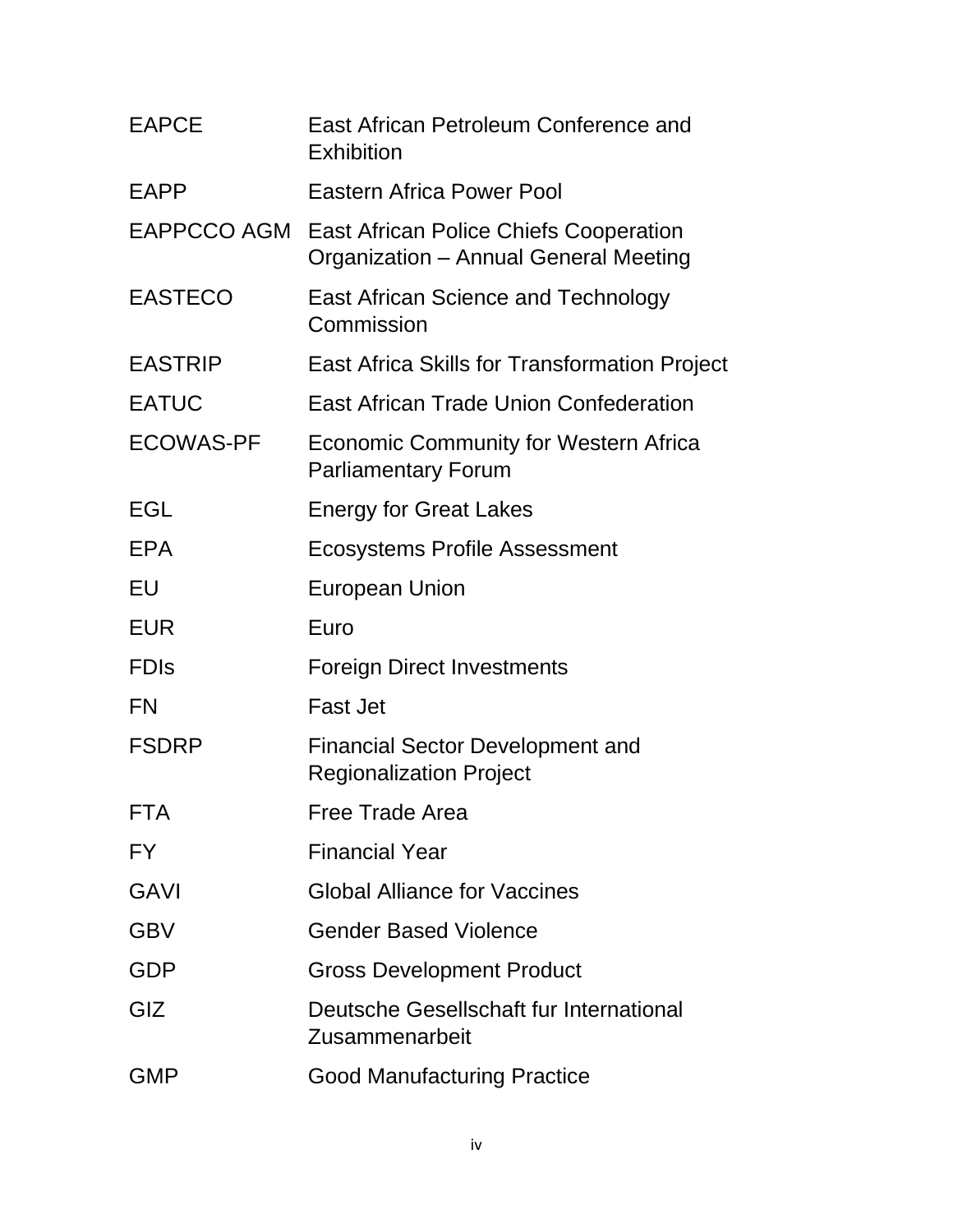| | |
|---|---|
| EAPCE | East African Petroleum Conference and Exhibition |
| EAPP | Eastern Africa Power Pool |
| EAPPCCO AGM | East African Police Chiefs Cooperation Organization – Annual General Meeting |
| EASTECO | East African Science and Technology Commission |
| EASTRIP | East Africa Skills for Transformation Project |
| EATUC | East African Trade Union Confederation |
| ECOWAS-PF | Economic Community for Western Africa Parliamentary Forum |
| EGL | Energy for Great Lakes |
| EPA | Ecosystems Profile Assessment |
| EU | European Union |
| EUR | Euro |
| FDIs | Foreign Direct Investments |
| FN | Fast Jet |
| FSDRP | Financial Sector Development and Regionalization Project |
| FTA | Free Trade Area |
| FY | Financial Year |
| GAVI | Global Alliance for Vaccines |
| GBV | Gender Based Violence |
| GDP | Gross Development Product |
| GIZ | Deutsche Gesellschaft fur International Zusammenarbeit |
| GMP | Good Manufacturing Practice |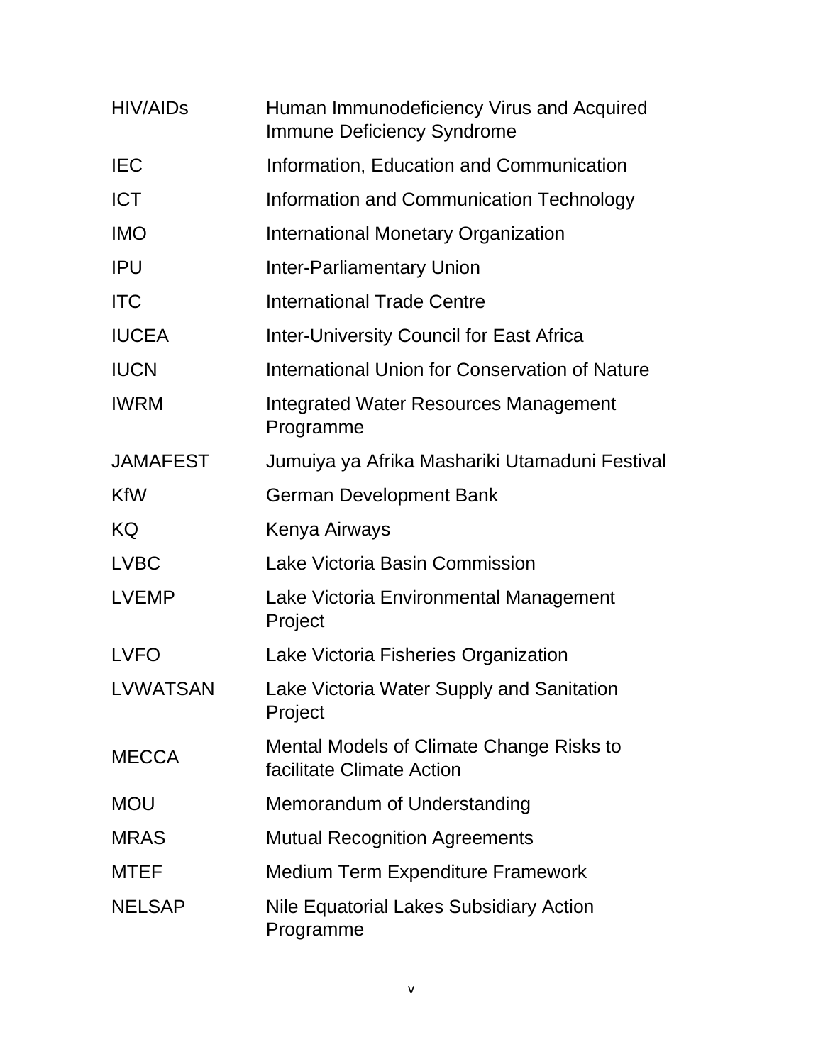| | |
|---|---|
| HIV/AIDs | Human Immunodeficiency Virus and Acquired Immune Deficiency Syndrome |
| IEC | Information, Education and Communication |
| ICT | Information and Communication Technology |
| IMO | International Monetary Organization |
| IPU | Inter-Parliamentary Union |
| ITC | International Trade Centre |
| IUCEA | Inter-University Council for East Africa |
| IUCN | International Union for Conservation of Nature |
| IWRM | Integrated Water Resources Management Programme |
| JAMAFEST | Jumuiya ya Afrika Mashariki Utamaduni Festival |
| KfW | German Development Bank |
| KQ | Kenya Airways |
| LVBC | Lake Victoria Basin Commission |
| LVEMP | Lake Victoria Environmental Management Project |
| LVFO | Lake Victoria Fisheries Organization |
| LVWATSAN | Lake Victoria Water Supply and Sanitation Project |
| MECCA | Mental Models of Climate Change Risks to facilitate Climate Action |
| MOU | Memorandum of Understanding |
| MRAS | Mutual Recognition Agreements |
| MTEF | Medium Term Expenditure Framework |
| NELSAP | Nile Equatorial Lakes Subsidiary Action Programme |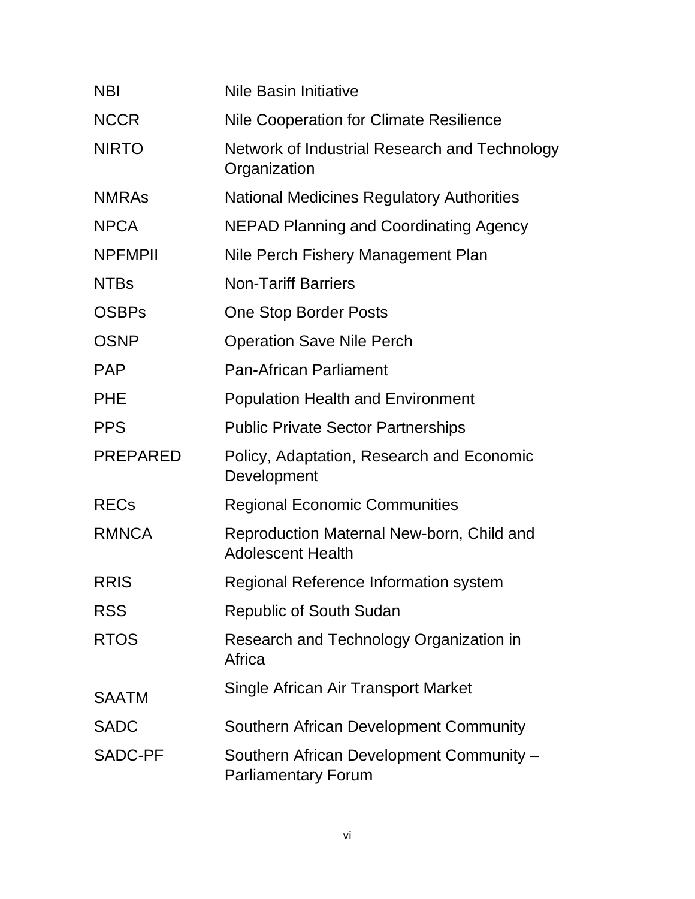| | |
|---|---|
| NBI | Nile Basin Initiative |
| NCCR | Nile Cooperation for Climate Resilience |
| NIRTO | Network of Industrial Research and Technology Organization |
| NMRAs | National Medicines Regulatory Authorities |
| NPCA | NEPAD Planning and Coordinating Agency |
| NPFMPII | Nile Perch Fishery Management Plan |
| NTBs | Non-Tariff Barriers |
| OSBPs | One Stop Border Posts |
| OSNP | Operation Save Nile Perch |
| PAP | Pan-African Parliament |
| PHE | Population Health and Environment |
| PPS | Public Private Sector Partnerships |
| PREPARED | Policy, Adaptation, Research and Economic Development |
| RECs | Regional Economic Communities |
| RMNCA | Reproduction Maternal New-born, Child and Adolescent Health |
| RRIS | Regional Reference Information system |
| RSS | Republic of South Sudan |
| RTOS | Research and Technology Organization in Africa |
| SAATM | Single African Air Transport Market |
| SADC | Southern African Development Community |
| SADC-PF | Southern African Development Community – Parliamentary Forum |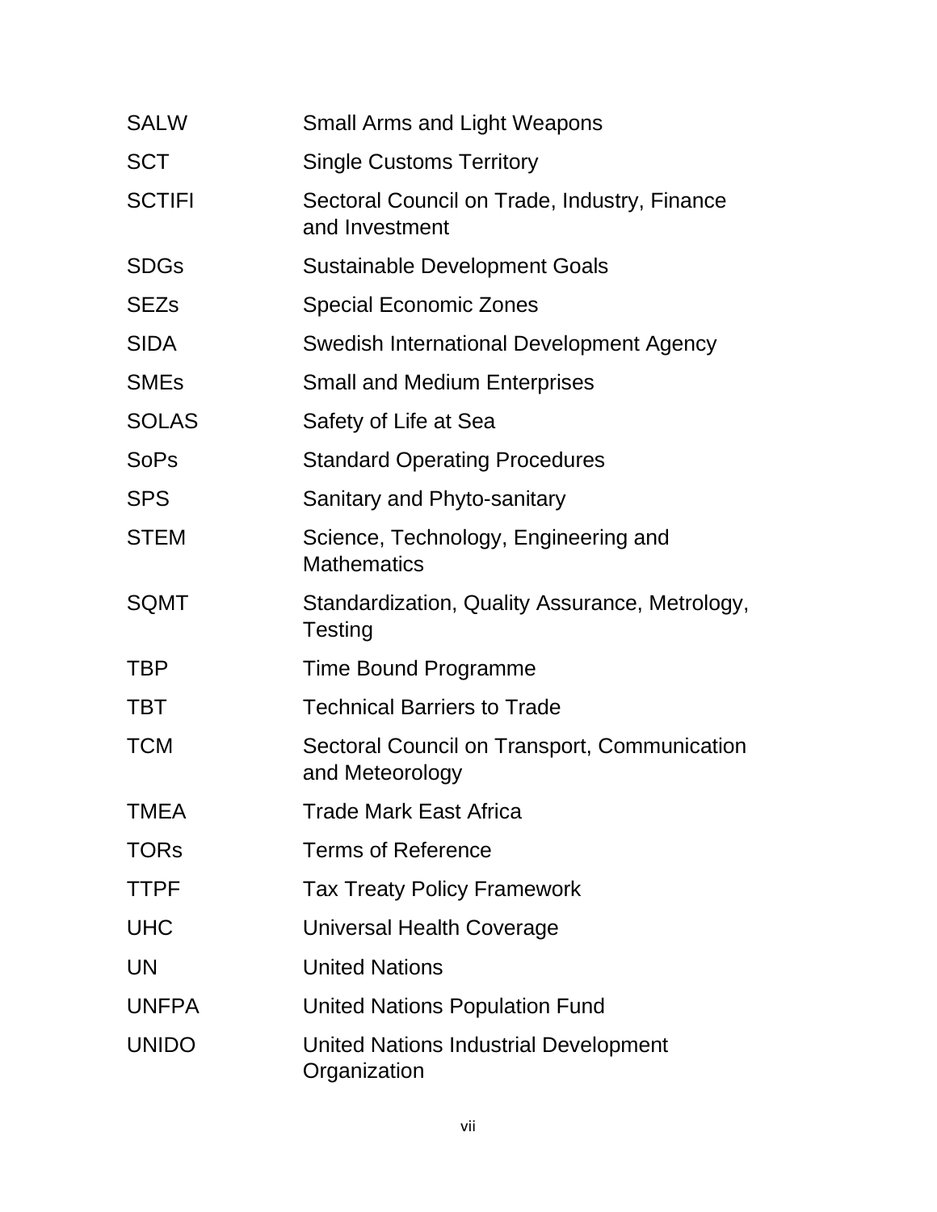| | |
|---|---|
| SALW | Small Arms and Light Weapons |
| SCT | Single Customs Territory |
| SCTIFI | Sectoral Council on Trade, Industry, Finance and Investment |
| SDGs | Sustainable Development Goals |
| SEZs | Special Economic Zones |
| SIDA | Swedish International Development Agency |
| SMEs | Small and Medium Enterprises |
| SOLAS | Safety of Life at Sea |
| SoPs | Standard Operating Procedures |
| SPS | Sanitary and Phyto-sanitary |
| STEM | Science, Technology, Engineering and Mathematics |
| SQMT | Standardization, Quality Assurance, Metrology, Testing |
| TBP | Time Bound Programme |
| TBT | Technical Barriers to Trade |
| TCM | Sectoral Council on Transport, Communication and Meteorology |
| TMEA | Trade Mark East Africa |
| TORs | Terms of Reference |
| TTPF | Tax Treaty Policy Framework |
| UHC | Universal Health Coverage |
| UN | United Nations |
| UNFPA | United Nations Population Fund |
| UNIDO | United Nations Industrial Development Organization |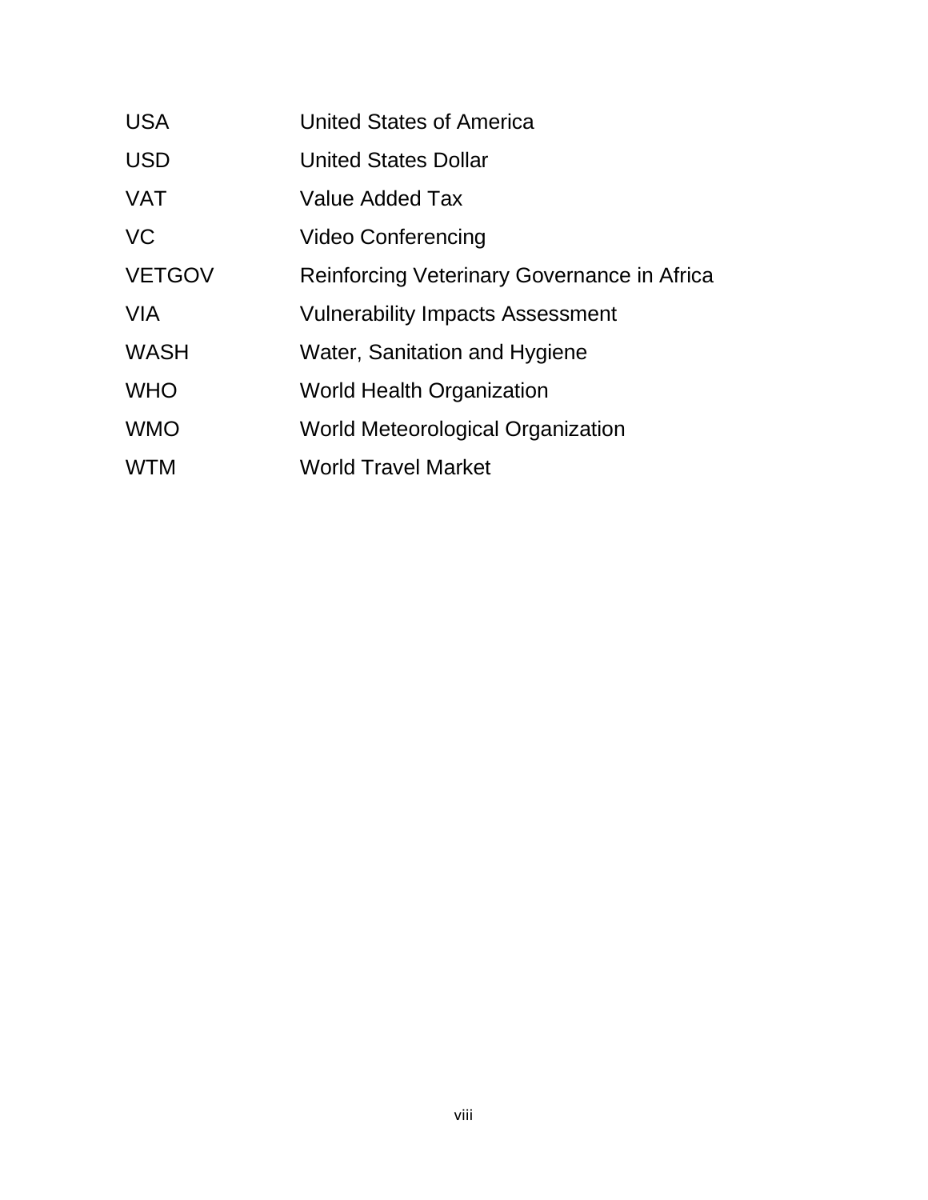| | |
|---|---|
| USA | United States of America |
| USD | United States Dollar |
| VAT | Value Added Tax |
| VC | Video Conferencing |
| VETGOV | Reinforcing Veterinary Governance in Africa |
| VIA | Vulnerability Impacts Assessment |
| WASH | Water, Sanitation and Hygiene |
| WHO | World Health Organization |
| WMO | World Meteorological Organization |
| WTM | World Travel Market |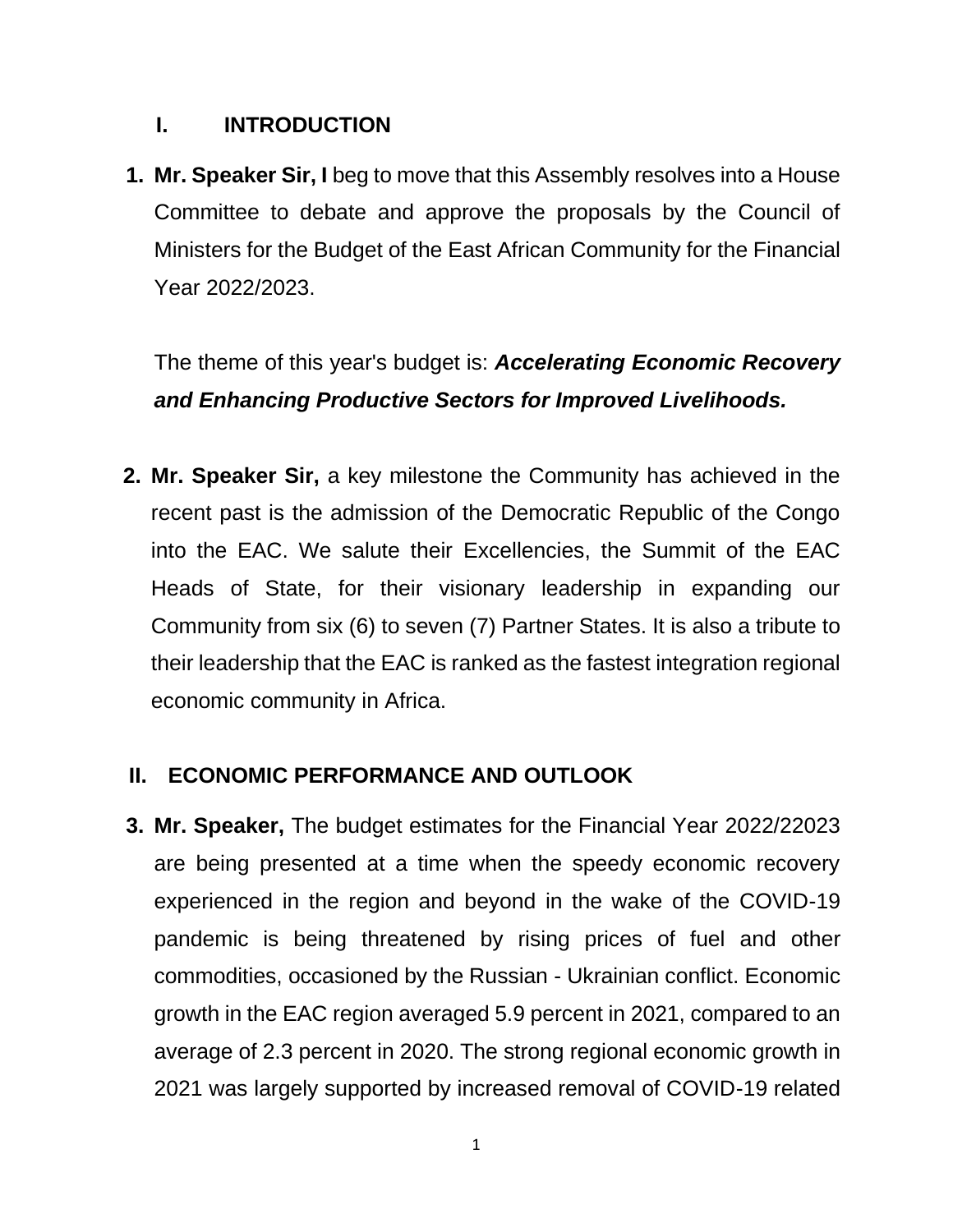## I. INTRODUCTION

1. **Mr. Speaker Sir, I** beg to move that this Assembly resolves into a House Committee to debate and approve the proposals by the Council of Ministers for the Budget of the East African Community for the Financial Year 2022/2023.

   The theme of this year's budget is: ***Accelerating Economic Recovery and Enhancing Productive Sectors for Improved Livelihoods.***

2. **Mr. Speaker Sir,** a key milestone the Community has achieved in the recent past is the admission of the Democratic Republic of the Congo into the EAC. We salute their Excellencies, the Summit of the EAC Heads of State, for their visionary leadership in expanding our Community from six (6) to seven (7) Partner States. It is also a tribute to their leadership that the EAC is ranked as the fastest integration regional economic community in Africa.

## II. ECONOMIC PERFORMANCE AND OUTLOOK

3. **Mr. Speaker,** The budget estimates for the Financial Year 2022/22023 are being presented at a time when the speedy economic recovery experienced in the region and beyond in the wake of the COVID-19 pandemic is being threatened by rising prices of fuel and other commodities, occasioned by the Russian - Ukrainian conflict. Economic growth in the EAC region averaged 5.9 percent in 2021, compared to an average of 2.3 percent in 2020. The strong regional economic growth in 2021 was largely supported by increased removal of COVID-19 related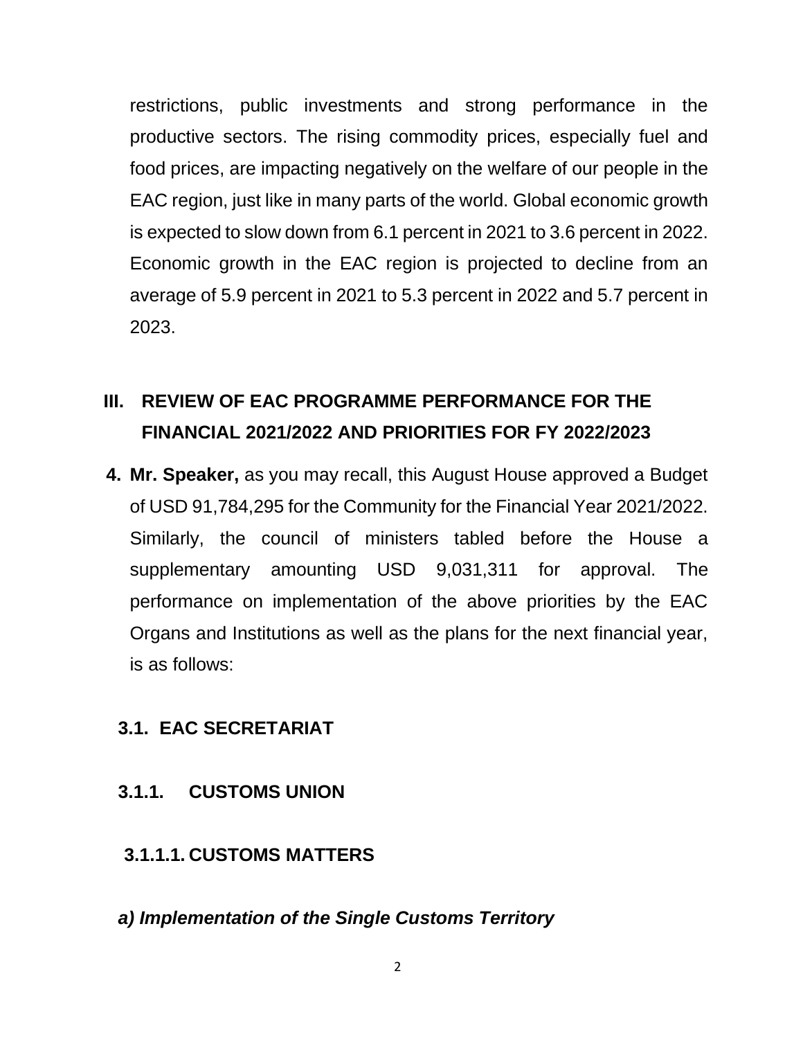restrictions, public investments and strong performance in the productive sectors. The rising commodity prices, especially fuel and food prices, are impacting negatively on the welfare of our people in the EAC region, just like in many parts of the world. Global economic growth is expected to slow down from 6.1 percent in 2021 to 3.6 percent in 2022. Economic growth in the EAC region is projected to decline from an average of 5.9 percent in 2021 to 5.3 percent in 2022 and 5.7 percent in 2023.

## III. REVIEW OF EAC PROGRAMME PERFORMANCE FOR THE FINANCIAL 2021/2022 AND PRIORITIES FOR FY 2022/2023

4. **Mr. Speaker,** as you may recall, this August House approved a Budget of USD 91,784,295 for the Community for the Financial Year 2021/2022. Similarly, the council of ministers tabled before the House a supplementary amounting USD 9,031,311 for approval. The performance on implementation of the above priorities by the EAC Organs and Institutions as well as the plans for the next financial year, is as follows:

### 3.1. EAC SECRETARIAT

#### 3.1.1. CUSTOMS UNION

##### 3.1.1.1. CUSTOMS MATTERS

***a) Implementation of the Single Customs Territory***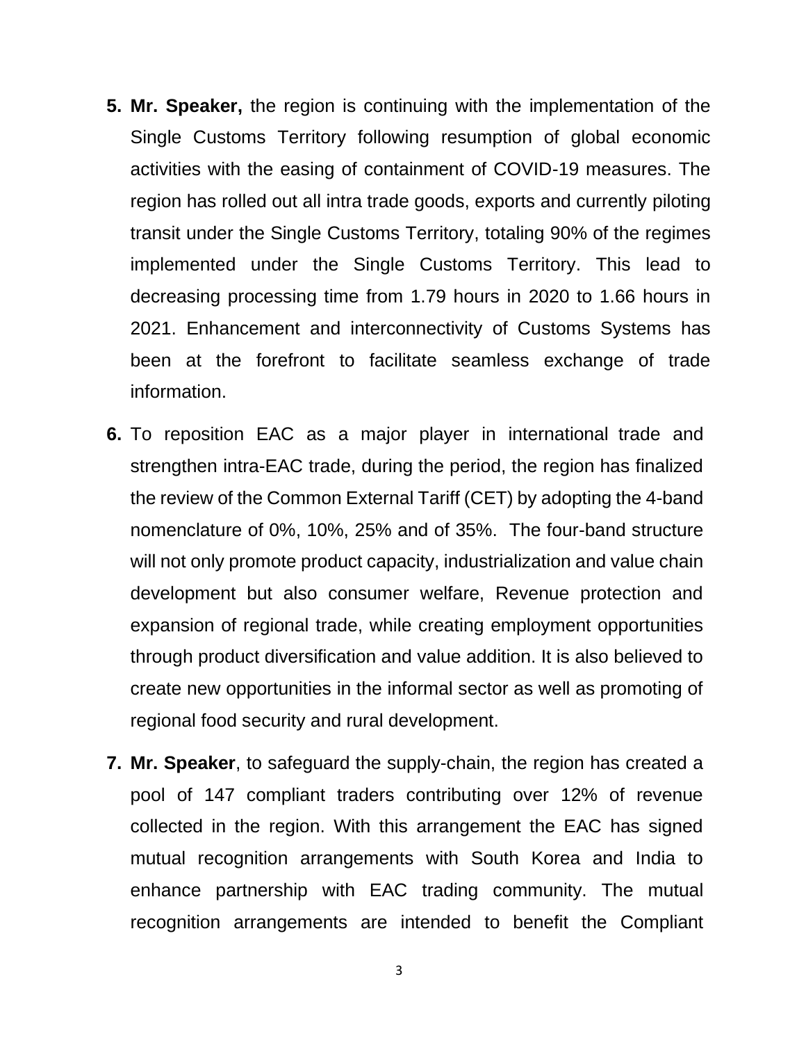5. **Mr. Speaker,** the region is continuing with the implementation of the Single Customs Territory following resumption of global economic activities with the easing of containment of COVID-19 measures. The region has rolled out all intra trade goods, exports and currently piloting transit under the Single Customs Territory, totaling 90% of the regimes implemented under the Single Customs Territory. This lead to decreasing processing time from 1.79 hours in 2020 to 1.66 hours in 2021. Enhancement and interconnectivity of Customs Systems has been at the forefront to facilitate seamless exchange of trade information.

6. To reposition EAC as a major player in international trade and strengthen intra-EAC trade, during the period, the region has finalized the review of the Common External Tariff (CET) by adopting the 4-band nomenclature of 0%, 10%, 25% and of 35%. The four-band structure will not only promote product capacity, industrialization and value chain development but also consumer welfare, Revenue protection and expansion of regional trade, while creating employment opportunities through product diversification and value addition. It is also believed to create new opportunities in the informal sector as well as promoting of regional food security and rural development.

7. **Mr. Speaker**, to safeguard the supply-chain, the region has created a pool of 147 compliant traders contributing over 12% of revenue collected in the region. With this arrangement the EAC has signed mutual recognition arrangements with South Korea and India to enhance partnership with EAC trading community. The mutual recognition arrangements are intended to benefit the Compliant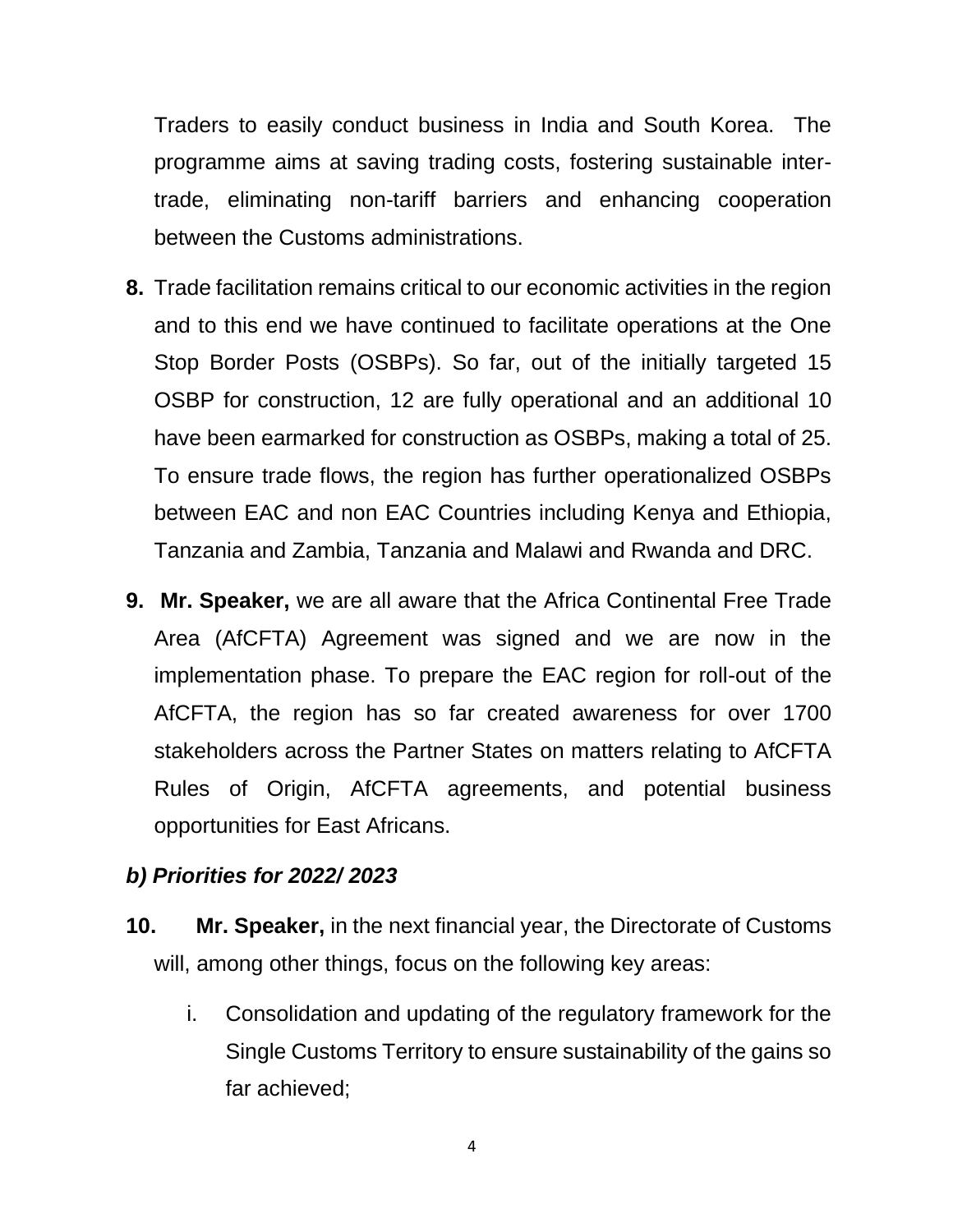Traders to easily conduct business in India and South Korea. The programme aims at saving trading costs, fostering sustainable inter-trade, eliminating non-tariff barriers and enhancing cooperation between the Customs administrations.

**8.** Trade facilitation remains critical to our economic activities in the region and to this end we have continued to facilitate operations at the One Stop Border Posts (OSBPs). So far, out of the initially targeted 15 OSBP for construction, 12 are fully operational and an additional 10 have been earmarked for construction as OSBPs, making a total of 25. To ensure trade flows, the region has further operationalized OSBPs between EAC and non EAC Countries including Kenya and Ethiopia, Tanzania and Zambia, Tanzania and Malawi and Rwanda and DRC.

**9.** **Mr. Speaker,** we are all aware that the Africa Continental Free Trade Area (AfCFTA) Agreement was signed and we are now in the implementation phase. To prepare the EAC region for roll-out of the AfCFTA, the region has so far created awareness for over 1700 stakeholders across the Partner States on matters relating to AfCFTA Rules of Origin, AfCFTA agreements, and potential business opportunities for East Africans.

### *b) Priorities for 2022/ 2023*

**10.** **Mr. Speaker,** in the next financial year, the Directorate of Customs will, among other things, focus on the following key areas:

i. Consolidation and updating of the regulatory framework for the Single Customs Territory to ensure sustainability of the gains so far achieved;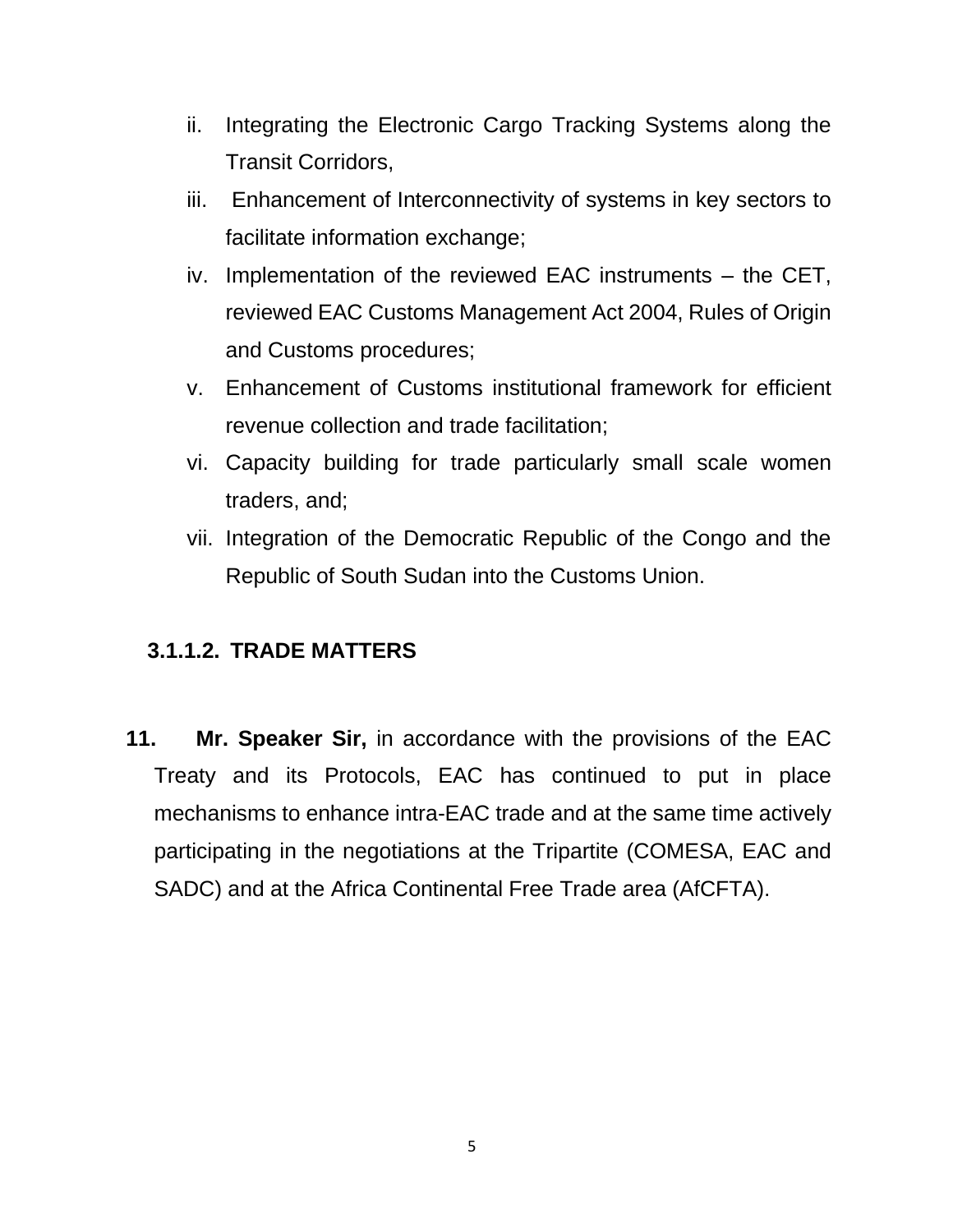ii. Integrating the Electronic Cargo Tracking Systems along the Transit Corridors,
iii. Enhancement of Interconnectivity of systems in key sectors to facilitate information exchange;
iv. Implementation of the reviewed EAC instruments – the CET, reviewed EAC Customs Management Act 2004, Rules of Origin and Customs procedures;
v. Enhancement of Customs institutional framework for efficient revenue collection and trade facilitation;
vi. Capacity building for trade particularly small scale women traders, and;
vii. Integration of the Democratic Republic of the Congo and the Republic of South Sudan into the Customs Union.

#### 3.1.1.2. TRADE MATTERS

**11.** **Mr. Speaker Sir,** in accordance with the provisions of the EAC Treaty and its Protocols, EAC has continued to put in place mechanisms to enhance intra-EAC trade and at the same time actively participating in the negotiations at the Tripartite (COMESA, EAC and SADC) and at the Africa Continental Free Trade area (AfCFTA).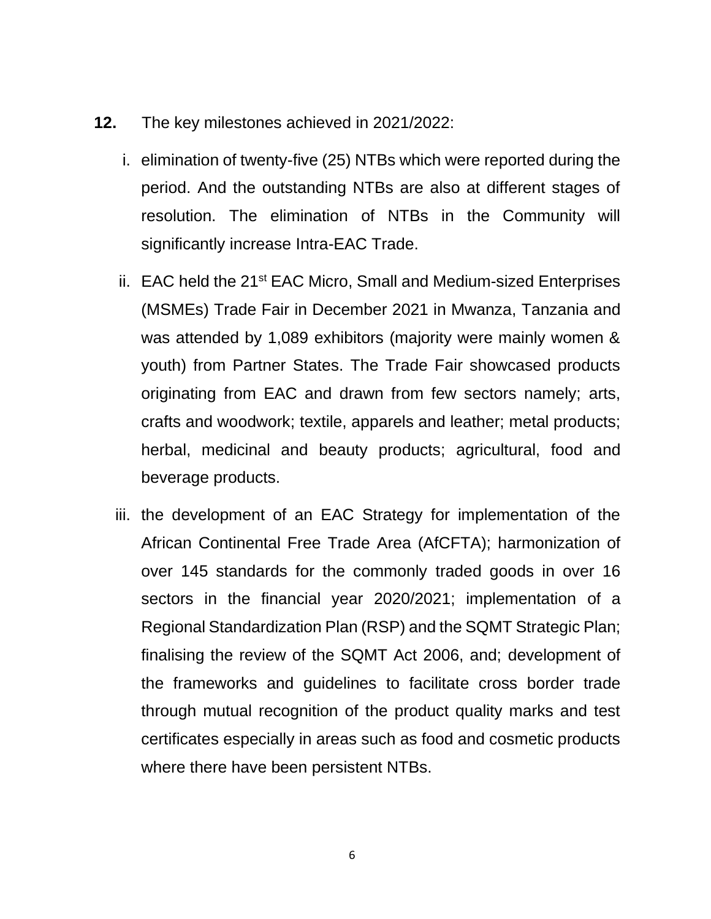**12.** The key milestones achieved in 2021/2022:

i. elimination of twenty-five (25) NTBs which were reported during the period. And the outstanding NTBs are also at different stages of resolution. The elimination of NTBs in the Community will significantly increase Intra-EAC Trade.

ii. EAC held the 21st EAC Micro, Small and Medium-sized Enterprises (MSMEs) Trade Fair in December 2021 in Mwanza, Tanzania and was attended by 1,089 exhibitors (majority were mainly women & youth) from Partner States. The Trade Fair showcased products originating from EAC and drawn from few sectors namely; arts, crafts and woodwork; textile, apparels and leather; metal products; herbal, medicinal and beauty products; agricultural, food and beverage products.

iii. the development of an EAC Strategy for implementation of the African Continental Free Trade Area (AfCFTA); harmonization of over 145 standards for the commonly traded goods in over 16 sectors in the financial year 2020/2021; implementation of a Regional Standardization Plan (RSP) and the SQMT Strategic Plan; finalising the review of the SQMT Act 2006, and; development of the frameworks and guidelines to facilitate cross border trade through mutual recognition of the product quality marks and test certificates especially in areas such as food and cosmetic products where there have been persistent NTBs.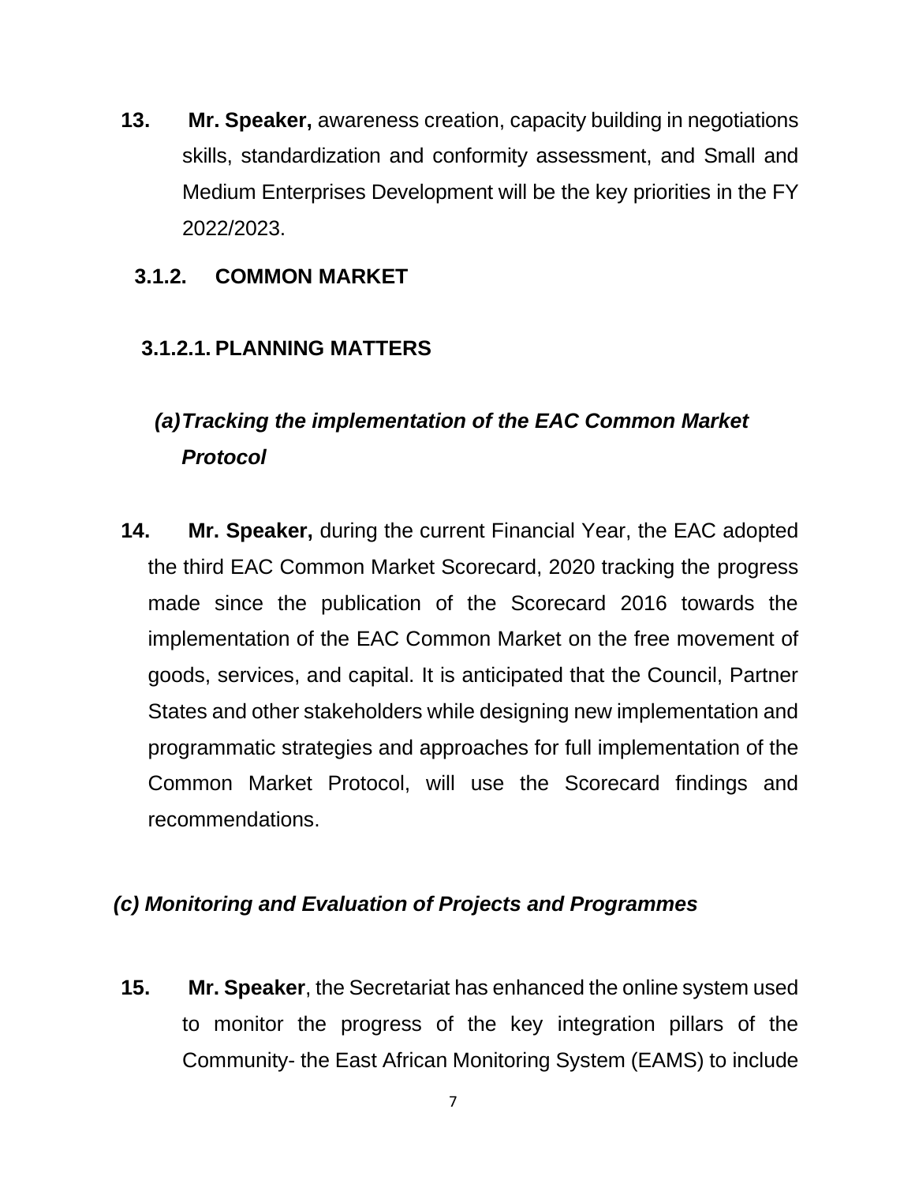13. **Mr. Speaker,** awareness creation, capacity building in negotiations skills, standardization and conformity assessment, and Small and Medium Enterprises Development will be the key priorities in the FY 2022/2023.

### 3.1.2. COMMON MARKET

#### 3.1.2.1. PLANNING MATTERS

***(a) Tracking the implementation of the EAC Common Market Protocol***

14. **Mr. Speaker,** during the current Financial Year, the EAC adopted the third EAC Common Market Scorecard, 2020 tracking the progress made since the publication of the Scorecard 2016 towards the implementation of the EAC Common Market on the free movement of goods, services, and capital. It is anticipated that the Council, Partner States and other stakeholders while designing new implementation and programmatic strategies and approaches for full implementation of the Common Market Protocol, will use the Scorecard findings and recommendations.

***(c) Monitoring and Evaluation of Projects and Programmes***

15. **Mr. Speaker**, the Secretariat has enhanced the online system used to monitor the progress of the key integration pillars of the Community- the East African Monitoring System (EAMS) to include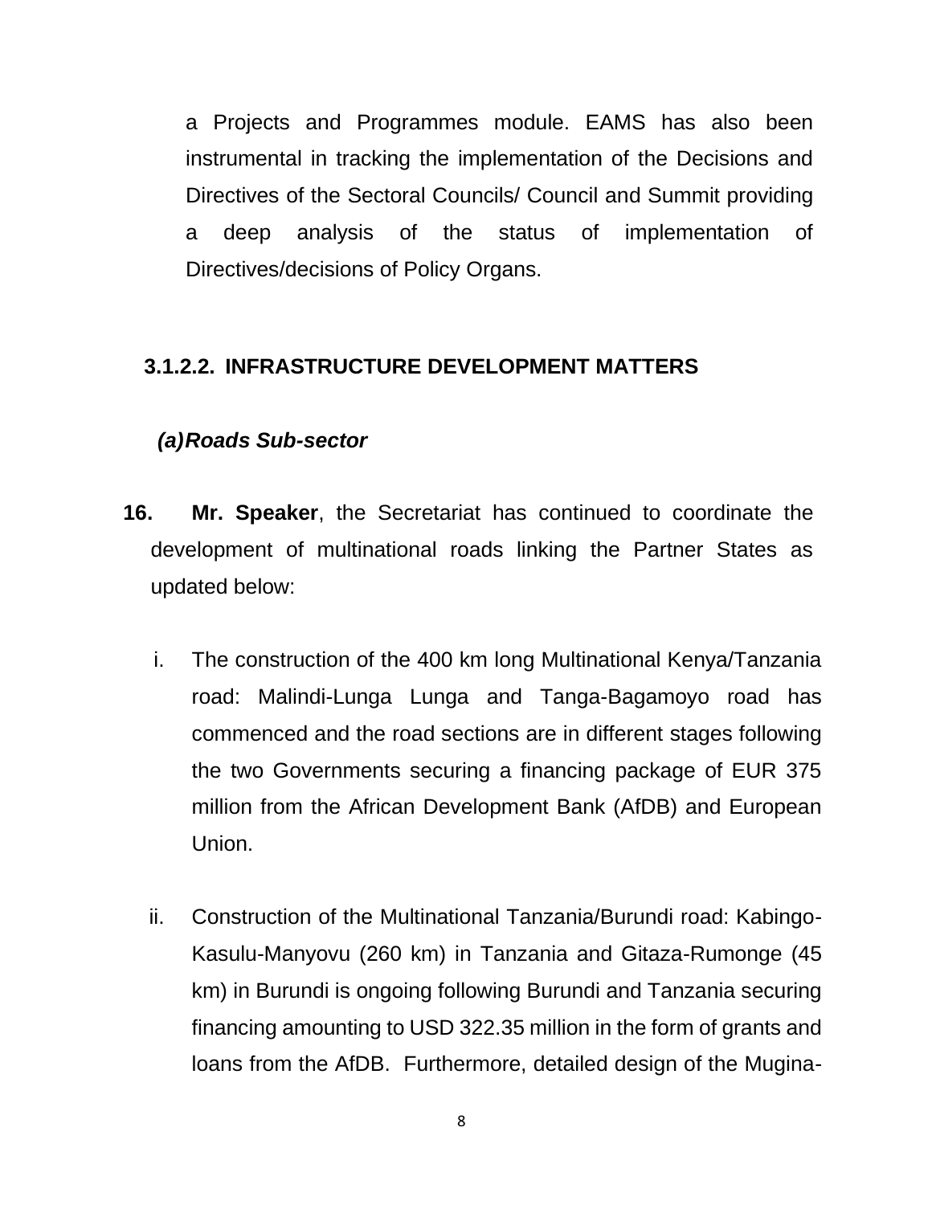a Projects and Programmes module. EAMS has also been instrumental in tracking the implementation of the Decisions and Directives of the Sectoral Councils/ Council and Summit providing a deep analysis of the status of implementation of Directives/decisions of Policy Organs.

### 3.1.2.2. INFRASTRUCTURE DEVELOPMENT MATTERS

#### *(a) Roads Sub-sector*

**16. Mr. Speaker**, the Secretariat has continued to coordinate the development of multinational roads linking the Partner States as updated below:

i. The construction of the 400 km long Multinational Kenya/Tanzania road: Malindi-Lunga Lunga and Tanga-Bagamoyo road has commenced and the road sections are in different stages following the two Governments securing a financing package of EUR 375 million from the African Development Bank (AfDB) and European Union.

ii. Construction of the Multinational Tanzania/Burundi road: Kabingo-Kasulu-Manyovu (260 km) in Tanzania and Gitaza-Rumonge (45 km) in Burundi is ongoing following Burundi and Tanzania securing financing amounting to USD 322.35 million in the form of grants and loans from the AfDB. Furthermore, detailed design of the Mugina-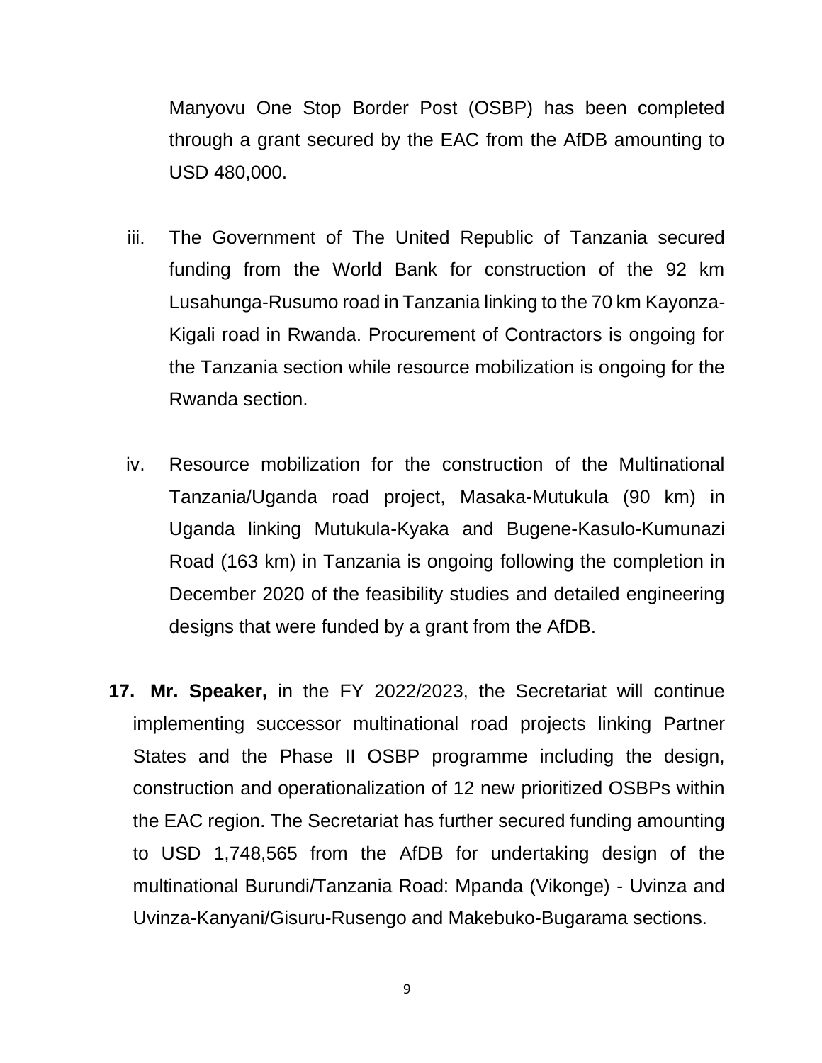Manyovu One Stop Border Post (OSBP) has been completed through a grant secured by the EAC from the AfDB amounting to USD 480,000.

iii. The Government of The United Republic of Tanzania secured funding from the World Bank for construction of the 92 km Lusahunga-Rusumo road in Tanzania linking to the 70 km Kayonza-Kigali road in Rwanda. Procurement of Contractors is ongoing for the Tanzania section while resource mobilization is ongoing for the Rwanda section.

iv. Resource mobilization for the construction of the Multinational Tanzania/Uganda road project, Masaka-Mutukula (90 km) in Uganda linking Mutukula-Kyaka and Bugene-Kasulo-Kumunazi Road (163 km) in Tanzania is ongoing following the completion in December 2020 of the feasibility studies and detailed engineering designs that were funded by a grant from the AfDB.

**17. Mr. Speaker,** in the FY 2022/2023, the Secretariat will continue implementing successor multinational road projects linking Partner States and the Phase II OSBP programme including the design, construction and operationalization of 12 new prioritized OSBPs within the EAC region. The Secretariat has further secured funding amounting to USD 1,748,565 from the AfDB for undertaking design of the multinational Burundi/Tanzania Road: Mpanda (Vikonge) - Uvinza and Uvinza-Kanyani/Gisuru-Rusengo and Makebuko-Bugarama sections.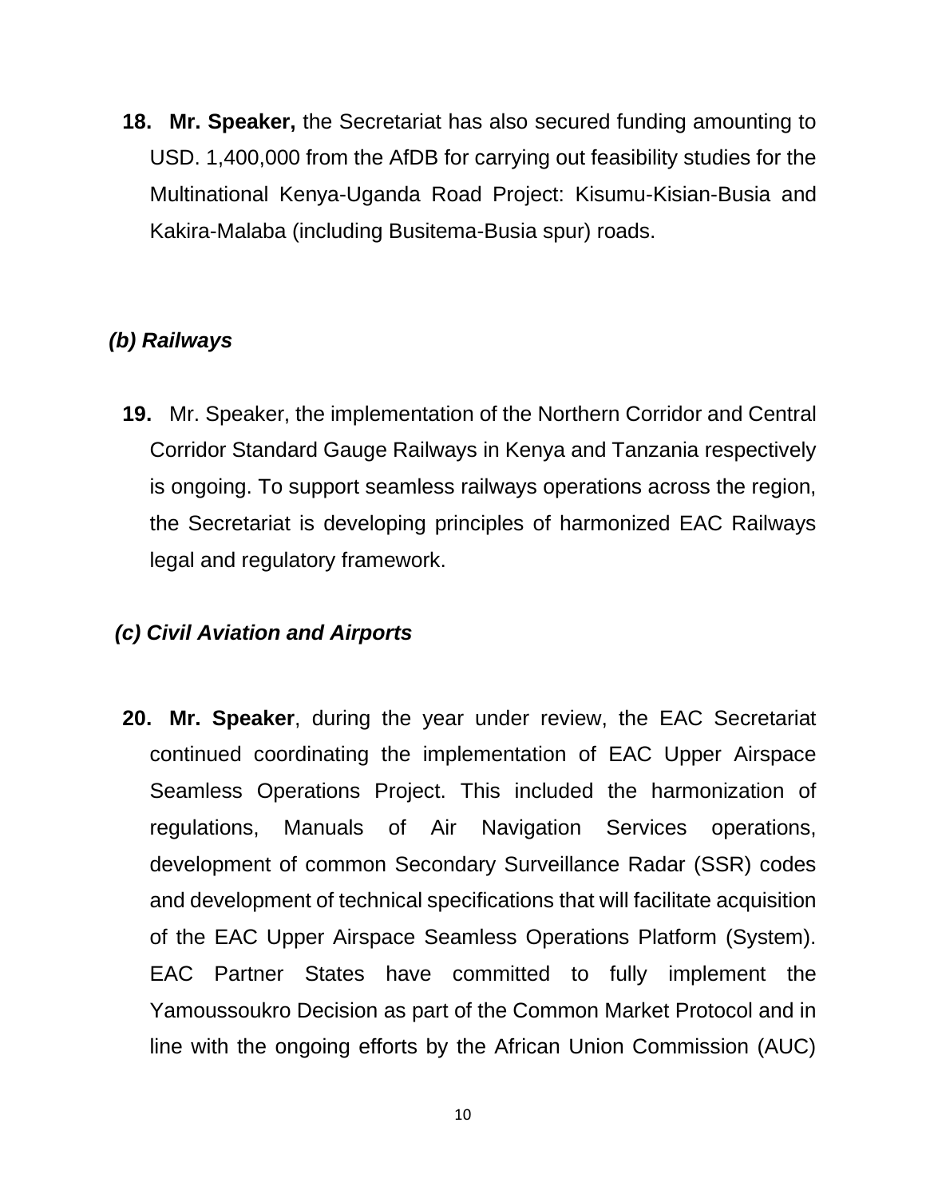18. **Mr. Speaker,** the Secretariat has also secured funding amounting to USD. 1,400,000 from the AfDB for carrying out feasibility studies for the Multinational Kenya-Uganda Road Project: Kisumu-Kisian-Busia and Kakira-Malaba (including Busitema-Busia spur) roads.

***(b) Railways***

19. Mr. Speaker, the implementation of the Northern Corridor and Central Corridor Standard Gauge Railways in Kenya and Tanzania respectively is ongoing. To support seamless railways operations across the region, the Secretariat is developing principles of harmonized EAC Railways legal and regulatory framework.

***(c) Civil Aviation and Airports***

20. **Mr. Speaker**, during the year under review, the EAC Secretariat continued coordinating the implementation of EAC Upper Airspace Seamless Operations Project. This included the harmonization of regulations, Manuals of Air Navigation Services operations, development of common Secondary Surveillance Radar (SSR) codes and development of technical specifications that will facilitate acquisition of the EAC Upper Airspace Seamless Operations Platform (System). EAC Partner States have committed to fully implement the Yamoussoukro Decision as part of the Common Market Protocol and in line with the ongoing efforts by the African Union Commission (AUC)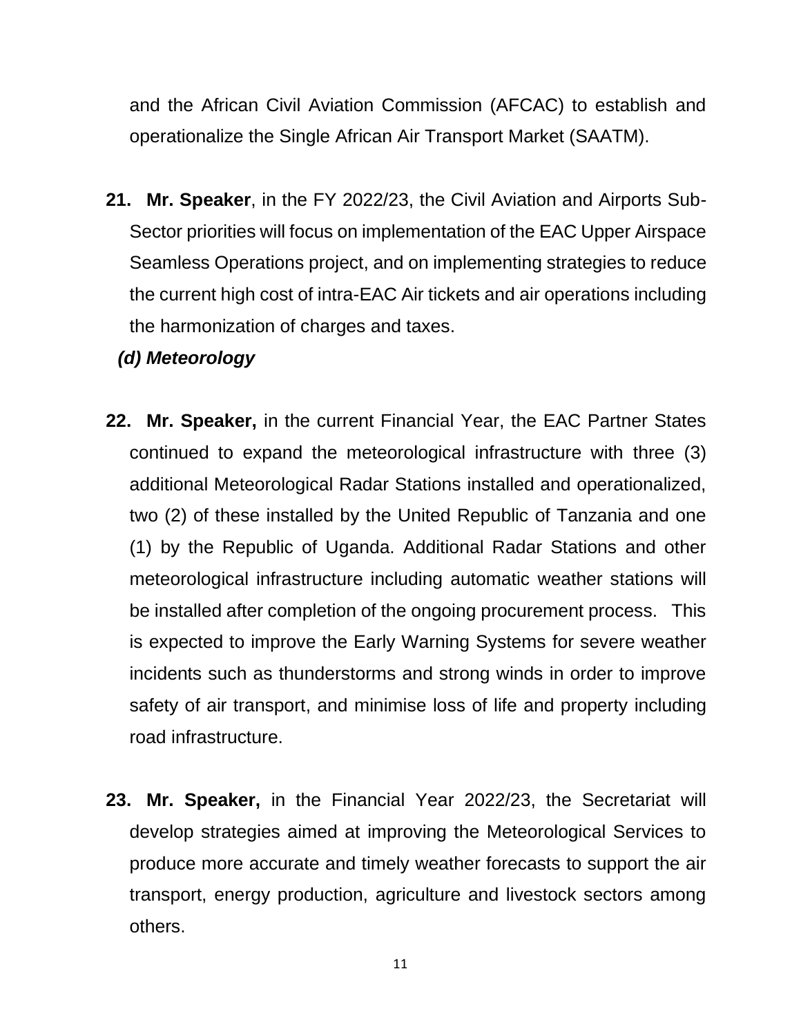and the African Civil Aviation Commission (AFCAC) to establish and operationalize the Single African Air Transport Market (SAATM).

21. **Mr. Speaker**, in the FY 2022/23, the Civil Aviation and Airports Sub-Sector priorities will focus on implementation of the EAC Upper Airspace Seamless Operations project, and on implementing strategies to reduce the current high cost of intra-EAC Air tickets and air operations including the harmonization of charges and taxes.

***(d) Meteorology***

22. **Mr. Speaker,** in the current Financial Year, the EAC Partner States continued to expand the meteorological infrastructure with three (3) additional Meteorological Radar Stations installed and operationalized, two (2) of these installed by the United Republic of Tanzania and one (1) by the Republic of Uganda. Additional Radar Stations and other meteorological infrastructure including automatic weather stations will be installed after completion of the ongoing procurement process. This is expected to improve the Early Warning Systems for severe weather incidents such as thunderstorms and strong winds in order to improve safety of air transport, and minimise loss of life and property including road infrastructure.

23. **Mr. Speaker,** in the Financial Year 2022/23, the Secretariat will develop strategies aimed at improving the Meteorological Services to produce more accurate and timely weather forecasts to support the air transport, energy production, agriculture and livestock sectors among others.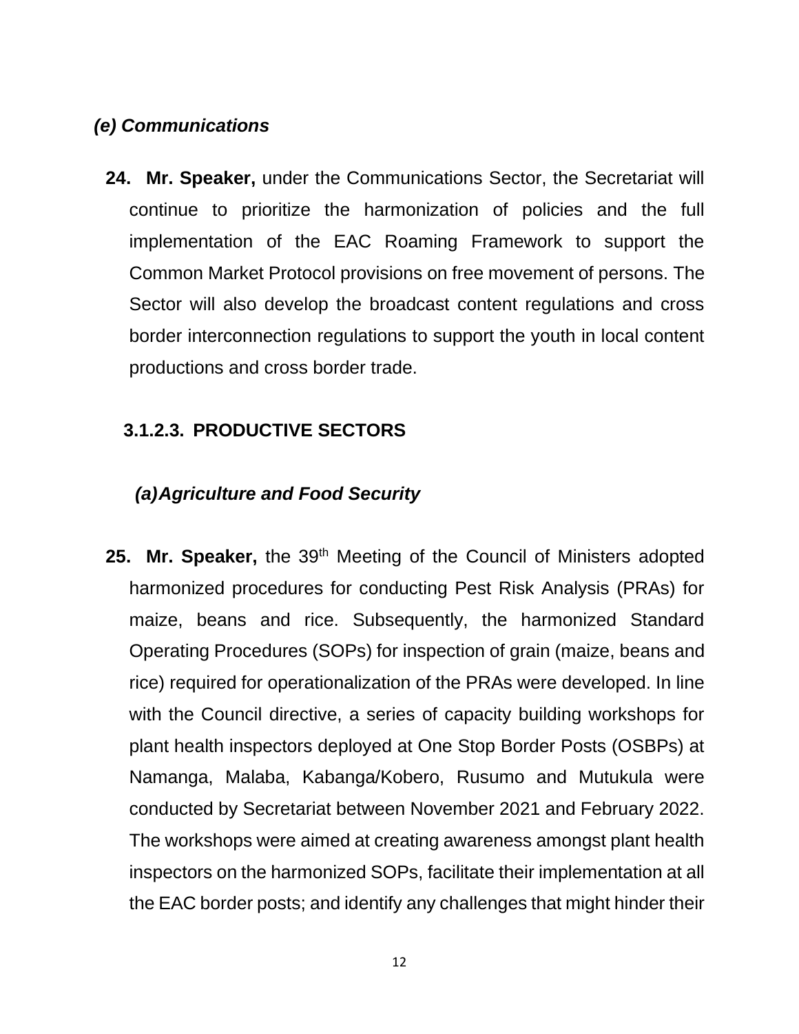### *(e) Communications*

**24. Mr. Speaker,** under the Communications Sector, the Secretariat will continue to prioritize the harmonization of policies and the full implementation of the EAC Roaming Framework to support the Common Market Protocol provisions on free movement of persons. The Sector will also develop the broadcast content regulations and cross border interconnection regulations to support the youth in local content productions and cross border trade.

## 3.1.2.3. PRODUCTIVE SECTORS

### *(a) Agriculture and Food Security*

**25. Mr. Speaker,** the 39th Meeting of the Council of Ministers adopted harmonized procedures for conducting Pest Risk Analysis (PRAs) for maize, beans and rice. Subsequently, the harmonized Standard Operating Procedures (SOPs) for inspection of grain (maize, beans and rice) required for operationalization of the PRAs were developed. In line with the Council directive, a series of capacity building workshops for plant health inspectors deployed at One Stop Border Posts (OSBPs) at Namanga, Malaba, Kabanga/Kobero, Rusumo and Mutukula were conducted by Secretariat between November 2021 and February 2022. The workshops were aimed at creating awareness amongst plant health inspectors on the harmonized SOPs, facilitate their implementation at all the EAC border posts; and identify any challenges that might hinder their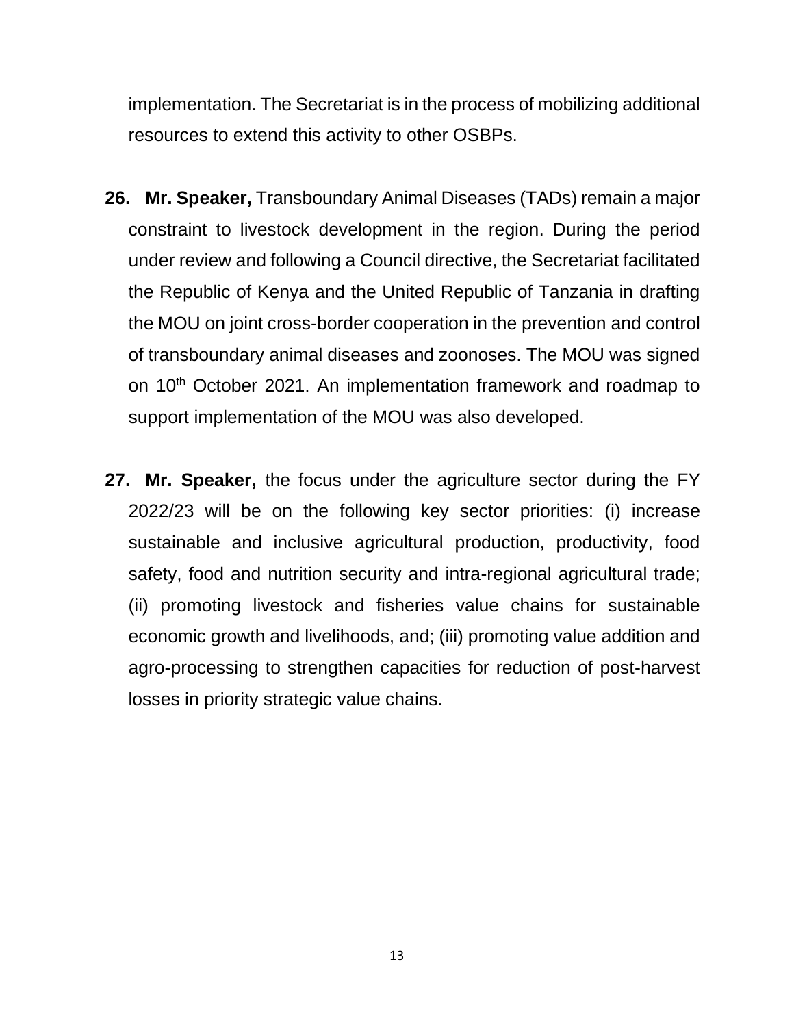implementation. The Secretariat is in the process of mobilizing additional resources to extend this activity to other OSBPs.

**26. Mr. Speaker,** Transboundary Animal Diseases (TADs) remain a major constraint to livestock development in the region. During the period under review and following a Council directive, the Secretariat facilitated the Republic of Kenya and the United Republic of Tanzania in drafting the MOU on joint cross-border cooperation in the prevention and control of transboundary animal diseases and zoonoses. The MOU was signed on 10th October 2021. An implementation framework and roadmap to support implementation of the MOU was also developed.

**27. Mr. Speaker,** the focus under the agriculture sector during the FY 2022/23 will be on the following key sector priorities: (i) increase sustainable and inclusive agricultural production, productivity, food safety, food and nutrition security and intra-regional agricultural trade; (ii) promoting livestock and fisheries value chains for sustainable economic growth and livelihoods, and; (iii) promoting value addition and agro-processing to strengthen capacities for reduction of post-harvest losses in priority strategic value chains.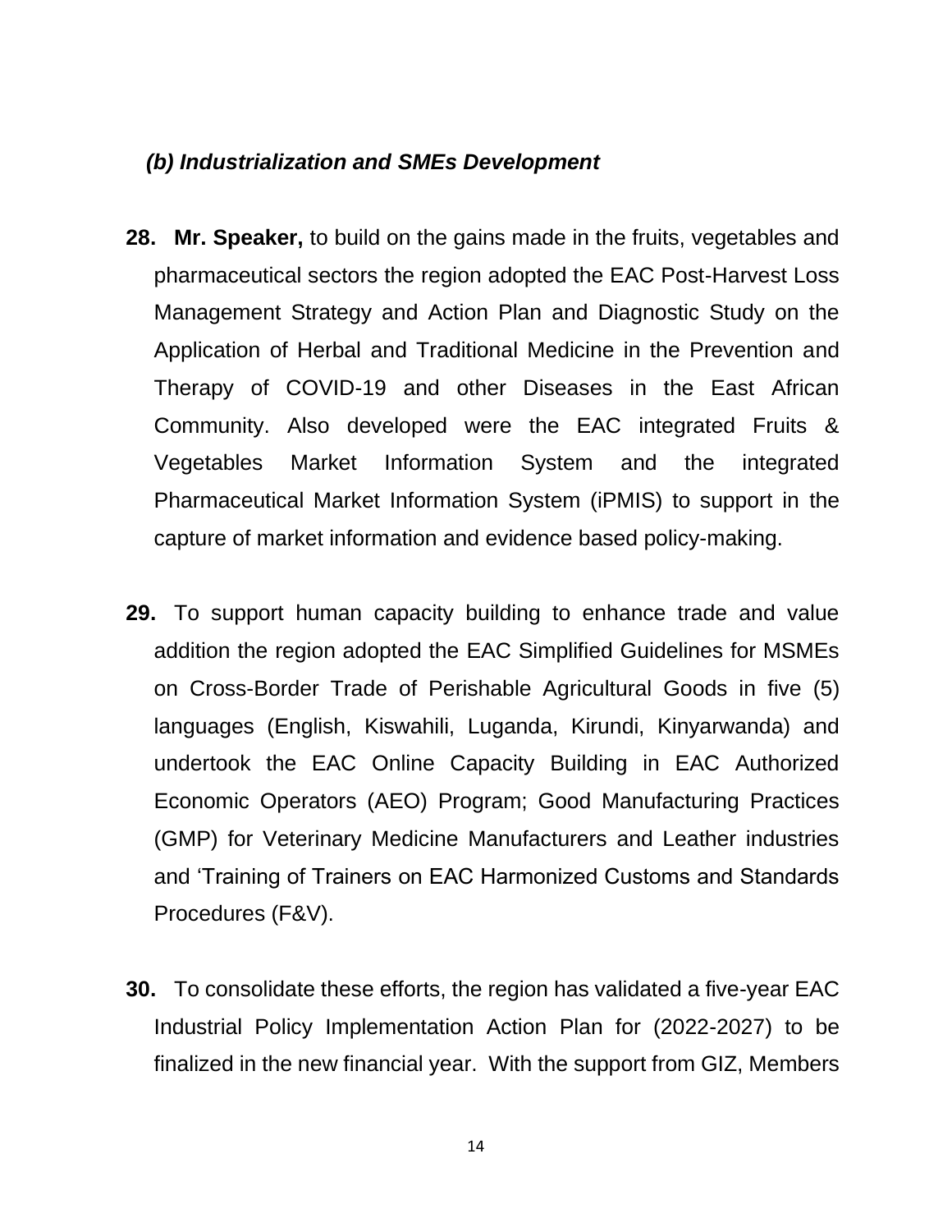### *(b) Industrialization and SMEs Development*

**28. Mr. Speaker,** to build on the gains made in the fruits, vegetables and pharmaceutical sectors the region adopted the EAC Post-Harvest Loss Management Strategy and Action Plan and Diagnostic Study on the Application of Herbal and Traditional Medicine in the Prevention and Therapy of COVID-19 and other Diseases in the East African Community. Also developed were the EAC integrated Fruits & Vegetables Market Information System and the integrated Pharmaceutical Market Information System (iPMIS) to support in the capture of market information and evidence based policy-making.

**29.** To support human capacity building to enhance trade and value addition the region adopted the EAC Simplified Guidelines for MSMEs on Cross-Border Trade of Perishable Agricultural Goods in five (5) languages (English, Kiswahili, Luganda, Kirundi, Kinyarwanda) and undertook the EAC Online Capacity Building in EAC Authorized Economic Operators (AEO) Program; Good Manufacturing Practices (GMP) for Veterinary Medicine Manufacturers and Leather industries and 'Training of Trainers on EAC Harmonized Customs and Standards Procedures (F&V).

**30.** To consolidate these efforts, the region has validated a five-year EAC Industrial Policy Implementation Action Plan for (2022-2027) to be finalized in the new financial year. With the support from GIZ, Members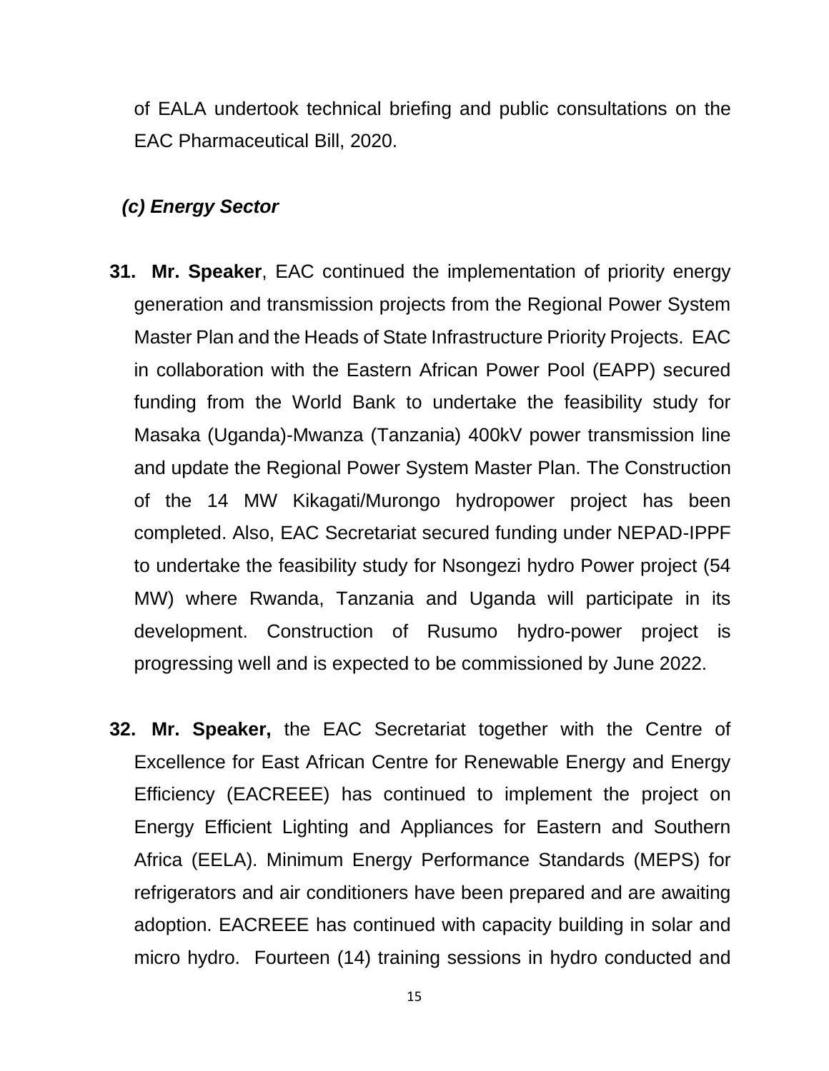of EALA undertook technical briefing and public consultations on the EAC Pharmaceutical Bill, 2020.

### *(c) Energy Sector*

**31. Mr. Speaker**, EAC continued the implementation of priority energy generation and transmission projects from the Regional Power System Master Plan and the Heads of State Infrastructure Priority Projects. EAC in collaboration with the Eastern African Power Pool (EAPP) secured funding from the World Bank to undertake the feasibility study for Masaka (Uganda)-Mwanza (Tanzania) 400kV power transmission line and update the Regional Power System Master Plan. The Construction of the 14 MW Kikagati/Murongo hydropower project has been completed. Also, EAC Secretariat secured funding under NEPAD-IPPF to undertake the feasibility study for Nsongezi hydro Power project (54 MW) where Rwanda, Tanzania and Uganda will participate in its development. Construction of Rusumo hydro-power project is progressing well and is expected to be commissioned by June 2022.

**32. Mr. Speaker,** the EAC Secretariat together with the Centre of Excellence for East African Centre for Renewable Energy and Energy Efficiency (EACREEE) has continued to implement the project on Energy Efficient Lighting and Appliances for Eastern and Southern Africa (EELA). Minimum Energy Performance Standards (MEPS) for refrigerators and air conditioners have been prepared and are awaiting adoption. EACREEE has continued with capacity building in solar and micro hydro. Fourteen (14) training sessions in hydro conducted and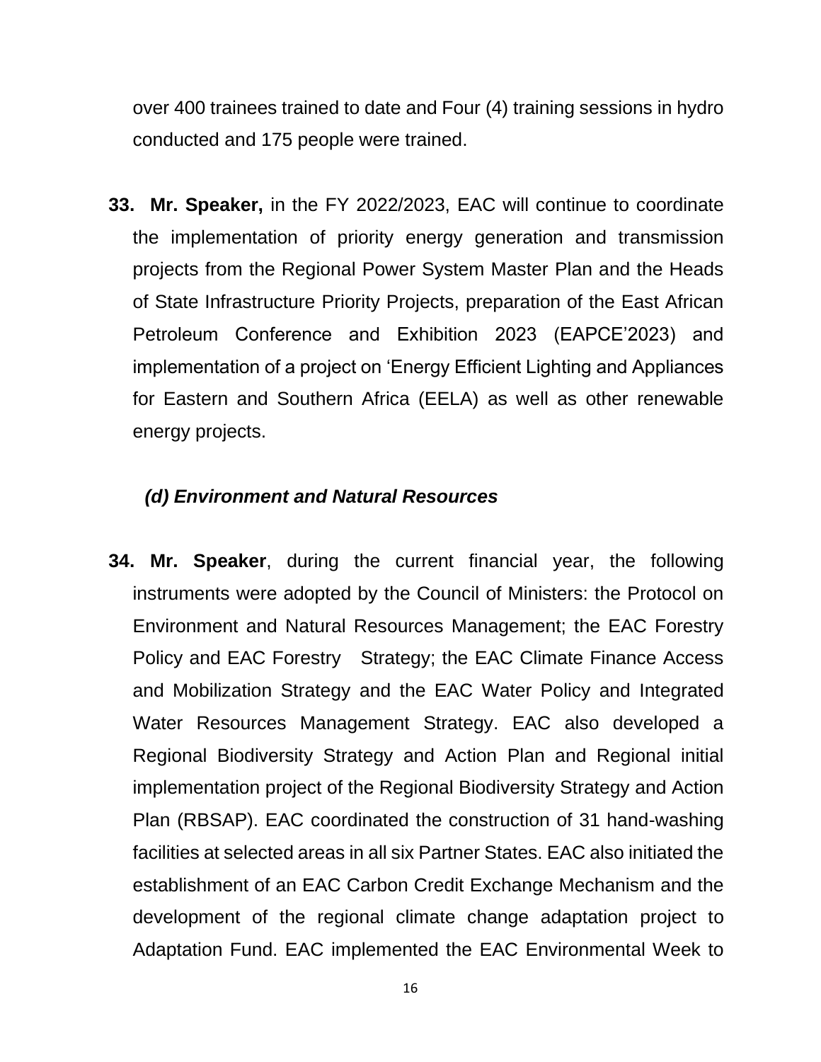over 400 trainees trained to date and Four (4) training sessions in hydro conducted and 175 people were trained.

**33. Mr. Speaker,** in the FY 2022/2023, EAC will continue to coordinate the implementation of priority energy generation and transmission projects from the Regional Power System Master Plan and the Heads of State Infrastructure Priority Projects, preparation of the East African Petroleum Conference and Exhibition 2023 (EAPCE'2023) and implementation of a project on 'Energy Efficient Lighting and Appliances for Eastern and Southern Africa (EELA) as well as other renewable energy projects.

***(d) Environment and Natural Resources***

**34. Mr. Speaker**, during the current financial year, the following instruments were adopted by the Council of Ministers: the Protocol on Environment and Natural Resources Management; the EAC Forestry Policy and EAC Forestry Strategy; the EAC Climate Finance Access and Mobilization Strategy and the EAC Water Policy and Integrated Water Resources Management Strategy. EAC also developed a Regional Biodiversity Strategy and Action Plan and Regional initial implementation project of the Regional Biodiversity Strategy and Action Plan (RBSAP). EAC coordinated the construction of 31 hand-washing facilities at selected areas in all six Partner States. EAC also initiated the establishment of an EAC Carbon Credit Exchange Mechanism and the development of the regional climate change adaptation project to Adaptation Fund. EAC implemented the EAC Environmental Week to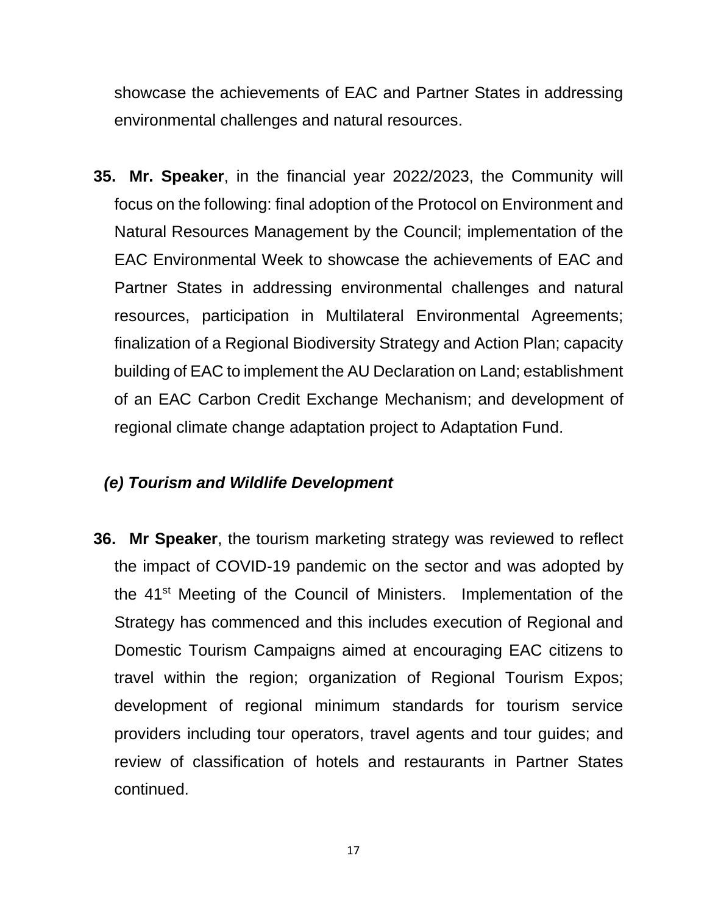showcase the achievements of EAC and Partner States in addressing environmental challenges and natural resources.

**35. Mr. Speaker**, in the financial year 2022/2023, the Community will focus on the following: final adoption of the Protocol on Environment and Natural Resources Management by the Council; implementation of the EAC Environmental Week to showcase the achievements of EAC and Partner States in addressing environmental challenges and natural resources, participation in Multilateral Environmental Agreements; finalization of a Regional Biodiversity Strategy and Action Plan; capacity building of EAC to implement the AU Declaration on Land; establishment of an EAC Carbon Credit Exchange Mechanism; and development of regional climate change adaptation project to Adaptation Fund.

### *(e) Tourism and Wildlife Development*

**36. Mr Speaker**, the tourism marketing strategy was reviewed to reflect the impact of COVID-19 pandemic on the sector and was adopted by the 41st Meeting of the Council of Ministers. Implementation of the Strategy has commenced and this includes execution of Regional and Domestic Tourism Campaigns aimed at encouraging EAC citizens to travel within the region; organization of Regional Tourism Expos; development of regional minimum standards for tourism service providers including tour operators, travel agents and tour guides; and review of classification of hotels and restaurants in Partner States continued.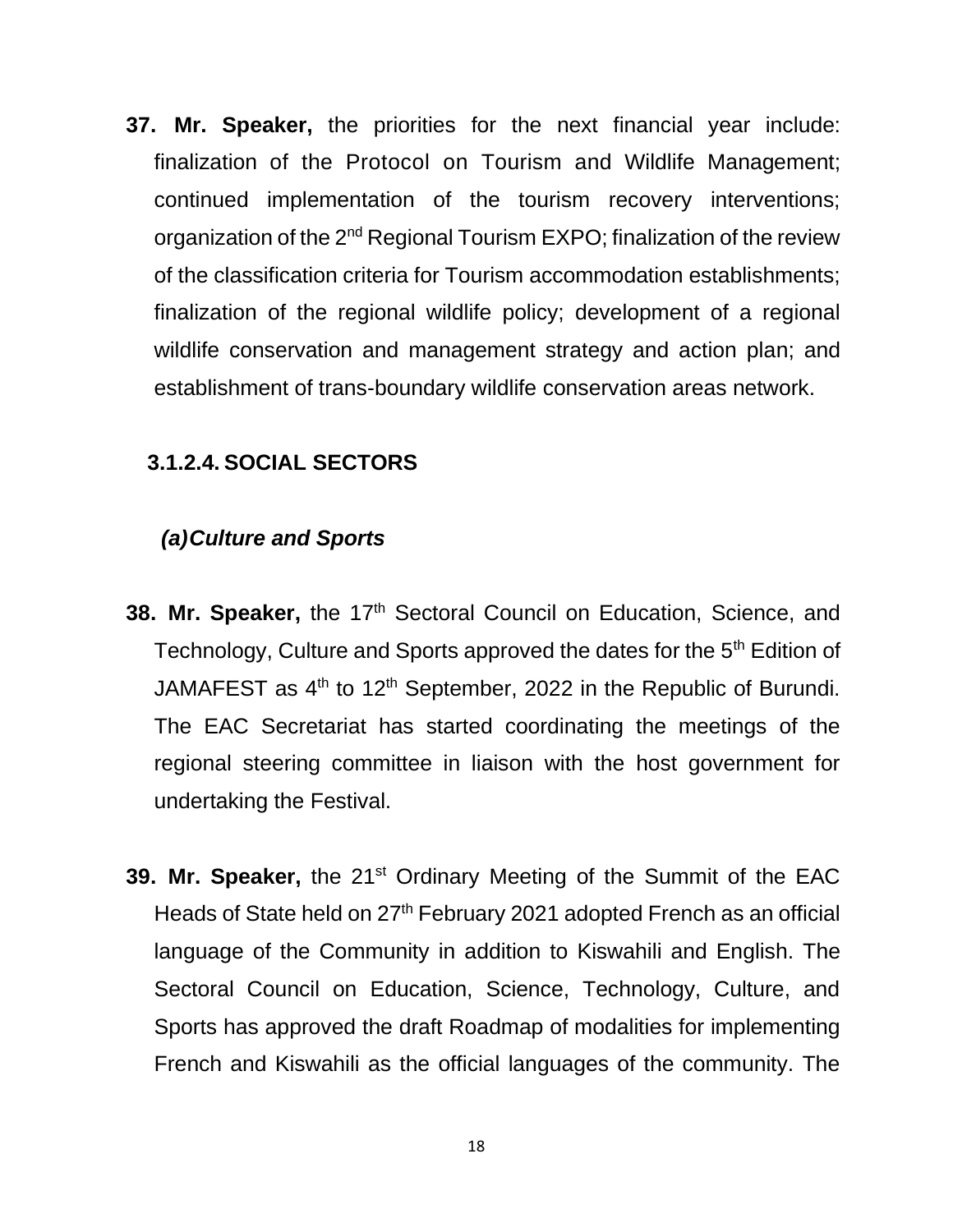**37. Mr. Speaker,** the priorities for the next financial year include: finalization of the Protocol on Tourism and Wildlife Management; continued implementation of the tourism recovery interventions; organization of the 2nd Regional Tourism EXPO; finalization of the review of the classification criteria for Tourism accommodation establishments; finalization of the regional wildlife policy; development of a regional wildlife conservation and management strategy and action plan; and establishment of trans-boundary wildlife conservation areas network.

#### 3.1.2.4. SOCIAL SECTORS

***(a) Culture and Sports***

**38. Mr. Speaker,** the 17th Sectoral Council on Education, Science, and Technology, Culture and Sports approved the dates for the 5th Edition of JAMAFEST as 4th to 12th September, 2022 in the Republic of Burundi. The EAC Secretariat has started coordinating the meetings of the regional steering committee in liaison with the host government for undertaking the Festival.

**39. Mr. Speaker,** the 21st Ordinary Meeting of the Summit of the EAC Heads of State held on 27th February 2021 adopted French as an official language of the Community in addition to Kiswahili and English. The Sectoral Council on Education, Science, Technology, Culture, and Sports has approved the draft Roadmap of modalities for implementing French and Kiswahili as the official languages of the community. The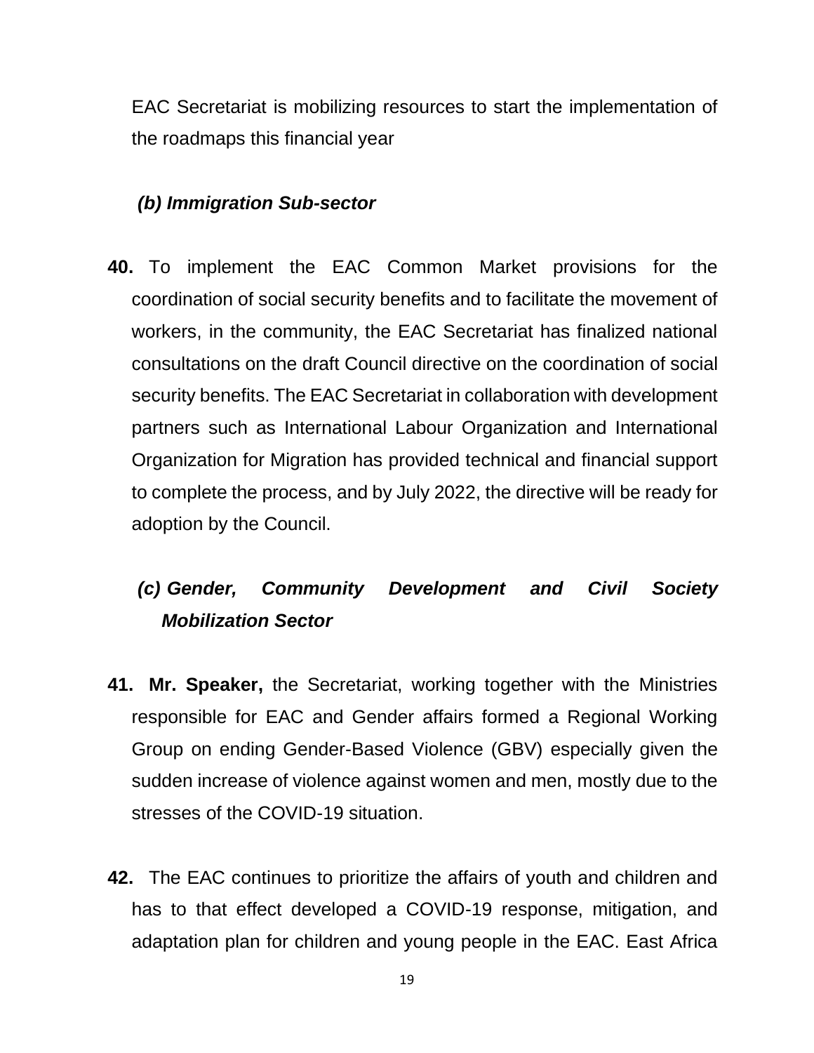EAC Secretariat is mobilizing resources to start the implementation of the roadmaps this financial year

***(b) Immigration Sub-sector***

**40.** To implement the EAC Common Market provisions for the coordination of social security benefits and to facilitate the movement of workers, in the community, the EAC Secretariat has finalized national consultations on the draft Council directive on the coordination of social security benefits. The EAC Secretariat in collaboration with development partners such as International Labour Organization and International Organization for Migration has provided technical and financial support to complete the process, and by July 2022, the directive will be ready for adoption by the Council.

***(c) Gender, Community Development and Civil Society Mobilization Sector***

**41. Mr. Speaker,** the Secretariat, working together with the Ministries responsible for EAC and Gender affairs formed a Regional Working Group on ending Gender-Based Violence (GBV) especially given the sudden increase of violence against women and men, mostly due to the stresses of the COVID-19 situation.

**42.** The EAC continues to prioritize the affairs of youth and children and has to that effect developed a COVID-19 response, mitigation, and adaptation plan for children and young people in the EAC. East Africa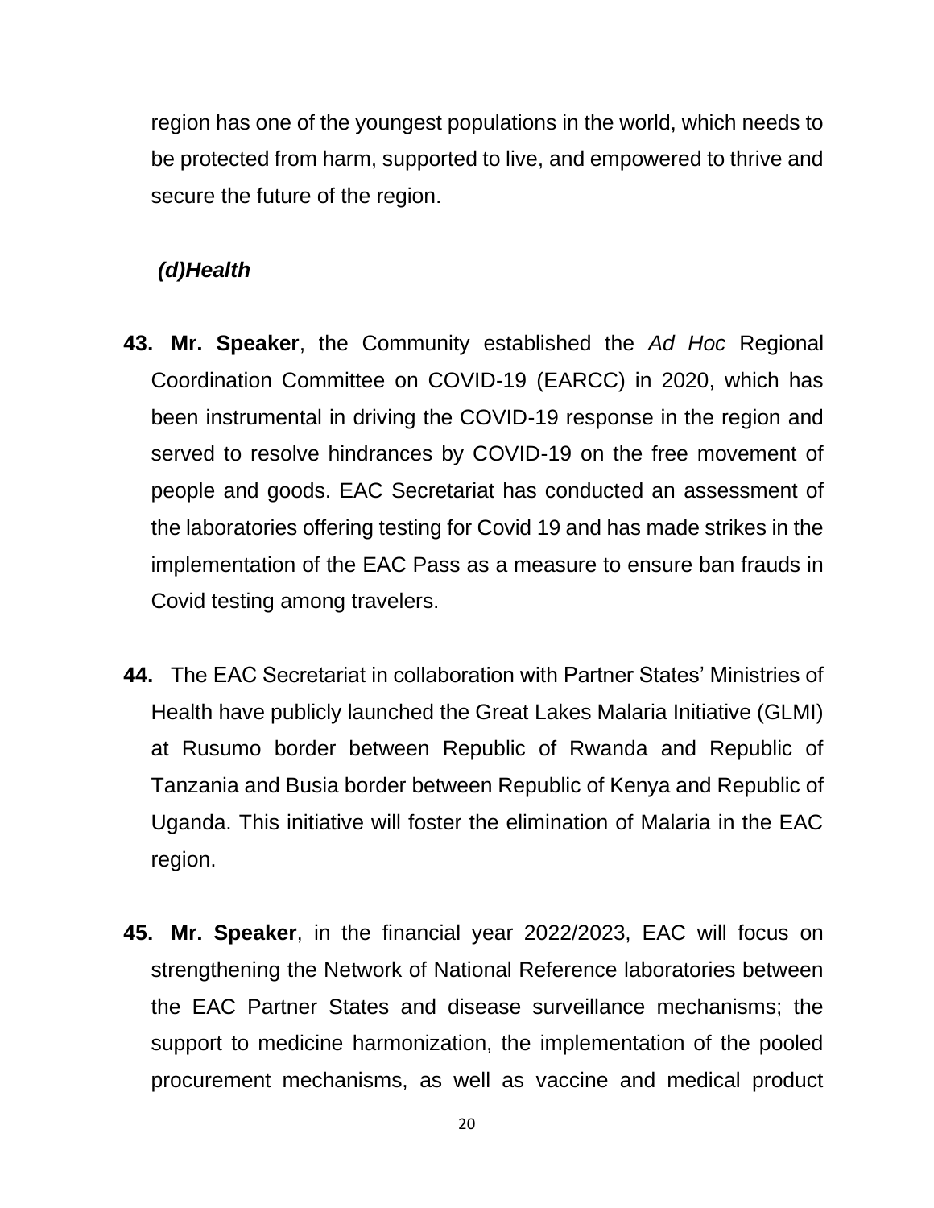region has one of the youngest populations in the world, which needs to be protected from harm, supported to live, and empowered to thrive and secure the future of the region.

***(d)Health***

**43. Mr. Speaker**, the Community established the *Ad Hoc* Regional Coordination Committee on COVID-19 (EARCC) in 2020, which has been instrumental in driving the COVID-19 response in the region and served to resolve hindrances by COVID-19 on the free movement of people and goods. EAC Secretariat has conducted an assessment of the laboratories offering testing for Covid 19 and has made strikes in the implementation of the EAC Pass as a measure to ensure ban frauds in Covid testing among travelers.

**44.** The EAC Secretariat in collaboration with Partner States' Ministries of Health have publicly launched the Great Lakes Malaria Initiative (GLMI) at Rusumo border between Republic of Rwanda and Republic of Tanzania and Busia border between Republic of Kenya and Republic of Uganda. This initiative will foster the elimination of Malaria in the EAC region.

**45. Mr. Speaker**, in the financial year 2022/2023, EAC will focus on strengthening the Network of National Reference laboratories between the EAC Partner States and disease surveillance mechanisms; the support to medicine harmonization, the implementation of the pooled procurement mechanisms, as well as vaccine and medical product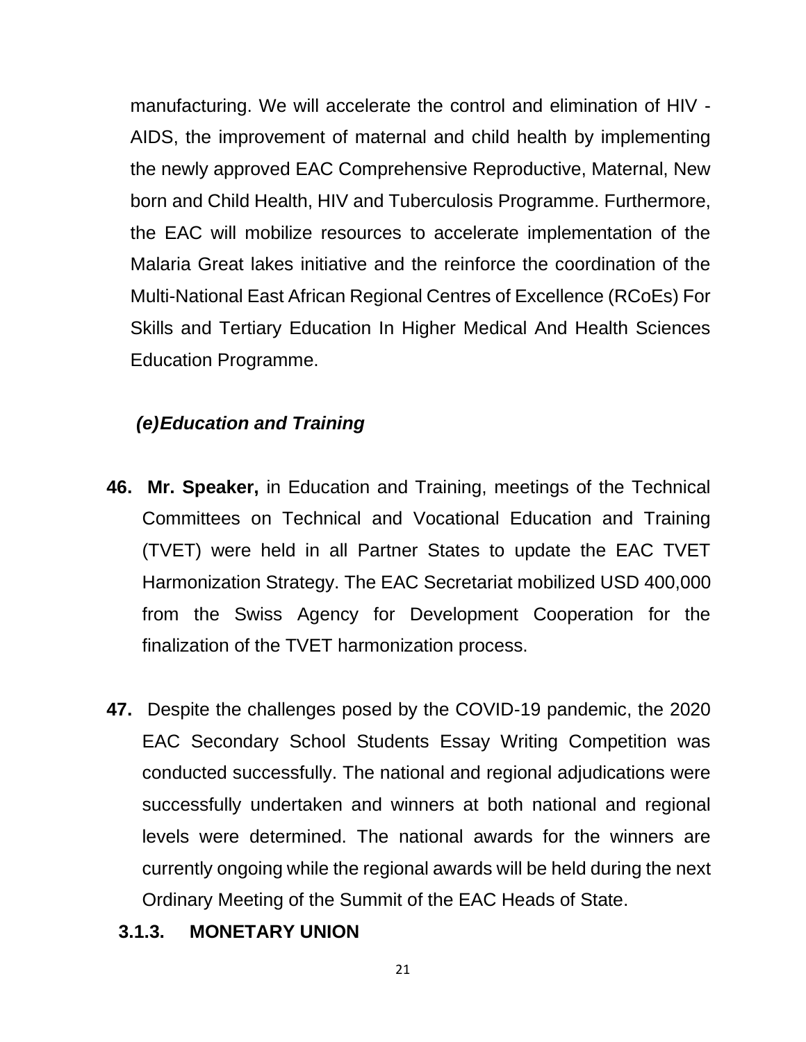manufacturing. We will accelerate the control and elimination of HIV - AIDS, the improvement of maternal and child health by implementing the newly approved EAC Comprehensive Reproductive, Maternal, New born and Child Health, HIV and Tuberculosis Programme. Furthermore, the EAC will mobilize resources to accelerate implementation of the Malaria Great lakes initiative and the reinforce the coordination of the Multi-National East African Regional Centres of Excellence (RCoEs) For Skills and Tertiary Education In Higher Medical And Health Sciences Education Programme.

***(e)Education and Training***

**46. Mr. Speaker,** in Education and Training, meetings of the Technical Committees on Technical and Vocational Education and Training (TVET) were held in all Partner States to update the EAC TVET Harmonization Strategy. The EAC Secretariat mobilized USD 400,000 from the Swiss Agency for Development Cooperation for the finalization of the TVET harmonization process.

**47.** Despite the challenges posed by the COVID-19 pandemic, the 2020 EAC Secondary School Students Essay Writing Competition was conducted successfully. The national and regional adjudications were successfully undertaken and winners at both national and regional levels were determined. The national awards for the winners are currently ongoing while the regional awards will be held during the next Ordinary Meeting of the Summit of the EAC Heads of State.

### 3.1.3. MONETARY UNION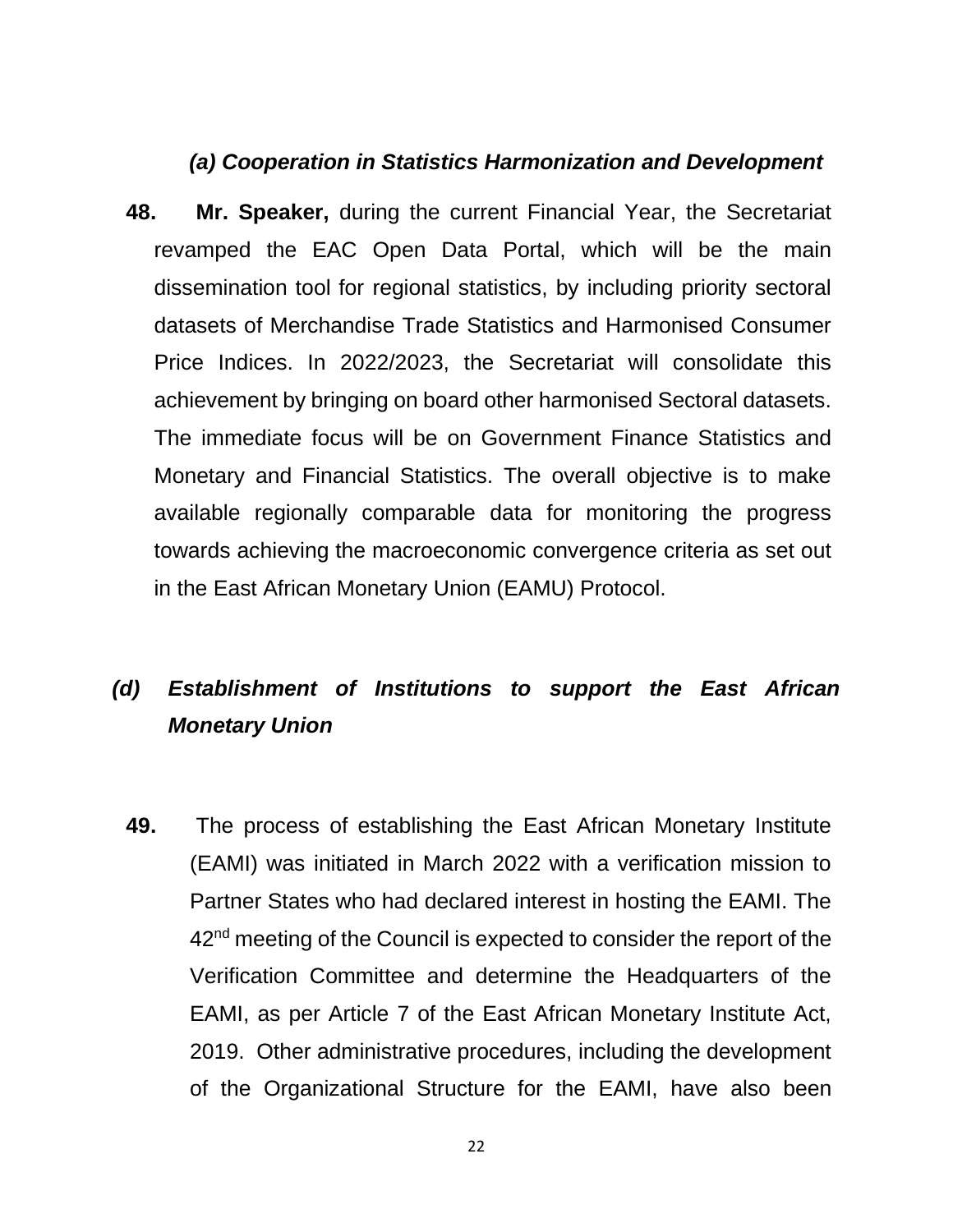***(a) Cooperation in Statistics Harmonization and Development***

**48.** **Mr. Speaker,** during the current Financial Year, the Secretariat revamped the EAC Open Data Portal, which will be the main dissemination tool for regional statistics, by including priority sectoral datasets of Merchandise Trade Statistics and Harmonised Consumer Price Indices. In 2022/2023, the Secretariat will consolidate this achievement by bringing on board other harmonised Sectoral datasets. The immediate focus will be on Government Finance Statistics and Monetary and Financial Statistics. The overall objective is to make available regionally comparable data for monitoring the progress towards achieving the macroeconomic convergence criteria as set out in the East African Monetary Union (EAMU) Protocol.

***(d) Establishment of Institutions to support the East African Monetary Union***

**49.** The process of establishing the East African Monetary Institute (EAMI) was initiated in March 2022 with a verification mission to Partner States who had declared interest in hosting the EAMI. The 42nd meeting of the Council is expected to consider the report of the Verification Committee and determine the Headquarters of the EAMI, as per Article 7 of the East African Monetary Institute Act, 2019. Other administrative procedures, including the development of the Organizational Structure for the EAMI, have also been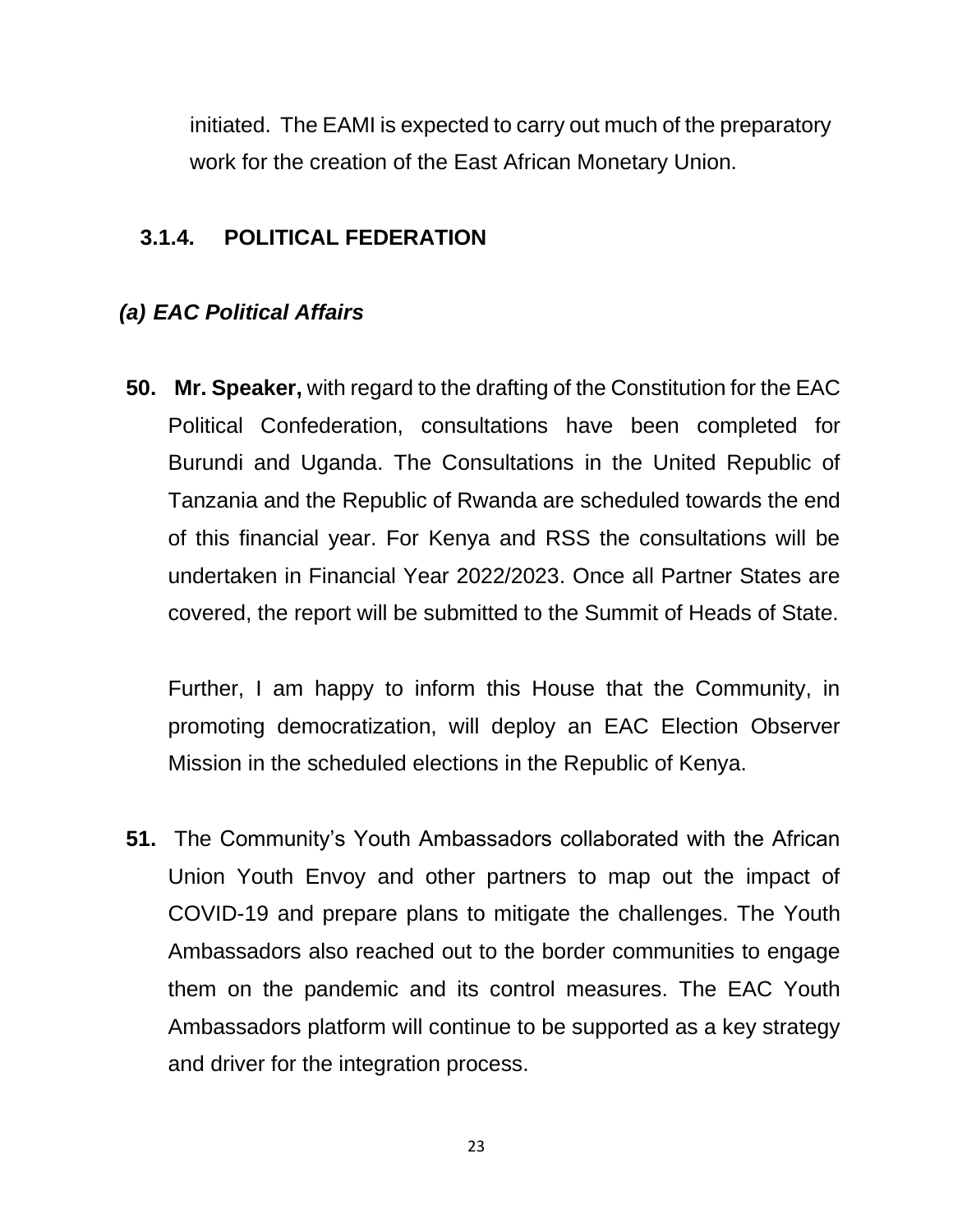initiated. The EAMI is expected to carry out much of the preparatory work for the creation of the East African Monetary Union.

### 3.1.4. POLITICAL FEDERATION

#### *(a) EAC Political Affairs*

**50. Mr. Speaker,** with regard to the drafting of the Constitution for the EAC Political Confederation, consultations have been completed for Burundi and Uganda. The Consultations in the United Republic of Tanzania and the Republic of Rwanda are scheduled towards the end of this financial year. For Kenya and RSS the consultations will be undertaken in Financial Year 2022/2023. Once all Partner States are covered, the report will be submitted to the Summit of Heads of State.

Further, I am happy to inform this House that the Community, in promoting democratization, will deploy an EAC Election Observer Mission in the scheduled elections in the Republic of Kenya.

**51.** The Community's Youth Ambassadors collaborated with the African Union Youth Envoy and other partners to map out the impact of COVID-19 and prepare plans to mitigate the challenges. The Youth Ambassadors also reached out to the border communities to engage them on the pandemic and its control measures. The EAC Youth Ambassadors platform will continue to be supported as a key strategy and driver for the integration process.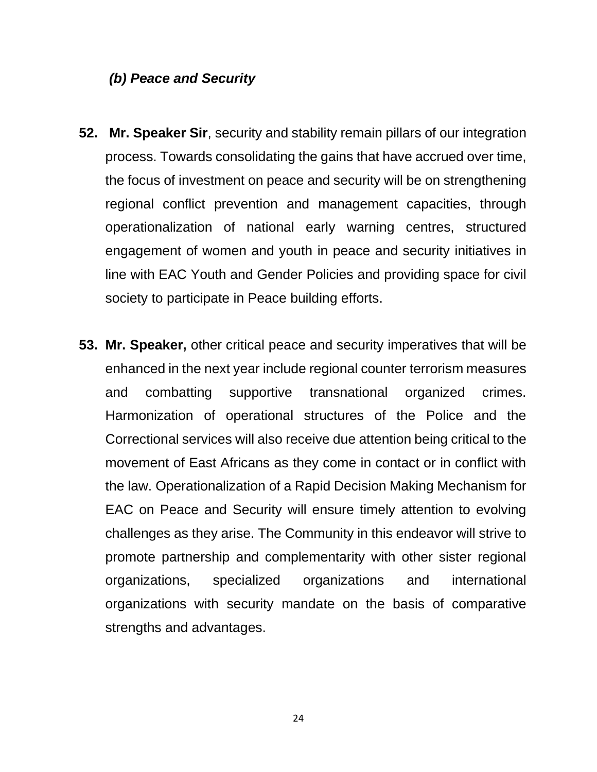### *(b) Peace and Security*

**52. Mr. Speaker Sir**, security and stability remain pillars of our integration process. Towards consolidating the gains that have accrued over time, the focus of investment on peace and security will be on strengthening regional conflict prevention and management capacities, through operationalization of national early warning centres, structured engagement of women and youth in peace and security initiatives in line with EAC Youth and Gender Policies and providing space for civil society to participate in Peace building efforts.

**53. Mr. Speaker,** other critical peace and security imperatives that will be enhanced in the next year include regional counter terrorism measures and combatting supportive transnational organized crimes. Harmonization of operational structures of the Police and the Correctional services will also receive due attention being critical to the movement of East Africans as they come in contact or in conflict with the law. Operationalization of a Rapid Decision Making Mechanism for EAC on Peace and Security will ensure timely attention to evolving challenges as they arise. The Community in this endeavor will strive to promote partnership and complementarity with other sister regional organizations, specialized organizations and international organizations with security mandate on the basis of comparative strengths and advantages.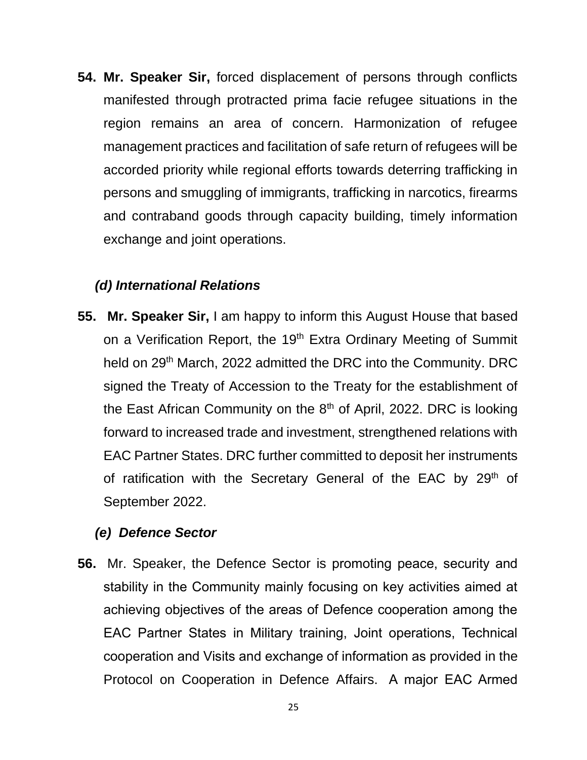54. **Mr. Speaker Sir,** forced displacement of persons through conflicts manifested through protracted prima facie refugee situations in the region remains an area of concern. Harmonization of refugee management practices and facilitation of safe return of refugees will be accorded priority while regional efforts towards deterring trafficking in persons and smuggling of immigrants, trafficking in narcotics, firearms and contraband goods through capacity building, timely information exchange and joint operations.

### *(d) International Relations*

55. **Mr. Speaker Sir,** I am happy to inform this August House that based on a Verification Report, the 19th Extra Ordinary Meeting of Summit held on 29th March, 2022 admitted the DRC into the Community. DRC signed the Treaty of Accession to the Treaty for the establishment of the East African Community on the 8th of April, 2022. DRC is looking forward to increased trade and investment, strengthened relations with EAC Partner States. DRC further committed to deposit her instruments of ratification with the Secretary General of the EAC by 29th of September 2022.

### *(e) Defence Sector*

56. Mr. Speaker, the Defence Sector is promoting peace, security and stability in the Community mainly focusing on key activities aimed at achieving objectives of the areas of Defence cooperation among the EAC Partner States in Military training, Joint operations, Technical cooperation and Visits and exchange of information as provided in the Protocol on Cooperation in Defence Affairs. A major EAC Armed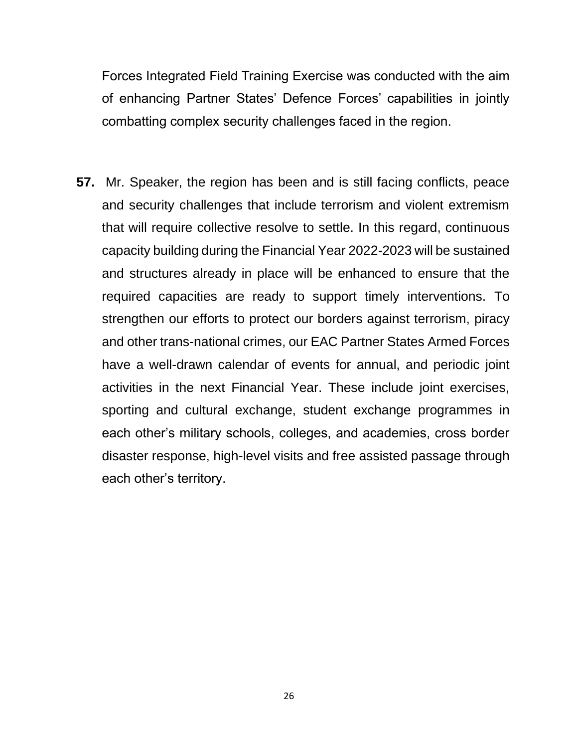Forces Integrated Field Training Exercise was conducted with the aim of enhancing Partner States' Defence Forces' capabilities in jointly combatting complex security challenges faced in the region.

**57.** Mr. Speaker, the region has been and is still facing conflicts, peace and security challenges that include terrorism and violent extremism that will require collective resolve to settle. In this regard, continuous capacity building during the Financial Year 2022-2023 will be sustained and structures already in place will be enhanced to ensure that the required capacities are ready to support timely interventions. To strengthen our efforts to protect our borders against terrorism, piracy and other trans-national crimes, our EAC Partner States Armed Forces have a well-drawn calendar of events for annual, and periodic joint activities in the next Financial Year. These include joint exercises, sporting and cultural exchange, student exchange programmes in each other's military schools, colleges, and academies, cross border disaster response, high-level visits and free assisted passage through each other's territory.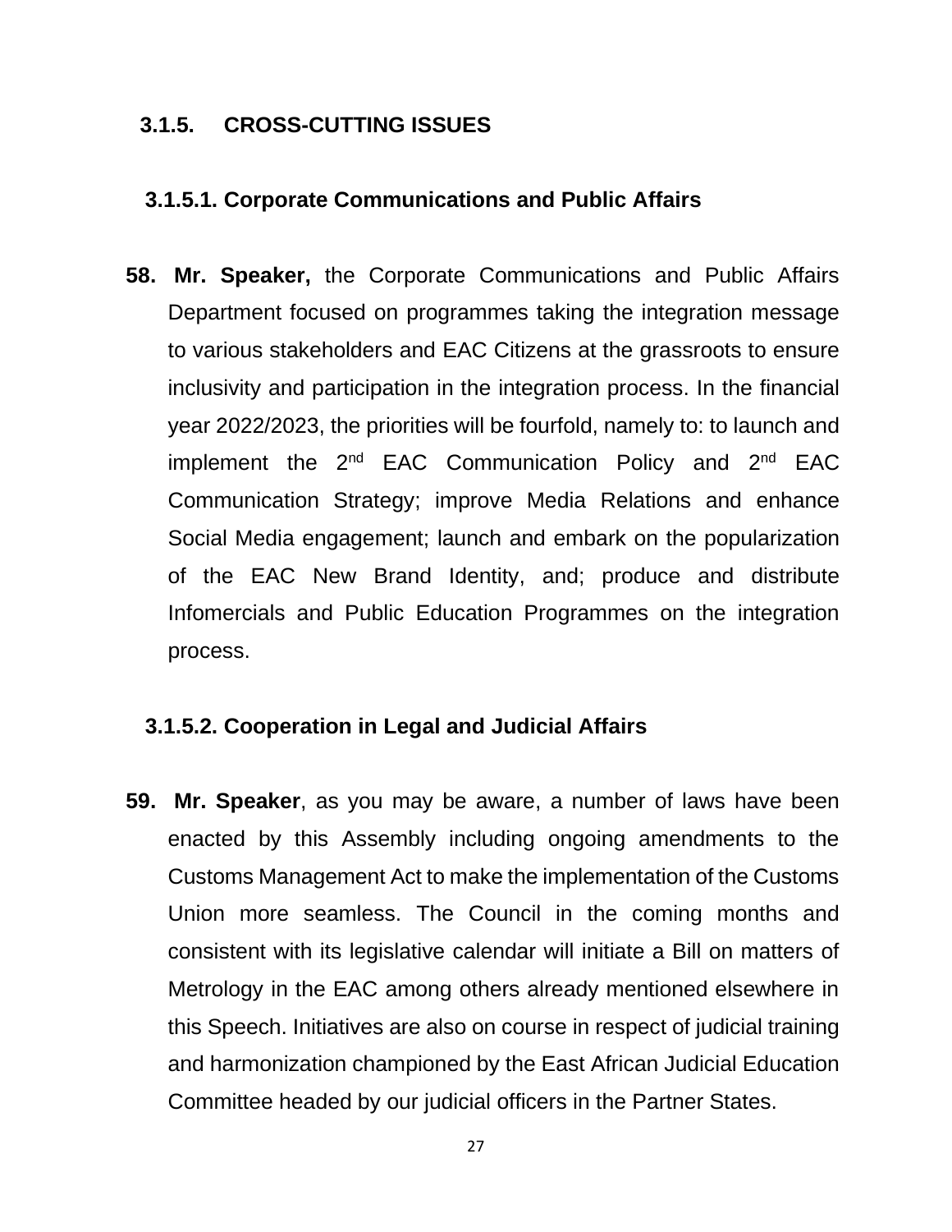### 3.1.5. CROSS-CUTTING ISSUES

#### 3.1.5.1. Corporate Communications and Public Affairs

**58. Mr. Speaker,** the Corporate Communications and Public Affairs Department focused on programmes taking the integration message to various stakeholders and EAC Citizens at the grassroots to ensure inclusivity and participation in the integration process. In the financial year 2022/2023, the priorities will be fourfold, namely to: to launch and implement the 2nd EAC Communication Policy and 2nd EAC Communication Strategy; improve Media Relations and enhance Social Media engagement; launch and embark on the popularization of the EAC New Brand Identity, and; produce and distribute Infomercials and Public Education Programmes on the integration process.

#### 3.1.5.2. Cooperation in Legal and Judicial Affairs

**59. Mr. Speaker**, as you may be aware, a number of laws have been enacted by this Assembly including ongoing amendments to the Customs Management Act to make the implementation of the Customs Union more seamless. The Council in the coming months and consistent with its legislative calendar will initiate a Bill on matters of Metrology in the EAC among others already mentioned elsewhere in this Speech. Initiatives are also on course in respect of judicial training and harmonization championed by the East African Judicial Education Committee headed by our judicial officers in the Partner States.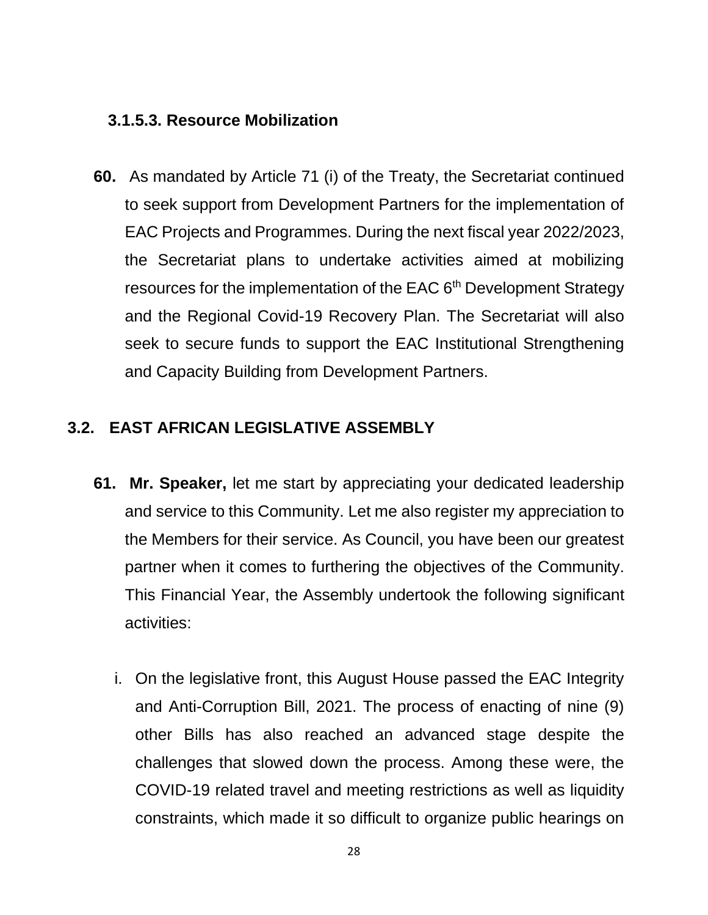#### 3.1.5.3. Resource Mobilization

**60.** As mandated by Article 71 (i) of the Treaty, the Secretariat continued to seek support from Development Partners for the implementation of EAC Projects and Programmes. During the next fiscal year 2022/2023, the Secretariat plans to undertake activities aimed at mobilizing resources for the implementation of the EAC 6th Development Strategy and the Regional Covid-19 Recovery Plan. The Secretariat will also seek to secure funds to support the EAC Institutional Strengthening and Capacity Building from Development Partners.

### 3.2. EAST AFRICAN LEGISLATIVE ASSEMBLY

**61. Mr. Speaker,** let me start by appreciating your dedicated leadership and service to this Community. Let me also register my appreciation to the Members for their service. As Council, you have been our greatest partner when it comes to furthering the objectives of the Community. This Financial Year, the Assembly undertook the following significant activities:

i. On the legislative front, this August House passed the EAC Integrity and Anti-Corruption Bill, 2021. The process of enacting of nine (9) other Bills has also reached an advanced stage despite the challenges that slowed down the process. Among these were, the COVID-19 related travel and meeting restrictions as well as liquidity constraints, which made it so difficult to organize public hearings on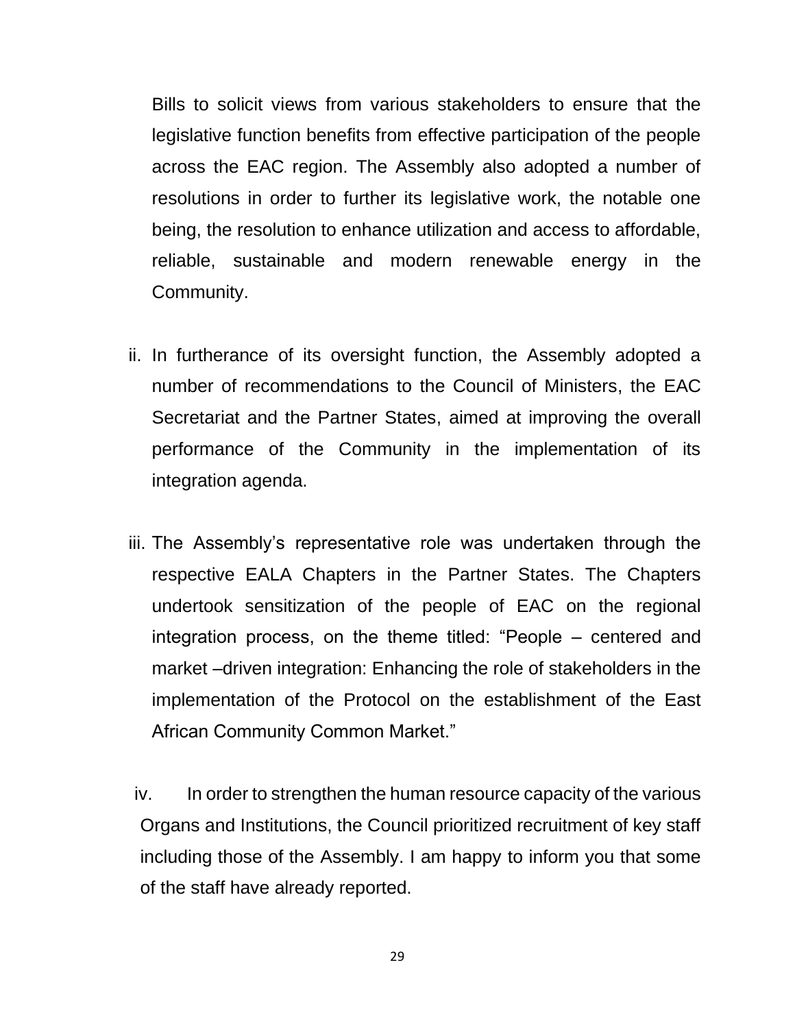Bills to solicit views from various stakeholders to ensure that the legislative function benefits from effective participation of the people across the EAC region. The Assembly also adopted a number of resolutions in order to further its legislative work, the notable one being, the resolution to enhance utilization and access to affordable, reliable, sustainable and modern renewable energy in the Community.

ii. In furtherance of its oversight function, the Assembly adopted a number of recommendations to the Council of Ministers, the EAC Secretariat and the Partner States, aimed at improving the overall performance of the Community in the implementation of its integration agenda.

iii. The Assembly's representative role was undertaken through the respective EALA Chapters in the Partner States. The Chapters undertook sensitization of the people of EAC on the regional integration process, on the theme titled: "People – centered and market –driven integration: Enhancing the role of stakeholders in the implementation of the Protocol on the establishment of the East African Community Common Market."

iv. In order to strengthen the human resource capacity of the various Organs and Institutions, the Council prioritized recruitment of key staff including those of the Assembly. I am happy to inform you that some of the staff have already reported.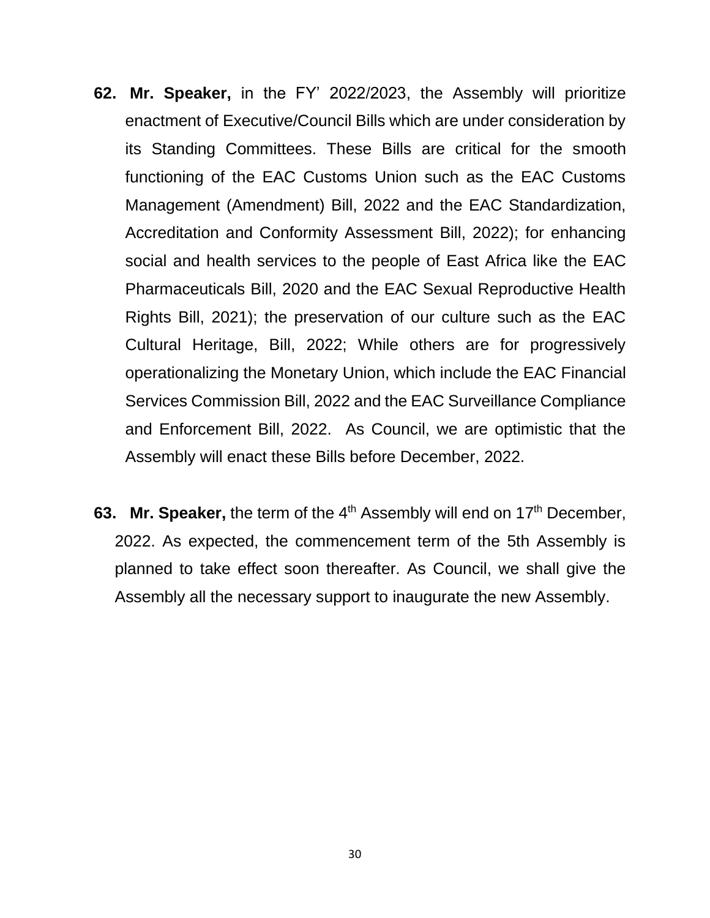**62. Mr. Speaker,** in the FY' 2022/2023, the Assembly will prioritize enactment of Executive/Council Bills which are under consideration by its Standing Committees. These Bills are critical for the smooth functioning of the EAC Customs Union such as the EAC Customs Management (Amendment) Bill, 2022 and the EAC Standardization, Accreditation and Conformity Assessment Bill, 2022); for enhancing social and health services to the people of East Africa like the EAC Pharmaceuticals Bill, 2020 and the EAC Sexual Reproductive Health Rights Bill, 2021); the preservation of our culture such as the EAC Cultural Heritage, Bill, 2022; While others are for progressively operationalizing the Monetary Union, which include the EAC Financial Services Commission Bill, 2022 and the EAC Surveillance Compliance and Enforcement Bill, 2022. As Council, we are optimistic that the Assembly will enact these Bills before December, 2022.

**63. Mr. Speaker,** the term of the 4th Assembly will end on 17th December, 2022. As expected, the commencement term of the 5th Assembly is planned to take effect soon thereafter. As Council, we shall give the Assembly all the necessary support to inaugurate the new Assembly.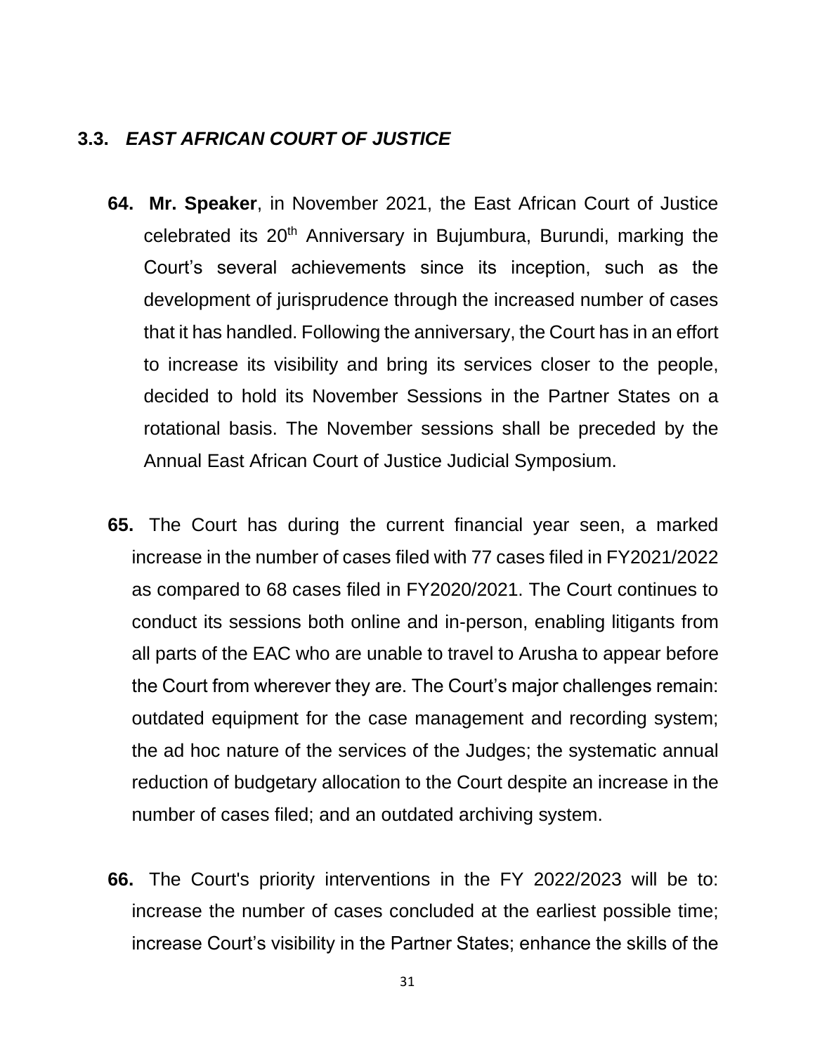### 3.3. *EAST AFRICAN COURT OF JUSTICE*

**64. Mr. Speaker**, in November 2021, the East African Court of Justice celebrated its 20th Anniversary in Bujumbura, Burundi, marking the Court's several achievements since its inception, such as the development of jurisprudence through the increased number of cases that it has handled. Following the anniversary, the Court has in an effort to increase its visibility and bring its services closer to the people, decided to hold its November Sessions in the Partner States on a rotational basis. The November sessions shall be preceded by the Annual East African Court of Justice Judicial Symposium.

**65.** The Court has during the current financial year seen, a marked increase in the number of cases filed with 77 cases filed in FY2021/2022 as compared to 68 cases filed in FY2020/2021. The Court continues to conduct its sessions both online and in-person, enabling litigants from all parts of the EAC who are unable to travel to Arusha to appear before the Court from wherever they are. The Court's major challenges remain: outdated equipment for the case management and recording system; the ad hoc nature of the services of the Judges; the systematic annual reduction of budgetary allocation to the Court despite an increase in the number of cases filed; and an outdated archiving system.

**66.** The Court's priority interventions in the FY 2022/2023 will be to: increase the number of cases concluded at the earliest possible time; increase Court's visibility in the Partner States; enhance the skills of the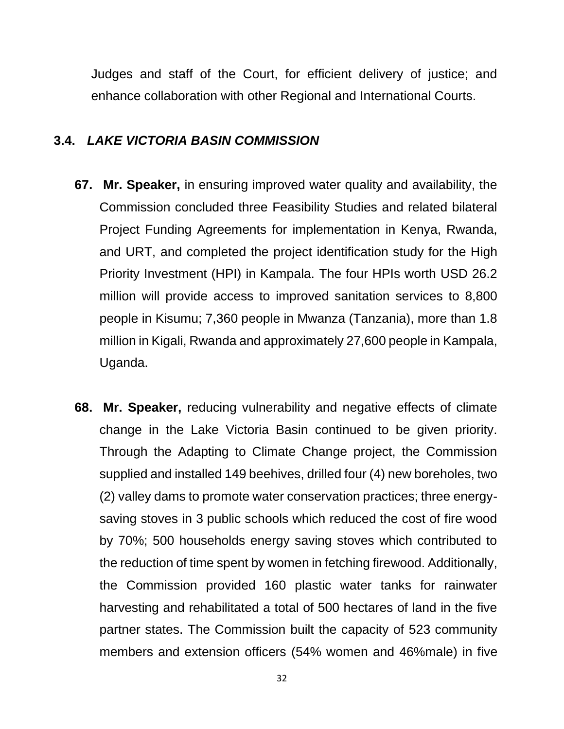Judges and staff of the Court, for efficient delivery of justice; and enhance collaboration with other Regional and International Courts.

### 3.4. *LAKE VICTORIA BASIN COMMISSION*

**67. Mr. Speaker,** in ensuring improved water quality and availability, the Commission concluded three Feasibility Studies and related bilateral Project Funding Agreements for implementation in Kenya, Rwanda, and URT, and completed the project identification study for the High Priority Investment (HPI) in Kampala. The four HPIs worth USD 26.2 million will provide access to improved sanitation services to 8,800 people in Kisumu; 7,360 people in Mwanza (Tanzania), more than 1.8 million in Kigali, Rwanda and approximately 27,600 people in Kampala, Uganda.

**68. Mr. Speaker,** reducing vulnerability and negative effects of climate change in the Lake Victoria Basin continued to be given priority. Through the Adapting to Climate Change project, the Commission supplied and installed 149 beehives, drilled four (4) new boreholes, two (2) valley dams to promote water conservation practices; three energy-saving stoves in 3 public schools which reduced the cost of fire wood by 70%; 500 households energy saving stoves which contributed to the reduction of time spent by women in fetching firewood. Additionally, the Commission provided 160 plastic water tanks for rainwater harvesting and rehabilitated a total of 500 hectares of land in the five partner states. The Commission built the capacity of 523 community members and extension officers (54% women and 46%male) in five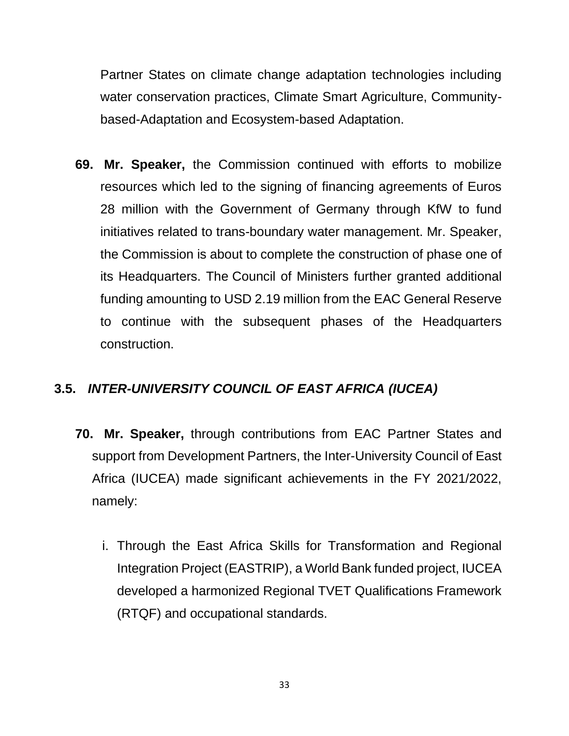Partner States on climate change adaptation technologies including water conservation practices, Climate Smart Agriculture, Community-based-Adaptation and Ecosystem-based Adaptation.

69. **Mr. Speaker,** the Commission continued with efforts to mobilize resources which led to the signing of financing agreements of Euros 28 million with the Government of Germany through KfW to fund initiatives related to trans-boundary water management. Mr. Speaker, the Commission is about to complete the construction of phase one of its Headquarters. The Council of Ministers further granted additional funding amounting to USD 2.19 million from the EAC General Reserve to continue with the subsequent phases of the Headquarters construction.

### 3.5. *INTER-UNIVERSITY COUNCIL OF EAST AFRICA (IUCEA)*

70. **Mr. Speaker,** through contributions from EAC Partner States and support from Development Partners, the Inter-University Council of East Africa (IUCEA) made significant achievements in the FY 2021/2022, namely:

    i. Through the East Africa Skills for Transformation and Regional Integration Project (EASTRIP), a World Bank funded project, IUCEA developed a harmonized Regional TVET Qualifications Framework (RTQF) and occupational standards.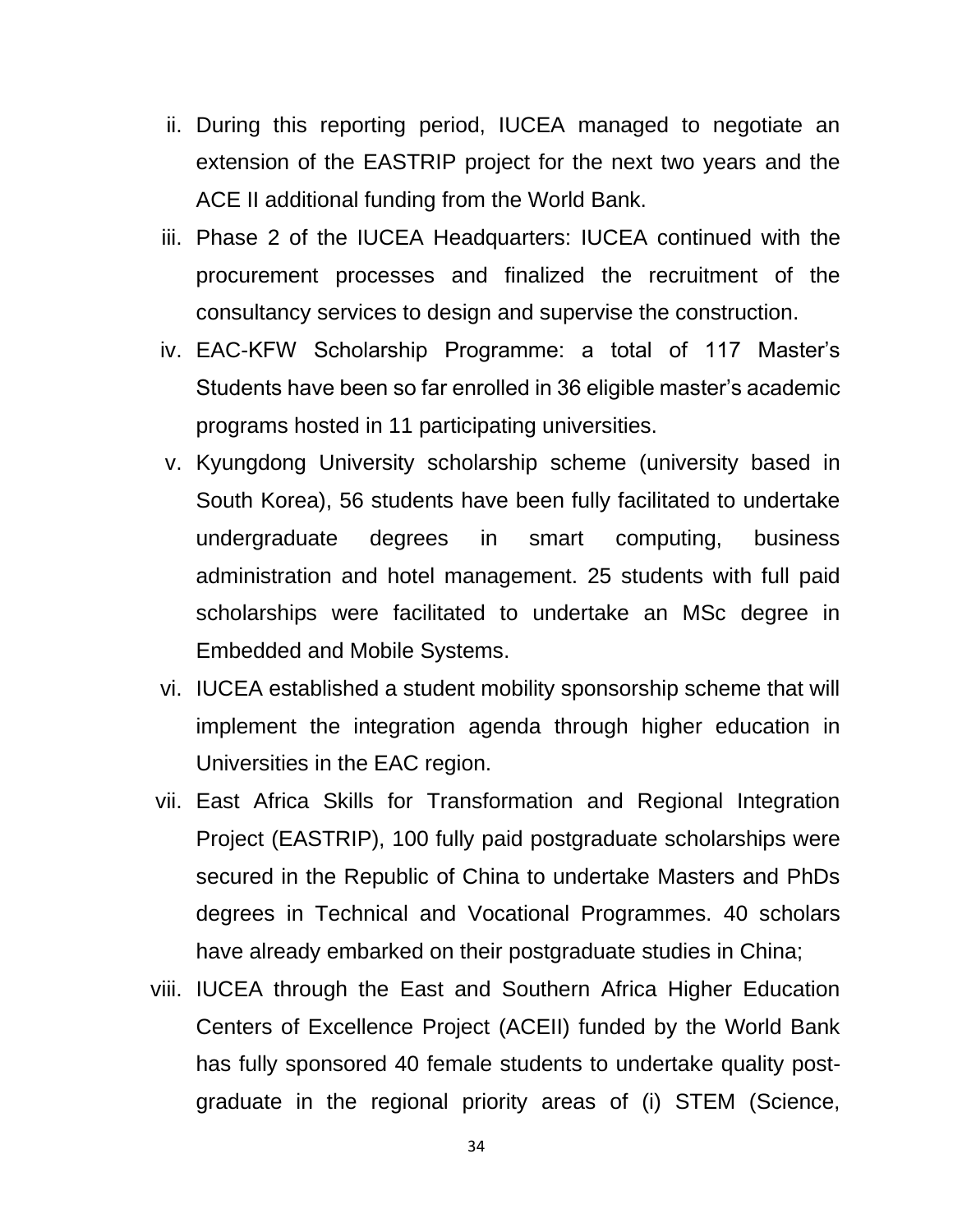ii. During this reporting period, IUCEA managed to negotiate an extension of the EASTRIP project for the next two years and the ACE II additional funding from the World Bank.

iii. Phase 2 of the IUCEA Headquarters: IUCEA continued with the procurement processes and finalized the recruitment of the consultancy services to design and supervise the construction.

iv. EAC-KFW Scholarship Programme: a total of 117 Master's Students have been so far enrolled in 36 eligible master's academic programs hosted in 11 participating universities.

v. Kyungdong University scholarship scheme (university based in South Korea), 56 students have been fully facilitated to undertake undergraduate degrees in smart computing, business administration and hotel management. 25 students with full paid scholarships were facilitated to undertake an MSc degree in Embedded and Mobile Systems.

vi. IUCEA established a student mobility sponsorship scheme that will implement the integration agenda through higher education in Universities in the EAC region.

vii. East Africa Skills for Transformation and Regional Integration Project (EASTRIP), 100 fully paid postgraduate scholarships were secured in the Republic of China to undertake Masters and PhDs degrees in Technical and Vocational Programmes. 40 scholars have already embarked on their postgraduate studies in China;

viii. IUCEA through the East and Southern Africa Higher Education Centers of Excellence Project (ACEII) funded by the World Bank has fully sponsored 40 female students to undertake quality post-graduate in the regional priority areas of (i) STEM (Science,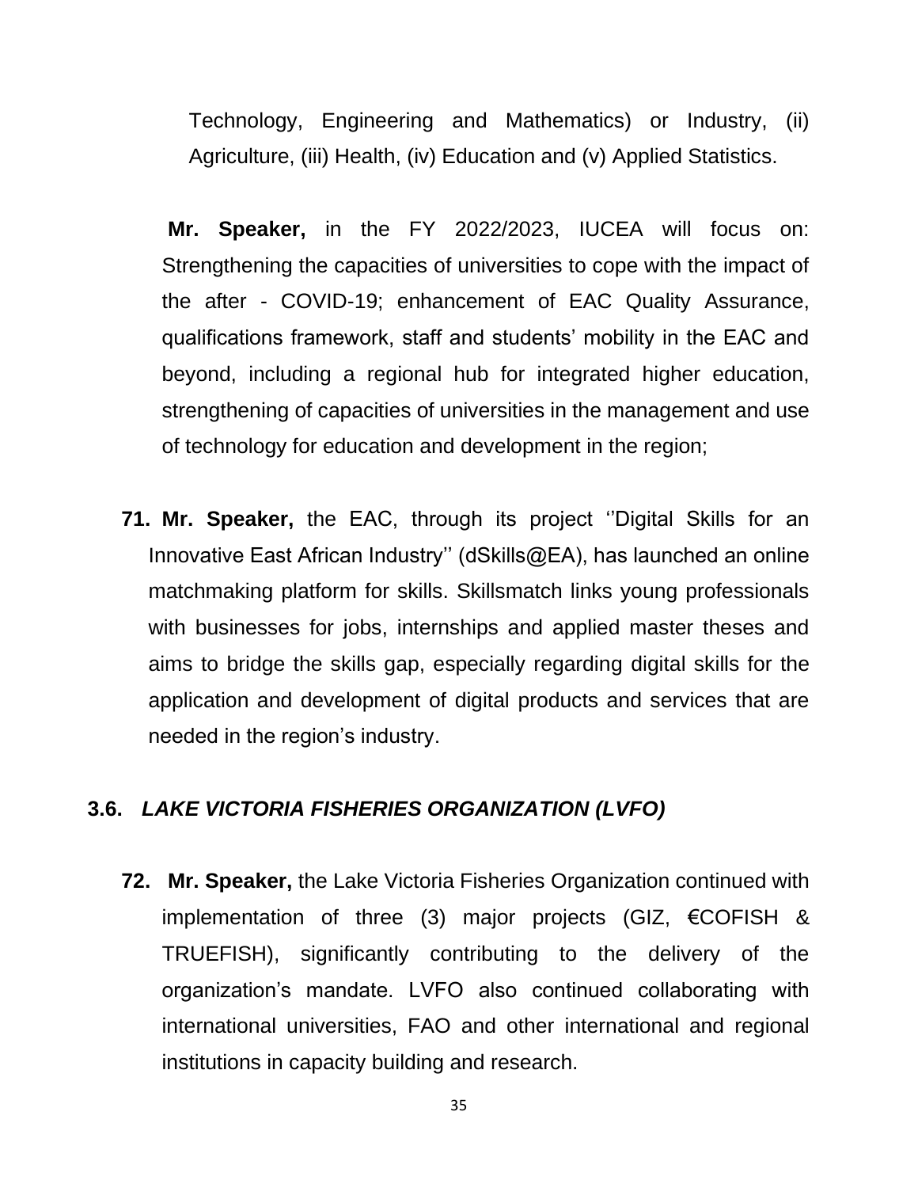Technology, Engineering and Mathematics) or Industry, (ii) Agriculture, (iii) Health, (iv) Education and (v) Applied Statistics.

**Mr. Speaker,** in the FY 2022/2023, IUCEA will focus on: Strengthening the capacities of universities to cope with the impact of the after - COVID-19; enhancement of EAC Quality Assurance, qualifications framework, staff and students' mobility in the EAC and beyond, including a regional hub for integrated higher education, strengthening of capacities of universities in the management and use of technology for education and development in the region;

71. **Mr. Speaker,** the EAC, through its project ''Digital Skills for an Innovative East African Industry'' (dSkills@EA), has launched an online matchmaking platform for skills. Skillsmatch links young professionals with businesses for jobs, internships and applied master theses and aims to bridge the skills gap, especially regarding digital skills for the application and development of digital products and services that are needed in the region's industry.

### 3.6. *LAKE VICTORIA FISHERIES ORGANIZATION (LVFO)*

72. **Mr. Speaker,** the Lake Victoria Fisheries Organization continued with implementation of three (3) major projects (GIZ, €COFISH & TRUEFISH), significantly contributing to the delivery of the organization's mandate. LVFO also continued collaborating with international universities, FAO and other international and regional institutions in capacity building and research.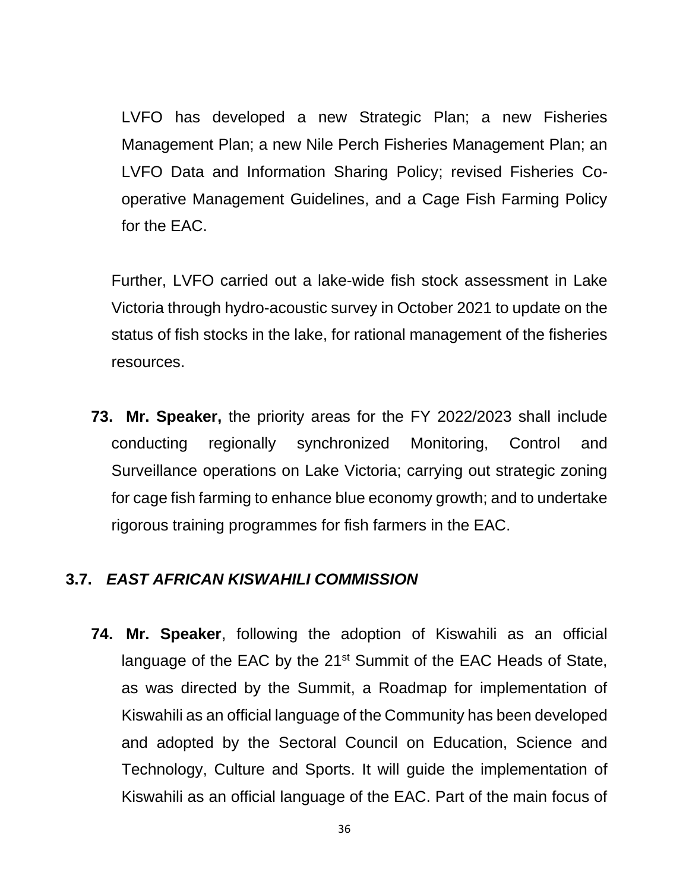LVFO has developed a new Strategic Plan; a new Fisheries Management Plan; a new Nile Perch Fisheries Management Plan; an LVFO Data and Information Sharing Policy; revised Fisheries Co-operative Management Guidelines, and a Cage Fish Farming Policy for the EAC.

Further, LVFO carried out a lake-wide fish stock assessment in Lake Victoria through hydro-acoustic survey in October 2021 to update on the status of fish stocks in the lake, for rational management of the fisheries resources.

**73. Mr. Speaker,** the priority areas for the FY 2022/2023 shall include conducting regionally synchronized Monitoring, Control and Surveillance operations on Lake Victoria; carrying out strategic zoning for cage fish farming to enhance blue economy growth; and to undertake rigorous training programmes for fish farmers in the EAC.

### 3.7. *EAST AFRICAN KISWAHILI COMMISSION*

**74. Mr. Speaker**, following the adoption of Kiswahili as an official language of the EAC by the 21st Summit of the EAC Heads of State, as was directed by the Summit, a Roadmap for implementation of Kiswahili as an official language of the Community has been developed and adopted by the Sectoral Council on Education, Science and Technology, Culture and Sports. It will guide the implementation of Kiswahili as an official language of the EAC. Part of the main focus of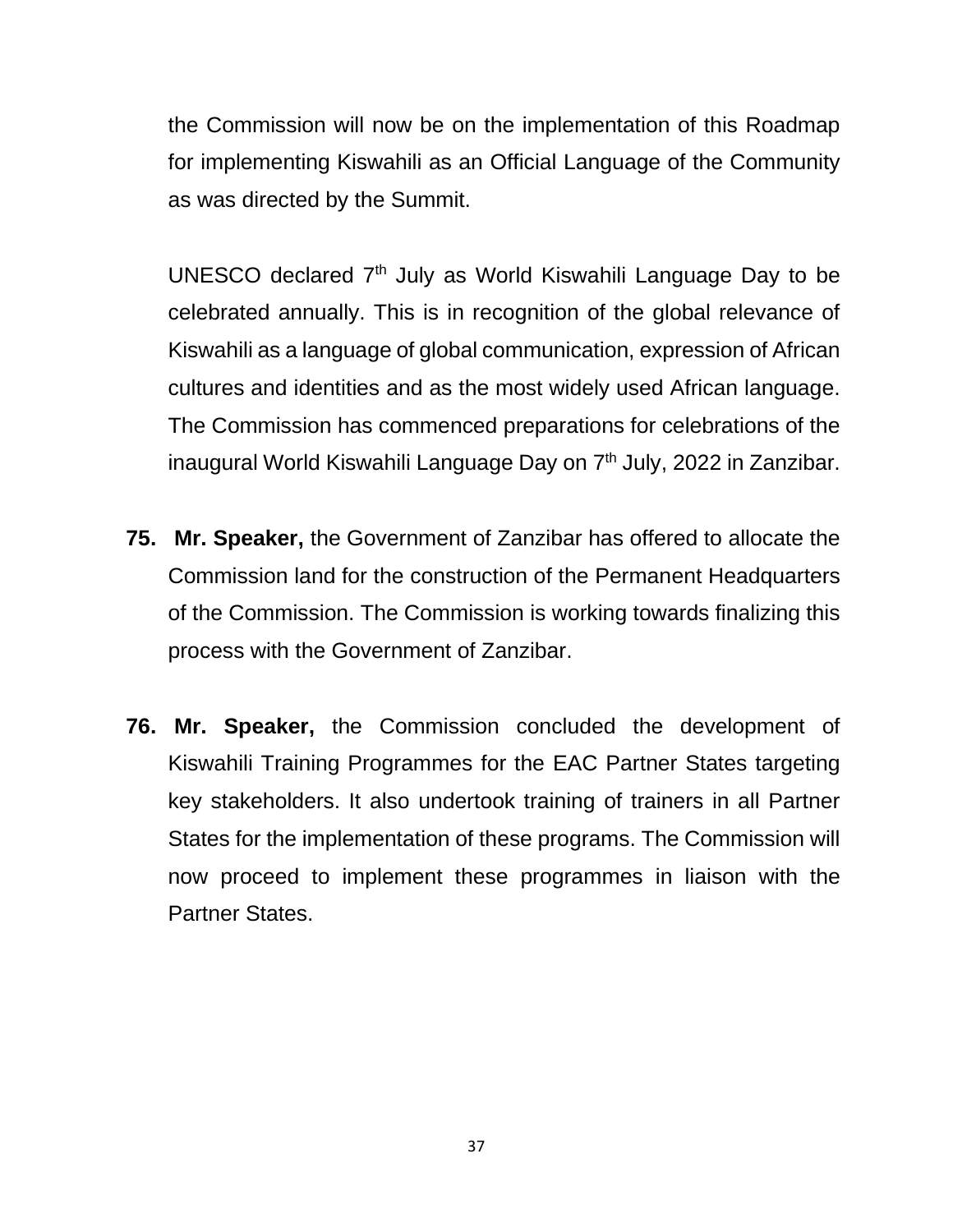the Commission will now be on the implementation of this Roadmap for implementing Kiswahili as an Official Language of the Community as was directed by the Summit.

UNESCO declared 7th July as World Kiswahili Language Day to be celebrated annually. This is in recognition of the global relevance of Kiswahili as a language of global communication, expression of African cultures and identities and as the most widely used African language. The Commission has commenced preparations for celebrations of the inaugural World Kiswahili Language Day on 7th July, 2022 in Zanzibar.

**75. Mr. Speaker,** the Government of Zanzibar has offered to allocate the Commission land for the construction of the Permanent Headquarters of the Commission. The Commission is working towards finalizing this process with the Government of Zanzibar.

**76. Mr. Speaker,** the Commission concluded the development of Kiswahili Training Programmes for the EAC Partner States targeting key stakeholders. It also undertook training of trainers in all Partner States for the implementation of these programs. The Commission will now proceed to implement these programmes in liaison with the Partner States.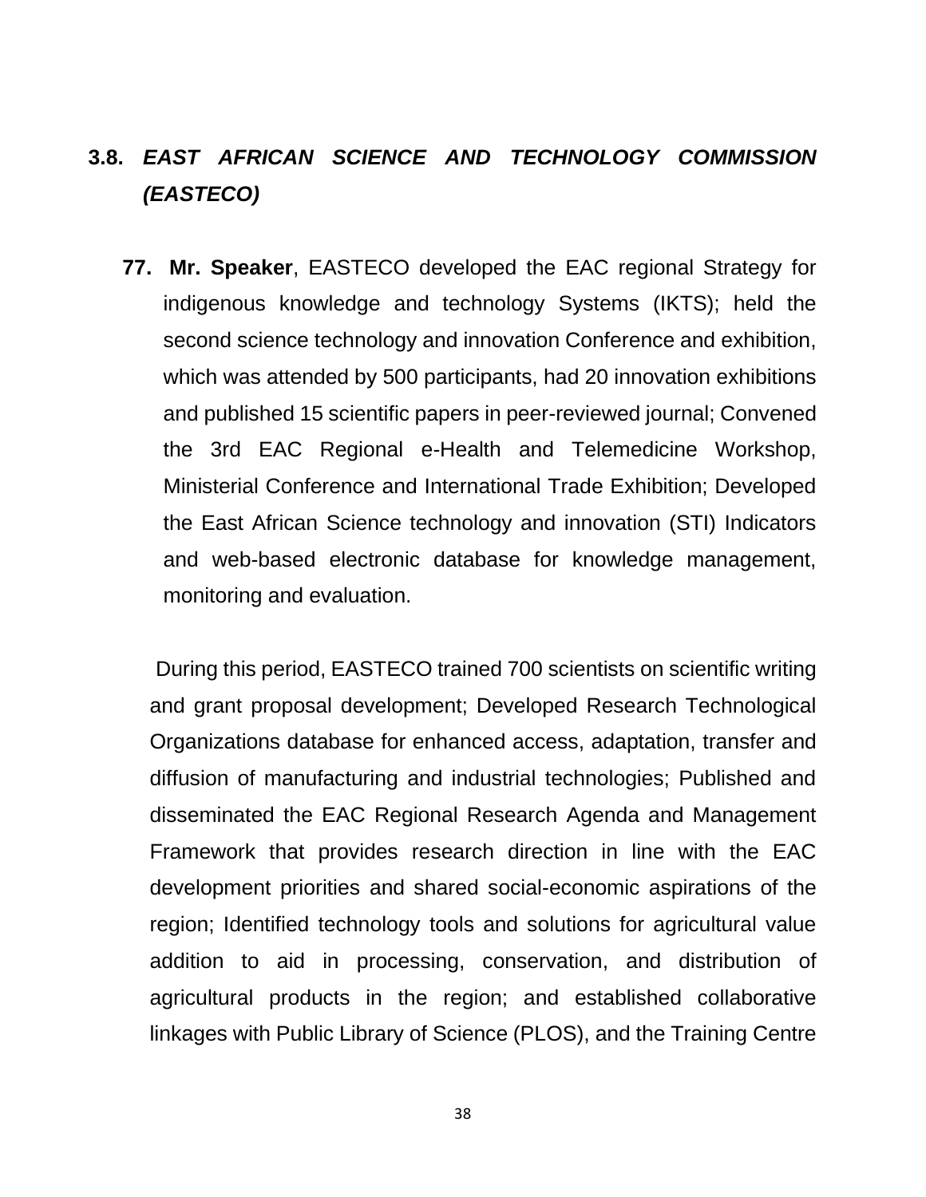## 3.8. *EAST AFRICAN SCIENCE AND TECHNOLOGY COMMISSION (EASTECO)*

77. **Mr. Speaker**, EASTECO developed the EAC regional Strategy for indigenous knowledge and technology Systems (IKTS); held the second science technology and innovation Conference and exhibition, which was attended by 500 participants, had 20 innovation exhibitions and published 15 scientific papers in peer-reviewed journal; Convened the 3rd EAC Regional e-Health and Telemedicine Workshop, Ministerial Conference and International Trade Exhibition; Developed the East African Science technology and innovation (STI) Indicators and web-based electronic database for knowledge management, monitoring and evaluation.

During this period, EASTECO trained 700 scientists on scientific writing and grant proposal development; Developed Research Technological Organizations database for enhanced access, adaptation, transfer and diffusion of manufacturing and industrial technologies; Published and disseminated the EAC Regional Research Agenda and Management Framework that provides research direction in line with the EAC development priorities and shared social-economic aspirations of the region; Identified technology tools and solutions for agricultural value addition to aid in processing, conservation, and distribution of agricultural products in the region; and established collaborative linkages with Public Library of Science (PLOS), and the Training Centre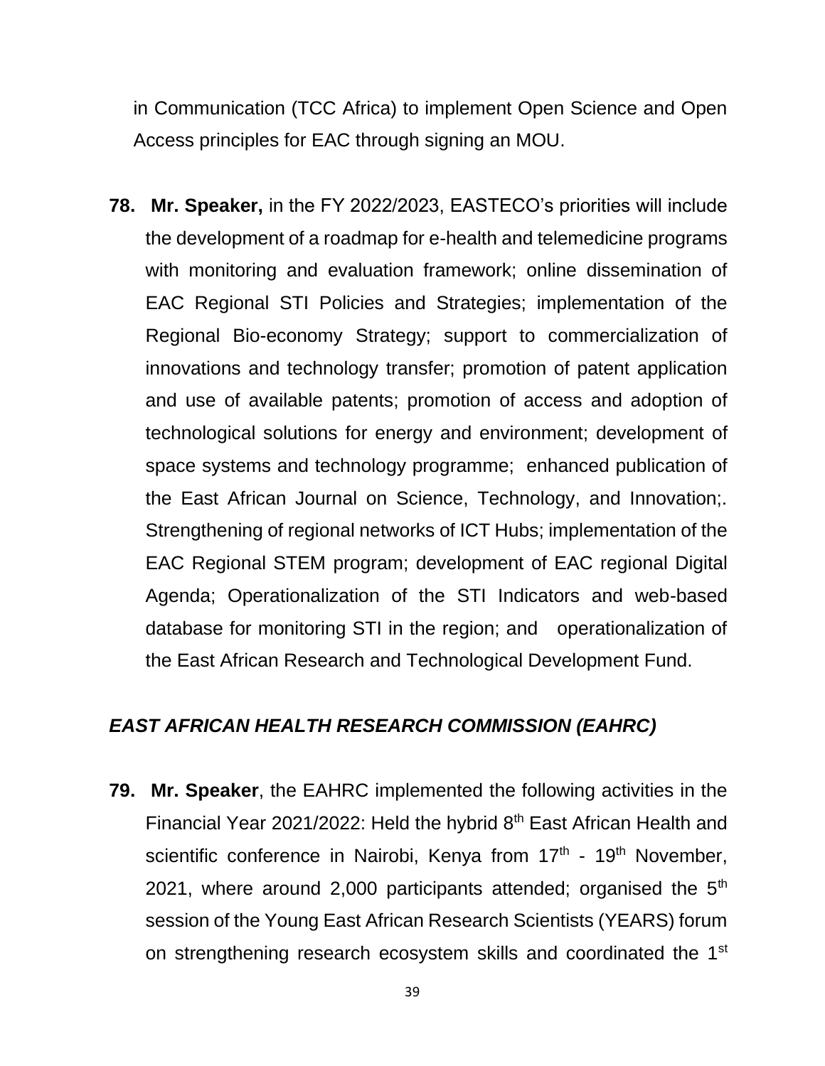in Communication (TCC Africa) to implement Open Science and Open Access principles for EAC through signing an MOU.

**78. Mr. Speaker,** in the FY 2022/2023, EASTECO's priorities will include the development of a roadmap for e-health and telemedicine programs with monitoring and evaluation framework; online dissemination of EAC Regional STI Policies and Strategies; implementation of the Regional Bio-economy Strategy; support to commercialization of innovations and technology transfer; promotion of patent application and use of available patents; promotion of access and adoption of technological solutions for energy and environment; development of space systems and technology programme; enhanced publication of the East African Journal on Science, Technology, and Innovation;. Strengthening of regional networks of ICT Hubs; implementation of the EAC Regional STEM program; development of EAC regional Digital Agenda; Operationalization of the STI Indicators and web-based database for monitoring STI in the region; and operationalization of the East African Research and Technological Development Fund.

### *EAST AFRICAN HEALTH RESEARCH COMMISSION (EAHRC)*

**79. Mr. Speaker**, the EAHRC implemented the following activities in the Financial Year 2021/2022: Held the hybrid 8th East African Health and scientific conference in Nairobi, Kenya from 17th - 19th November, 2021, where around 2,000 participants attended; organised the 5th session of the Young East African Research Scientists (YEARS) forum on strengthening research ecosystem skills and coordinated the 1st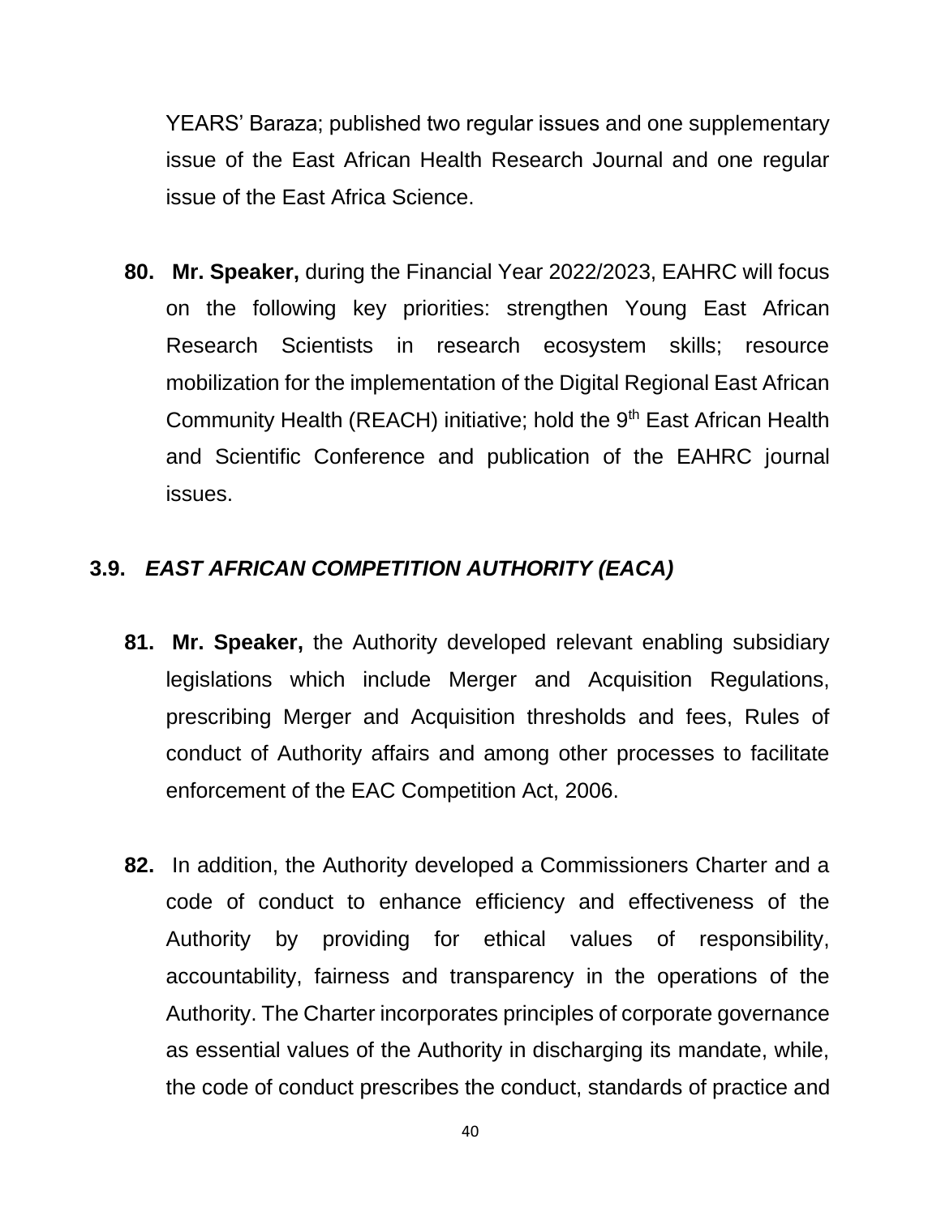YEARS' Baraza; published two regular issues and one supplementary issue of the East African Health Research Journal and one regular issue of the East Africa Science.

**80. Mr. Speaker,** during the Financial Year 2022/2023, EAHRC will focus on the following key priorities: strengthen Young East African Research Scientists in research ecosystem skills; resource mobilization for the implementation of the Digital Regional East African Community Health (REACH) initiative; hold the 9th East African Health and Scientific Conference and publication of the EAHRC journal issues.

### 3.9. *EAST AFRICAN COMPETITION AUTHORITY (EACA)*

**81. Mr. Speaker,** the Authority developed relevant enabling subsidiary legislations which include Merger and Acquisition Regulations, prescribing Merger and Acquisition thresholds and fees, Rules of conduct of Authority affairs and among other processes to facilitate enforcement of the EAC Competition Act, 2006.

**82.** In addition, the Authority developed a Commissioners Charter and a code of conduct to enhance efficiency and effectiveness of the Authority by providing for ethical values of responsibility, accountability, fairness and transparency in the operations of the Authority. The Charter incorporates principles of corporate governance as essential values of the Authority in discharging its mandate, while, the code of conduct prescribes the conduct, standards of practice and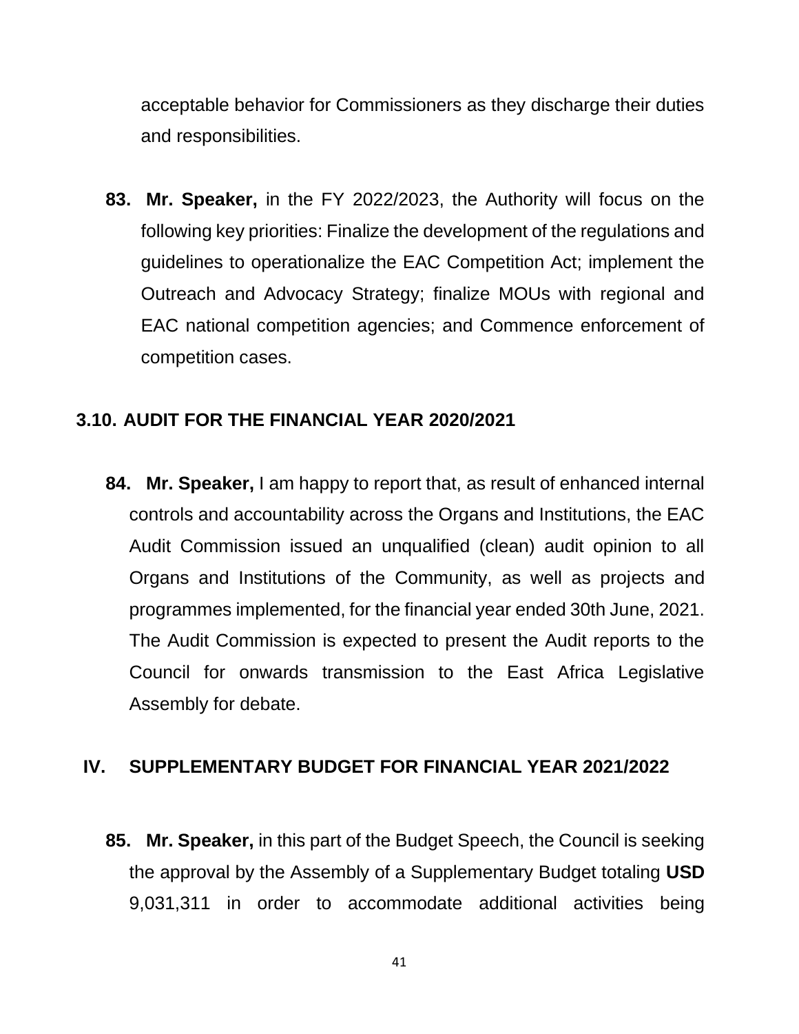acceptable behavior for Commissioners as they discharge their duties and responsibilities.

**83. Mr. Speaker,** in the FY 2022/2023, the Authority will focus on the following key priorities: Finalize the development of the regulations and guidelines to operationalize the EAC Competition Act; implement the Outreach and Advocacy Strategy; finalize MOUs with regional and EAC national competition agencies; and Commence enforcement of competition cases.

### 3.10. AUDIT FOR THE FINANCIAL YEAR 2020/2021

**84. Mr. Speaker,** I am happy to report that, as result of enhanced internal controls and accountability across the Organs and Institutions, the EAC Audit Commission issued an unqualified (clean) audit opinion to all Organs and Institutions of the Community, as well as projects and programmes implemented, for the financial year ended 30th June, 2021. The Audit Commission is expected to present the Audit reports to the Council for onwards transmission to the East Africa Legislative Assembly for debate.

## IV. SUPPLEMENTARY BUDGET FOR FINANCIAL YEAR 2021/2022

**85. Mr. Speaker,** in this part of the Budget Speech, the Council is seeking the approval by the Assembly of a Supplementary Budget totaling **USD** 9,031,311 in order to accommodate additional activities being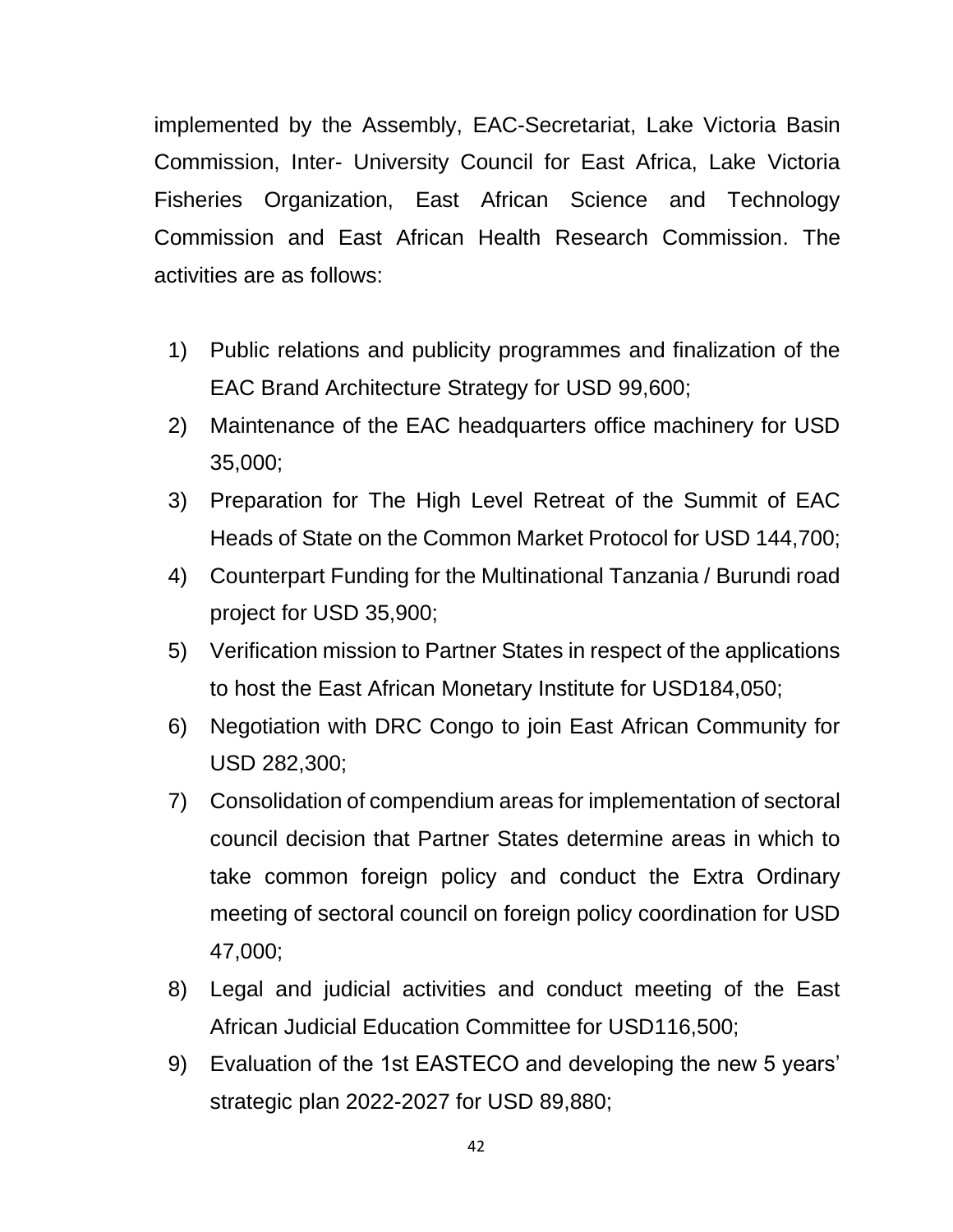implemented by the Assembly, EAC-Secretariat, Lake Victoria Basin Commission, Inter- University Council for East Africa, Lake Victoria Fisheries Organization, East African Science and Technology Commission and East African Health Research Commission. The activities are as follows:

1) Public relations and publicity programmes and finalization of the EAC Brand Architecture Strategy for USD 99,600;
2) Maintenance of the EAC headquarters office machinery for USD 35,000;
3) Preparation for The High Level Retreat of the Summit of EAC Heads of State on the Common Market Protocol for USD 144,700;
4) Counterpart Funding for the Multinational Tanzania / Burundi road project for USD 35,900;
5) Verification mission to Partner States in respect of the applications to host the East African Monetary Institute for USD184,050;
6) Negotiation with DRC Congo to join East African Community for USD 282,300;
7) Consolidation of compendium areas for implementation of sectoral council decision that Partner States determine areas in which to take common foreign policy and conduct the Extra Ordinary meeting of sectoral council on foreign policy coordination for USD 47,000;
8) Legal and judicial activities and conduct meeting of the East African Judicial Education Committee for USD116,500;
9) Evaluation of the 1st EASTECO and developing the new 5 years' strategic plan 2022-2027 for USD 89,880;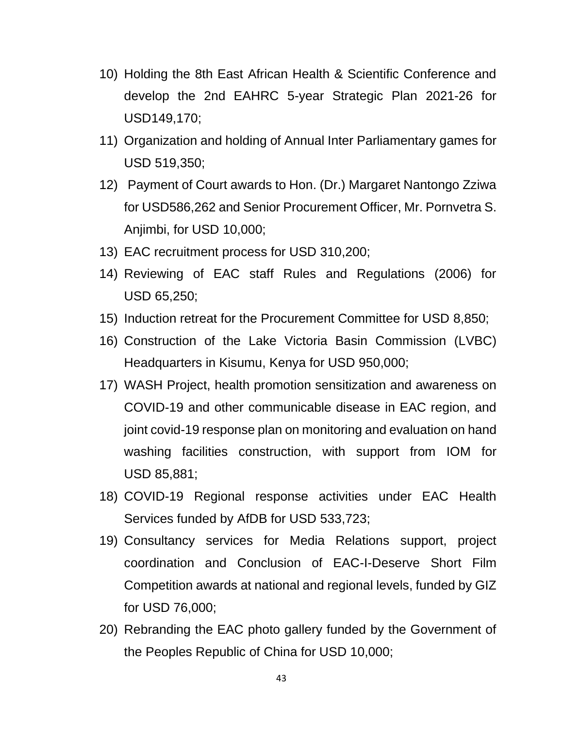10) Holding the 8th East African Health & Scientific Conference and develop the 2nd EAHRC 5-year Strategic Plan 2021-26 for USD149,170;
11) Organization and holding of Annual Inter Parliamentary games for USD 519,350;
12) Payment of Court awards to Hon. (Dr.) Margaret Nantongo Zziwa for USD586,262 and Senior Procurement Officer, Mr. Pornvetra S. Anjimbi, for USD 10,000;
13) EAC recruitment process for USD 310,200;
14) Reviewing of EAC staff Rules and Regulations (2006) for USD 65,250;
15) Induction retreat for the Procurement Committee for USD 8,850;
16) Construction of the Lake Victoria Basin Commission (LVBC) Headquarters in Kisumu, Kenya for USD 950,000;
17) WASH Project, health promotion sensitization and awareness on COVID-19 and other communicable disease in EAC region, and joint covid-19 response plan on monitoring and evaluation on hand washing facilities construction, with support from IOM for USD 85,881;
18) COVID-19 Regional response activities under EAC Health Services funded by AfDB for USD 533,723;
19) Consultancy services for Media Relations support, project coordination and Conclusion of EAC-I-Deserve Short Film Competition awards at national and regional levels, funded by GIZ for USD 76,000;
20) Rebranding the EAC photo gallery funded by the Government of the Peoples Republic of China for USD 10,000;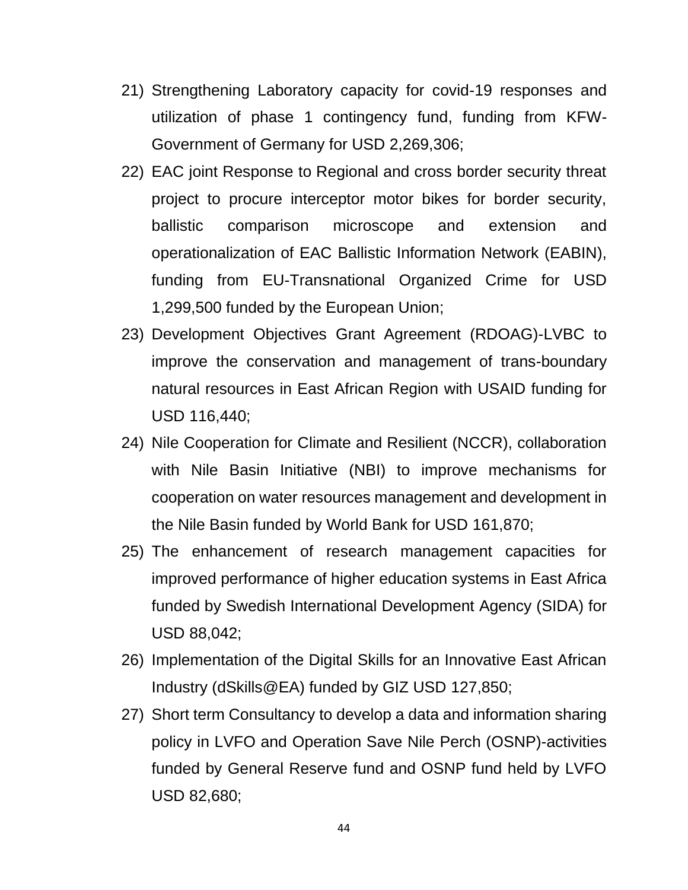21) Strengthening Laboratory capacity for covid-19 responses and utilization of phase 1 contingency fund, funding from KFW-Government of Germany for USD 2,269,306;
22) EAC joint Response to Regional and cross border security threat project to procure interceptor motor bikes for border security, ballistic comparison microscope and extension and operationalization of EAC Ballistic Information Network (EABIN), funding from EU-Transnational Organized Crime for USD 1,299,500 funded by the European Union;
23) Development Objectives Grant Agreement (RDOAG)-LVBC to improve the conservation and management of trans-boundary natural resources in East African Region with USAID funding for USD 116,440;
24) Nile Cooperation for Climate and Resilient (NCCR), collaboration with Nile Basin Initiative (NBI) to improve mechanisms for cooperation on water resources management and development in the Nile Basin funded by World Bank for USD 161,870;
25) The enhancement of research management capacities for improved performance of higher education systems in East Africa funded by Swedish International Development Agency (SIDA) for USD 88,042;
26) Implementation of the Digital Skills for an Innovative East African Industry (dSkills@EA) funded by GIZ USD 127,850;
27) Short term Consultancy to develop a data and information sharing policy in LVFO and Operation Save Nile Perch (OSNP)-activities funded by General Reserve fund and OSNP fund held by LVFO USD 82,680;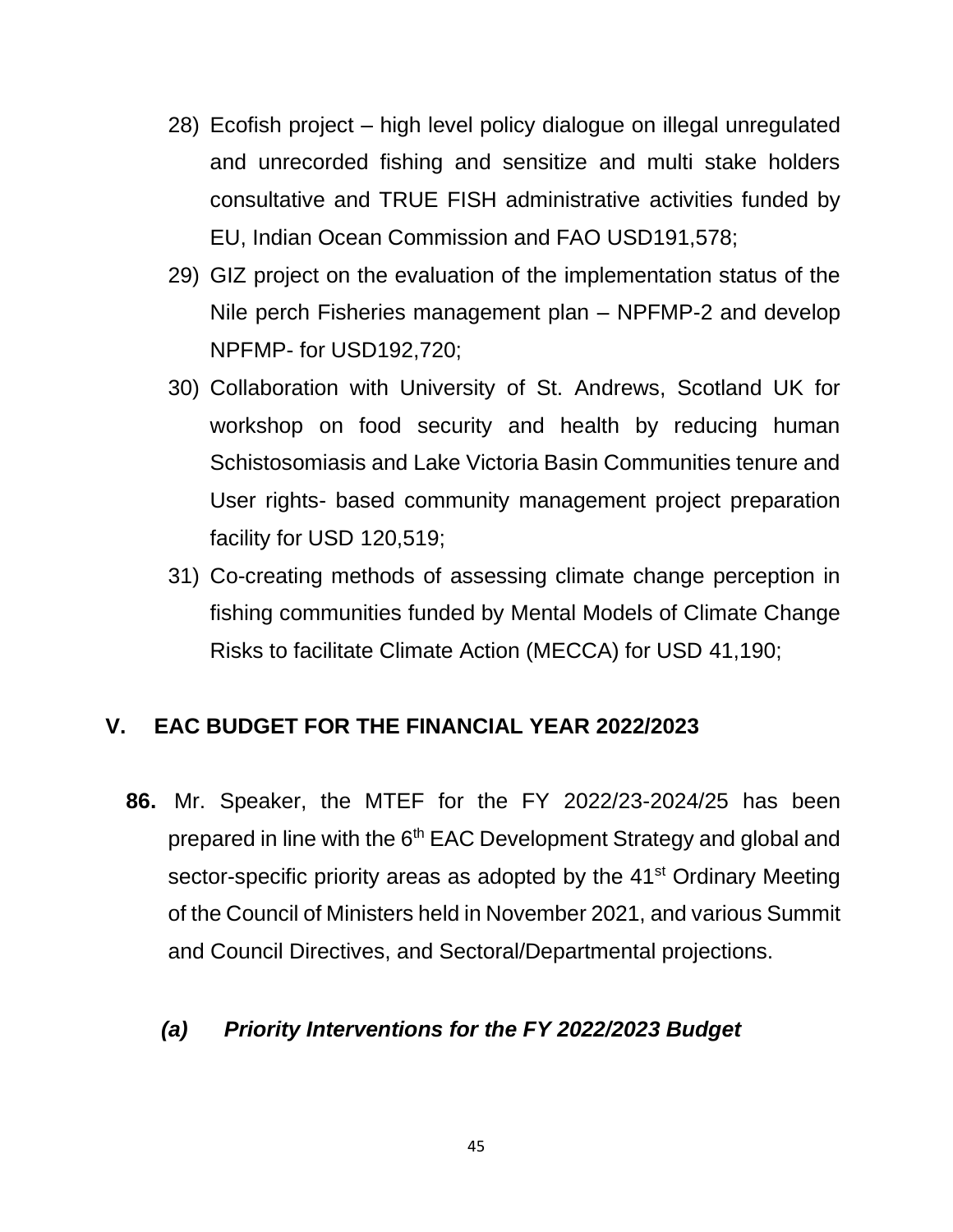28) Ecofish project – high level policy dialogue on illegal unregulated and unrecorded fishing and sensitize and multi stake holders consultative and TRUE FISH administrative activities funded by EU, Indian Ocean Commission and FAO USD191,578;
29) GIZ project on the evaluation of the implementation status of the Nile perch Fisheries management plan – NPFMP-2 and develop NPFMP- for USD192,720;
30) Collaboration with University of St. Andrews, Scotland UK for workshop on food security and health by reducing human Schistosomiasis and Lake Victoria Basin Communities tenure and User rights- based community management project preparation facility for USD 120,519;
31) Co-creating methods of assessing climate change perception in fishing communities funded by Mental Models of Climate Change Risks to facilitate Climate Action (MECCA) for USD 41,190;

## V. EAC BUDGET FOR THE FINANCIAL YEAR 2022/2023

**86.** Mr. Speaker, the MTEF for the FY 2022/23-2024/25 has been prepared in line with the 6th EAC Development Strategy and global and sector-specific priority areas as adopted by the 41st Ordinary Meeting of the Council of Ministers held in November 2021, and various Summit and Council Directives, and Sectoral/Departmental projections.

### *(a) Priority Interventions for the FY 2022/2023 Budget*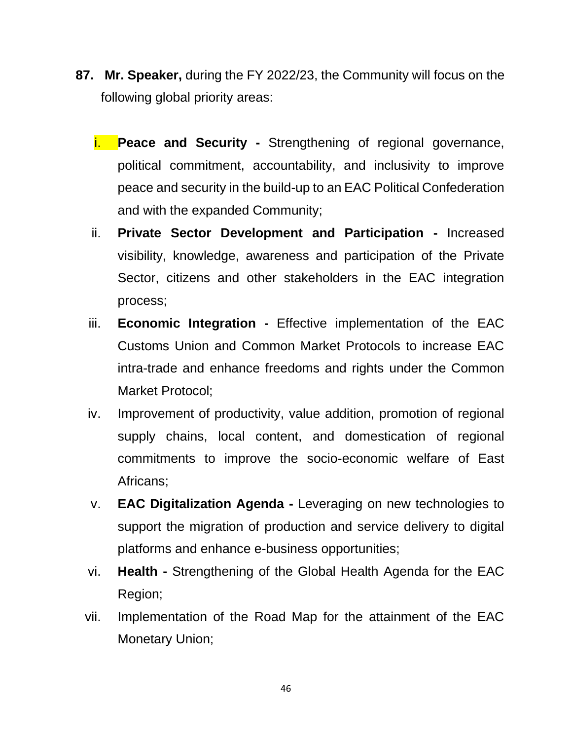87. **Mr. Speaker,** during the FY 2022/23, the Community will focus on the following global priority areas:

i. **Peace and Security -** Strengthening of regional governance, political commitment, accountability, and inclusivity to improve peace and security in the build-up to an EAC Political Confederation and with the expanded Community;

ii. **Private Sector Development and Participation -** Increased visibility, knowledge, awareness and participation of the Private Sector, citizens and other stakeholders in the EAC integration process;

iii. **Economic Integration -** Effective implementation of the EAC Customs Union and Common Market Protocols to increase EAC intra-trade and enhance freedoms and rights under the Common Market Protocol;

iv. Improvement of productivity, value addition, promotion of regional supply chains, local content, and domestication of regional commitments to improve the socio-economic welfare of East Africans;

v. **EAC Digitalization Agenda -** Leveraging on new technologies to support the migration of production and service delivery to digital platforms and enhance e-business opportunities;

vi. **Health -** Strengthening of the Global Health Agenda for the EAC Region;

vii. Implementation of the Road Map for the attainment of the EAC Monetary Union;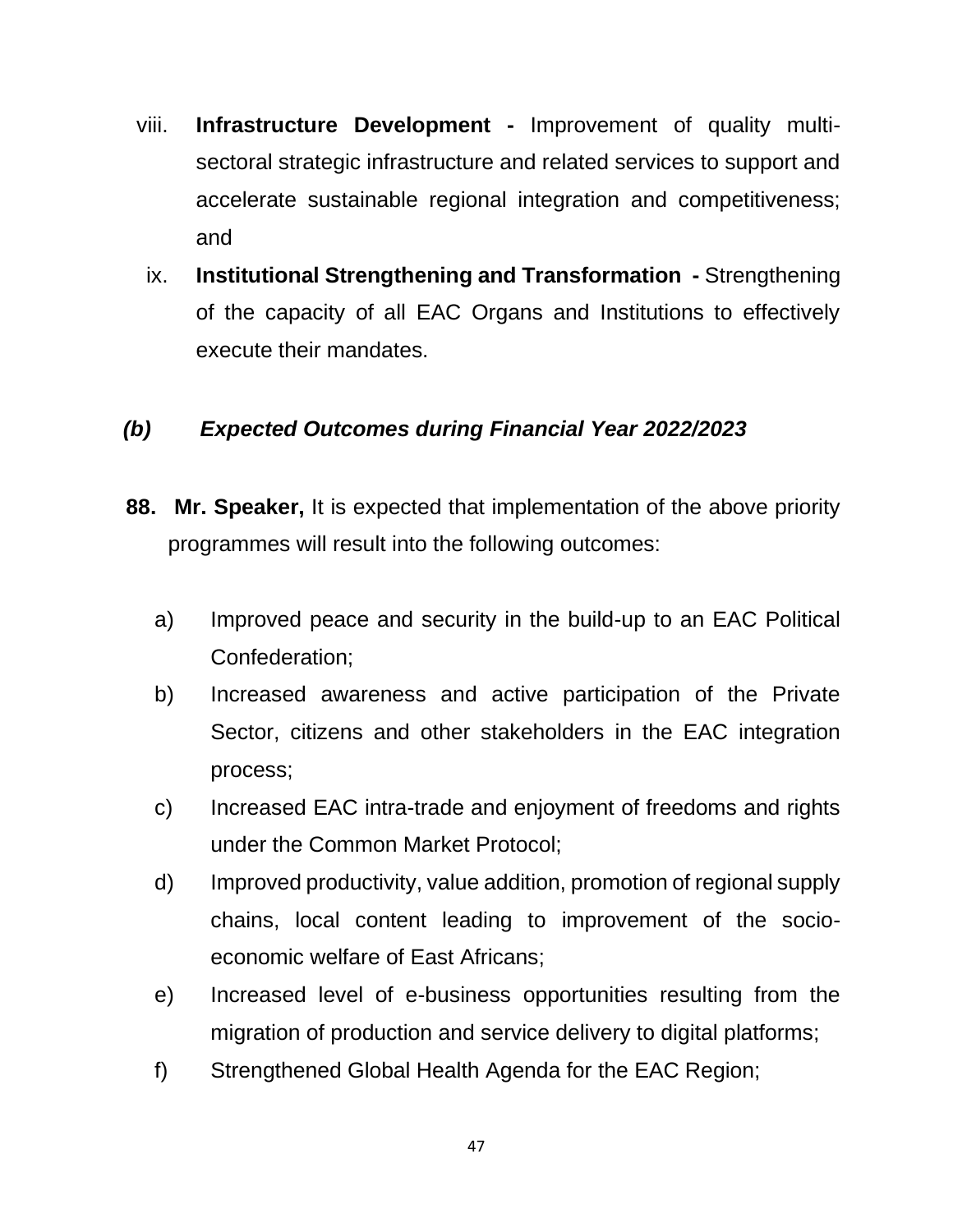viii. **Infrastructure Development -** Improvement of quality multi-sectoral strategic infrastructure and related services to support and accelerate sustainable regional integration and competitiveness; and

ix. **Institutional Strengthening and Transformation -** Strengthening of the capacity of all EAC Organs and Institutions to effectively execute their mandates.

### *(b) Expected Outcomes during Financial Year 2022/2023*

**88. Mr. Speaker,** It is expected that implementation of the above priority programmes will result into the following outcomes:

a) Improved peace and security in the build-up to an EAC Political Confederation;

b) Increased awareness and active participation of the Private Sector, citizens and other stakeholders in the EAC integration process;

c) Increased EAC intra-trade and enjoyment of freedoms and rights under the Common Market Protocol;

d) Improved productivity, value addition, promotion of regional supply chains, local content leading to improvement of the socio-economic welfare of East Africans;

e) Increased level of e-business opportunities resulting from the migration of production and service delivery to digital platforms;

f) Strengthened Global Health Agenda for the EAC Region;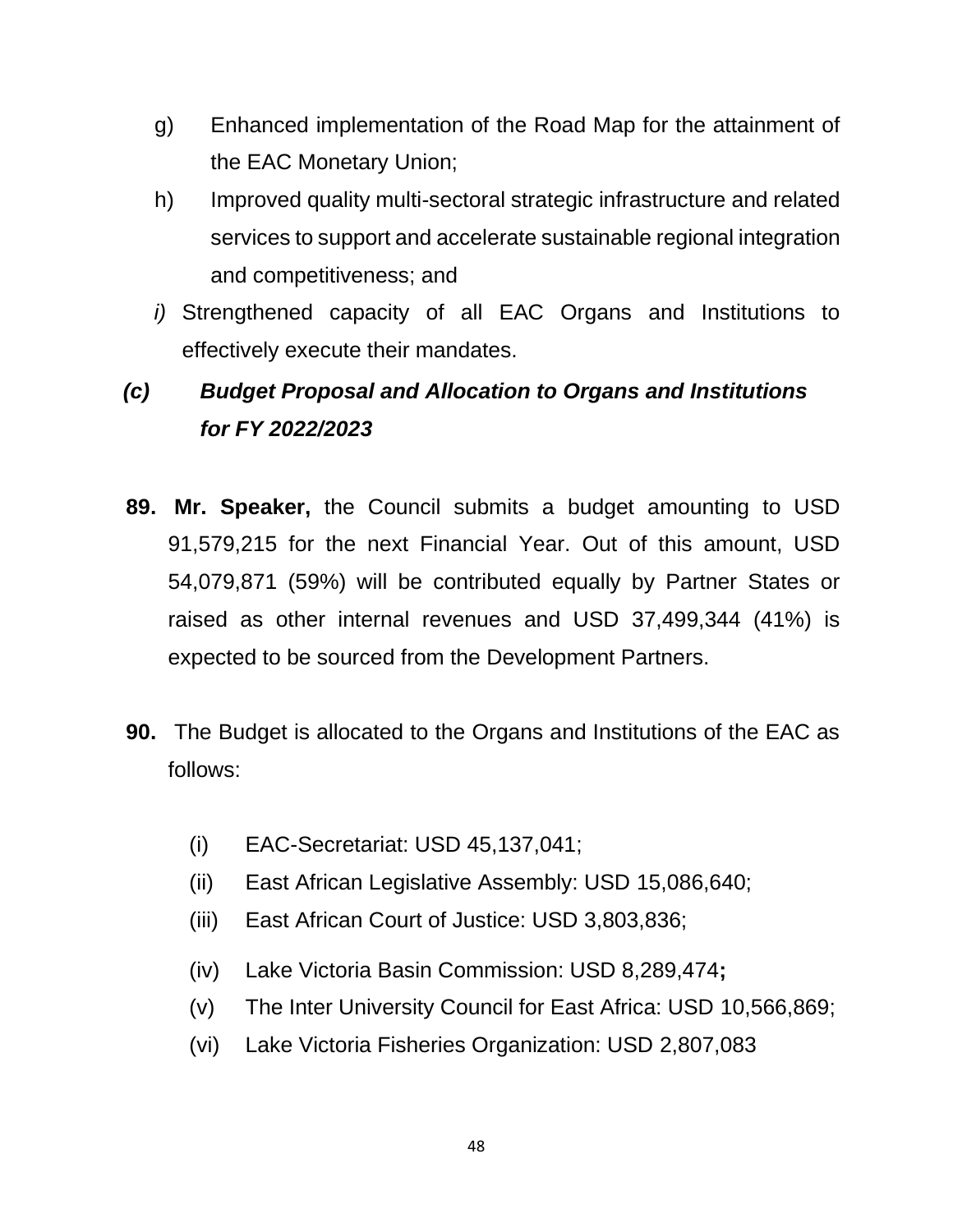g) Enhanced implementation of the Road Map for the attainment of the EAC Monetary Union;

h) Improved quality multi-sectoral strategic infrastructure and related services to support and accelerate sustainable regional integration and competitiveness; and

*i)* Strengthened capacity of all EAC Organs and Institutions to effectively execute their mandates.

### *(c) Budget Proposal and Allocation to Organs and Institutions for FY 2022/2023*

**89. Mr. Speaker,** the Council submits a budget amounting to USD 91,579,215 for the next Financial Year. Out of this amount, USD 54,079,871 (59%) will be contributed equally by Partner States or raised as other internal revenues and USD 37,499,344 (41%) is expected to be sourced from the Development Partners.

**90.** The Budget is allocated to the Organs and Institutions of the EAC as follows:

(i) EAC-Secretariat: USD 45,137,041;
(ii) East African Legislative Assembly: USD 15,086,640;
(iii) East African Court of Justice: USD 3,803,836;
(iv) Lake Victoria Basin Commission: USD 8,289,474**;**
(v) The Inter University Council for East Africa: USD 10,566,869;
(vi) Lake Victoria Fisheries Organization: USD 2,807,083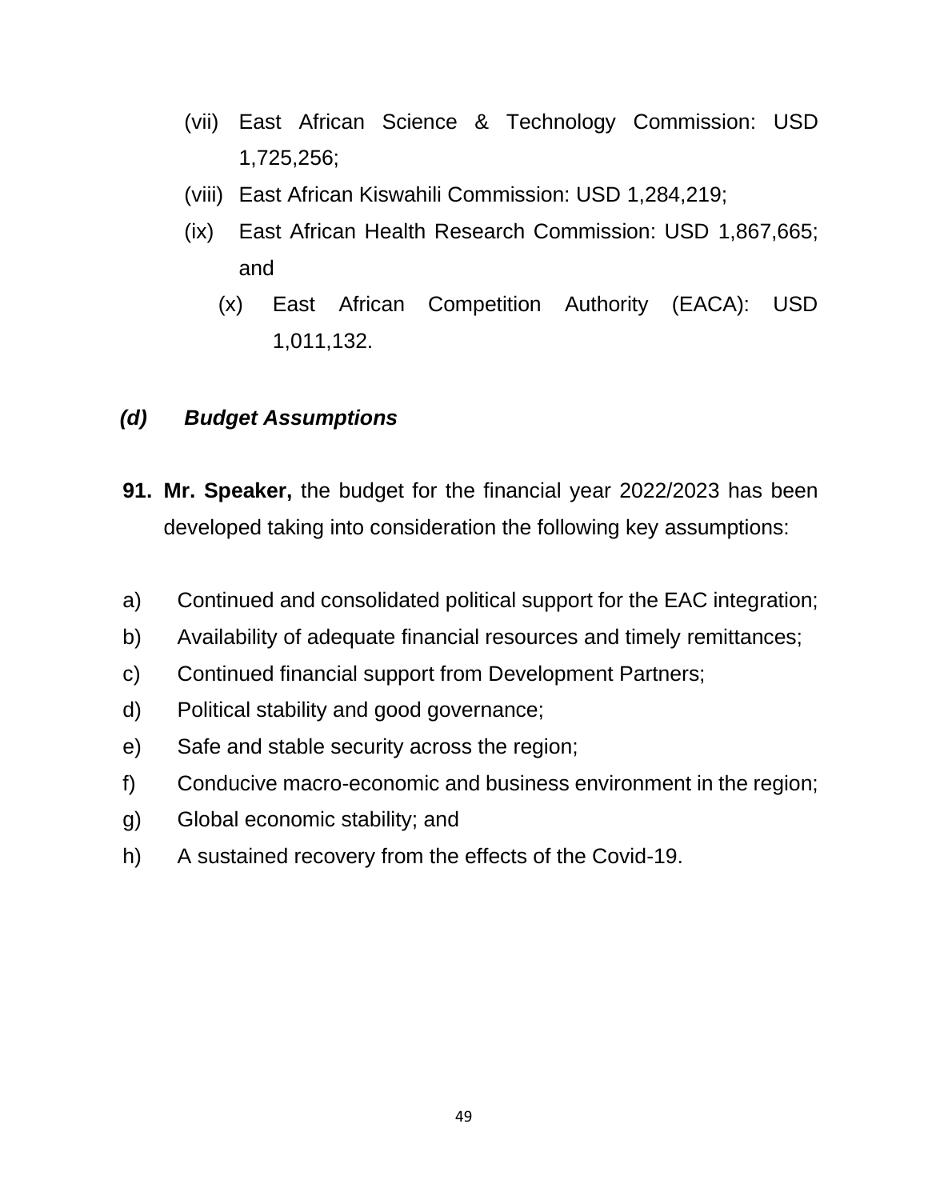(vii) East African Science & Technology Commission: USD 1,725,256;

(viii) East African Kiswahili Commission: USD 1,284,219;

(ix) East African Health Research Commission: USD 1,867,665; and

(x) East African Competition Authority (EACA): USD 1,011,132.

### *(d) Budget Assumptions*

**91. Mr. Speaker,** the budget for the financial year 2022/2023 has been developed taking into consideration the following key assumptions:

a) Continued and consolidated political support for the EAC integration;
b) Availability of adequate financial resources and timely remittances;
c) Continued financial support from Development Partners;
d) Political stability and good governance;
e) Safe and stable security across the region;
f) Conducive macro-economic and business environment in the region;
g) Global economic stability; and
h) A sustained recovery from the effects of the Covid-19.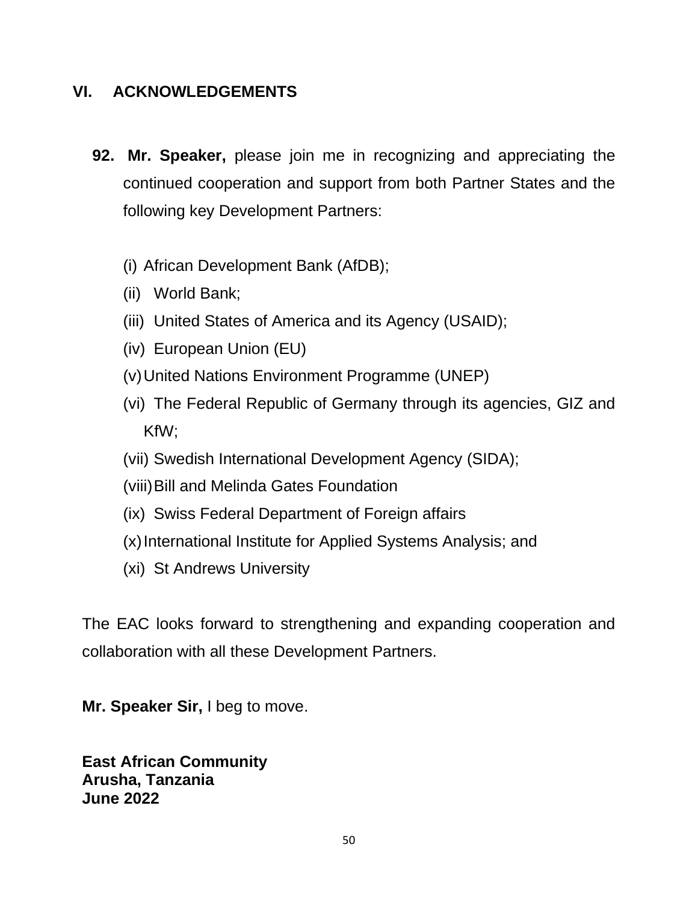## VI. ACKNOWLEDGEMENTS

**92. Mr. Speaker,** please join me in recognizing and appreciating the continued cooperation and support from both Partner States and the following key Development Partners:

(i) African Development Bank (AfDB);
(ii) World Bank;
(iii) United States of America and its Agency (USAID);
(iv) European Union (EU)
(v) United Nations Environment Programme (UNEP)
(vi) The Federal Republic of Germany through its agencies, GIZ and KfW;
(vii) Swedish International Development Agency (SIDA);
(viii) Bill and Melinda Gates Foundation
(ix) Swiss Federal Department of Foreign affairs
(x) International Institute for Applied Systems Analysis; and
(xi) St Andrews University

The EAC looks forward to strengthening and expanding cooperation and collaboration with all these Development Partners.

**Mr. Speaker Sir,** I beg to move.

**East African Community**
**Arusha, Tanzania**
**June 2022**